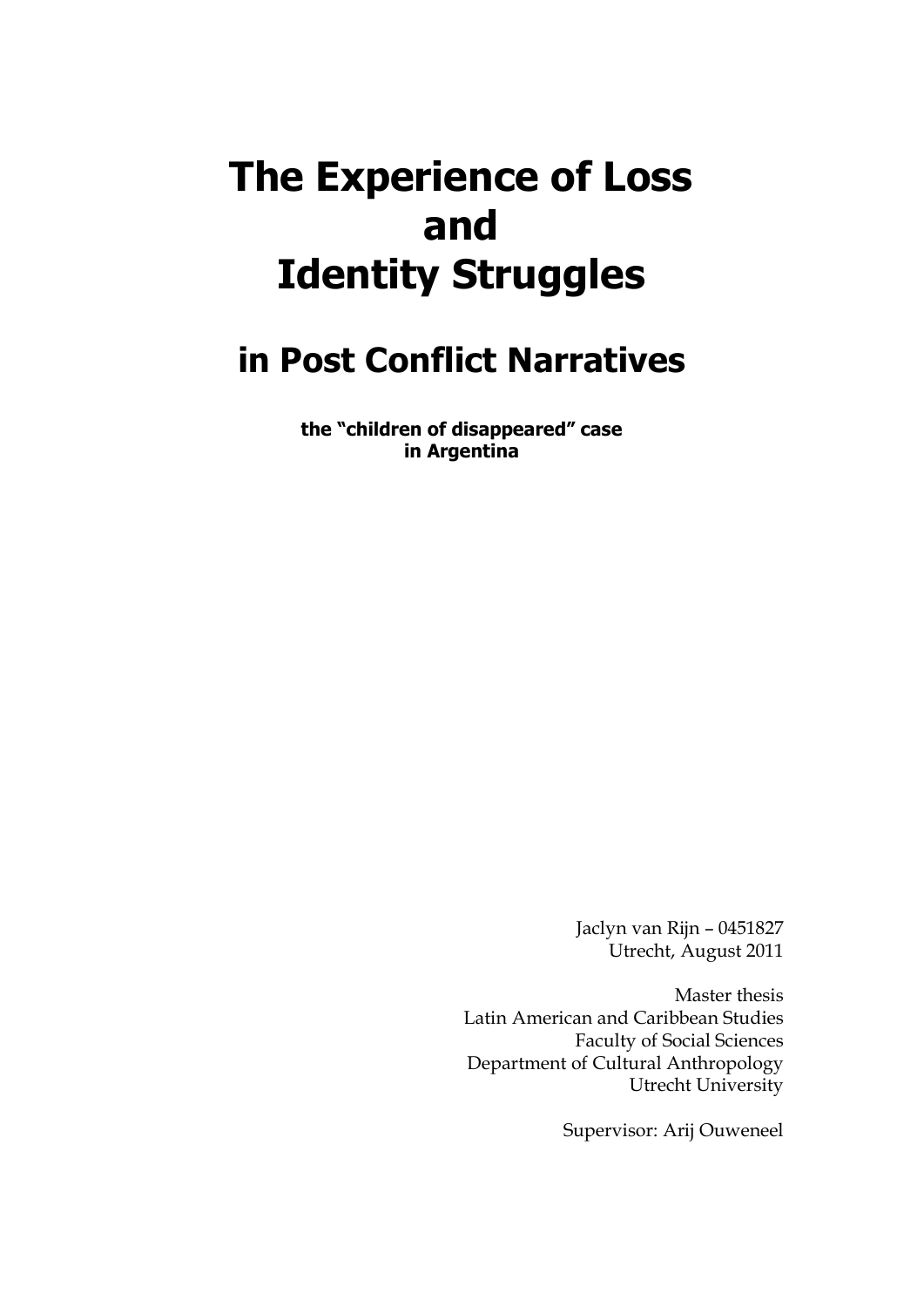# The Experience of Loss and Identity Struggles

## in Post Conflict Narratives

**the “children of disappeared” case in Argentina**

Jaclyn van Rijn – 0451827
Utrecht, August 2011

Master thesis
Latin American and Caribbean Studies
Faculty of Social Sciences
Department of Cultural Anthropology
Utrecht University

Supervisor: Arij Ouweneel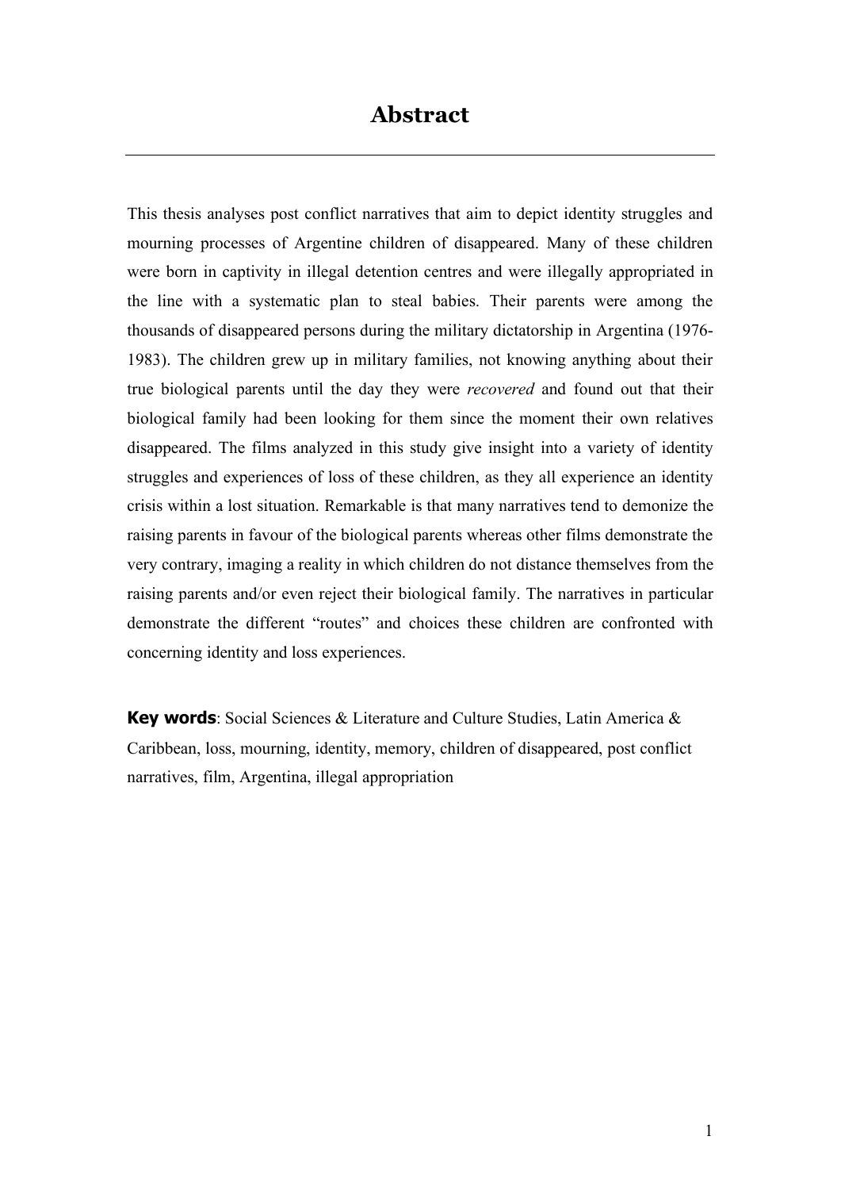# Abstract

This thesis analyses post conflict narratives that aim to depict identity struggles and mourning processes of Argentine children of disappeared. Many of these children were born in captivity in illegal detention centres and were illegally appropriated in the line with a systematic plan to steal babies. Their parents were among the thousands of disappeared persons during the military dictatorship in Argentina (1976-1983). The children grew up in military families, not knowing anything about their true biological parents until the day they were *recovered* and found out that their biological family had been looking for them since the moment their own relatives disappeared. The films analyzed in this study give insight into a variety of identity struggles and experiences of loss of these children, as they all experience an identity crisis within a lost situation. Remarkable is that many narratives tend to demonize the raising parents in favour of the biological parents whereas other films demonstrate the very contrary, imaging a reality in which children do not distance themselves from the raising parents and/or even reject their biological family. The narratives in particular demonstrate the different "routes" and choices these children are confronted with concerning identity and loss experiences.

**Key words**: Social Sciences & Literature and Culture Studies, Latin America & Caribbean, loss, mourning, identity, memory, children of disappeared, post conflict narratives, film, Argentina, illegal appropriation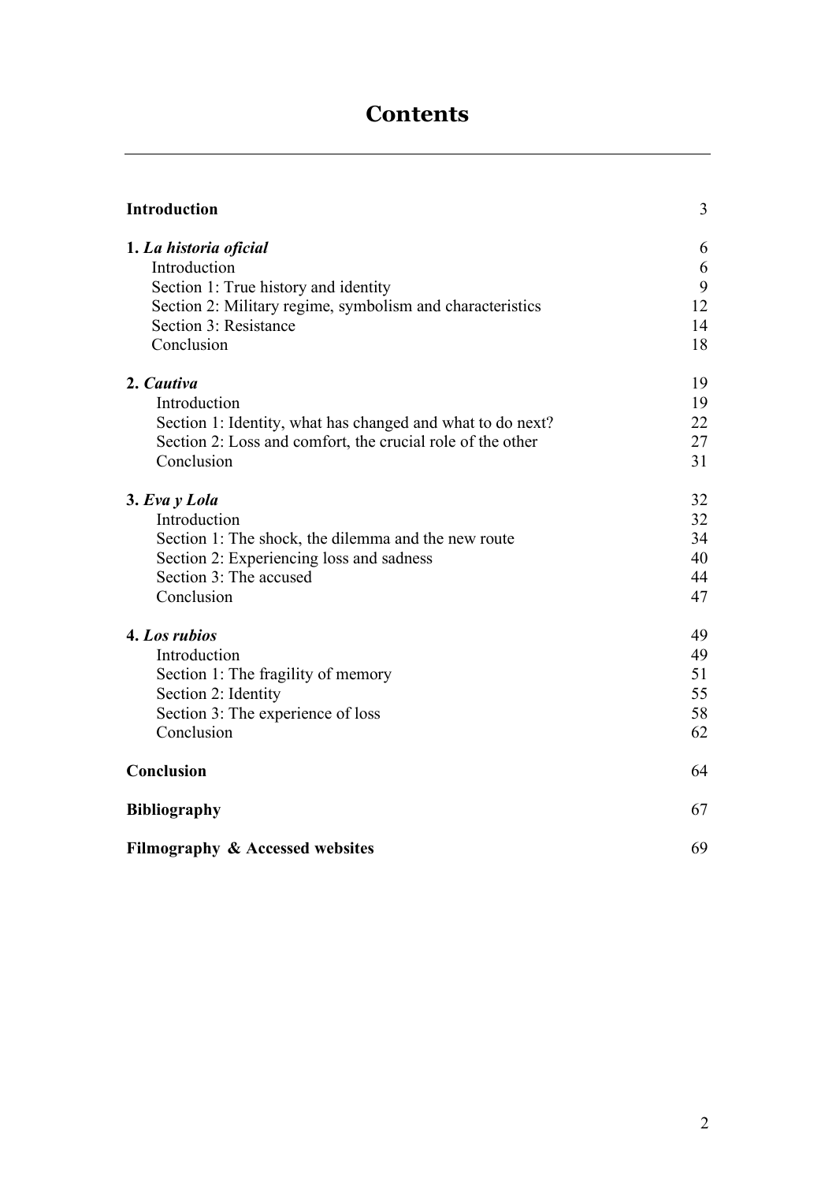# Contents

| | |
|---|---|
| **Introduction** | 3 |
| **1.** ***La historia oficial*** | 6 |
| Introduction | 6 |
| Section 1: True history and identity | 9 |
| Section 2: Military regime, symbolism and characteristics | 12 |
| Section 3: Resistance | 14 |
| Conclusion | 18 |
| **2.** ***Cautiva*** | 19 |
| Introduction | 19 |
| Section 1: Identity, what has changed and what to do next? | 22 |
| Section 2: Loss and comfort, the crucial role of the other | 27 |
| Conclusion | 31 |
| **3.** ***Eva y Lola*** | 32 |
| Introduction | 32 |
| Section 1: The shock, the dilemma and the new route | 34 |
| Section 2: Experiencing loss and sadness | 40 |
| Section 3: The accused | 44 |
| Conclusion | 47 |
| **4.** ***Los rubios*** | 49 |
| Introduction | 49 |
| Section 1: The fragility of memory | 51 |
| Section 2: Identity | 55 |
| Section 3: The experience of loss | 58 |
| Conclusion | 62 |
| **Conclusion** | 64 |
| **Bibliography** | 67 |
| **Filmography & Accessed websites** | 69 |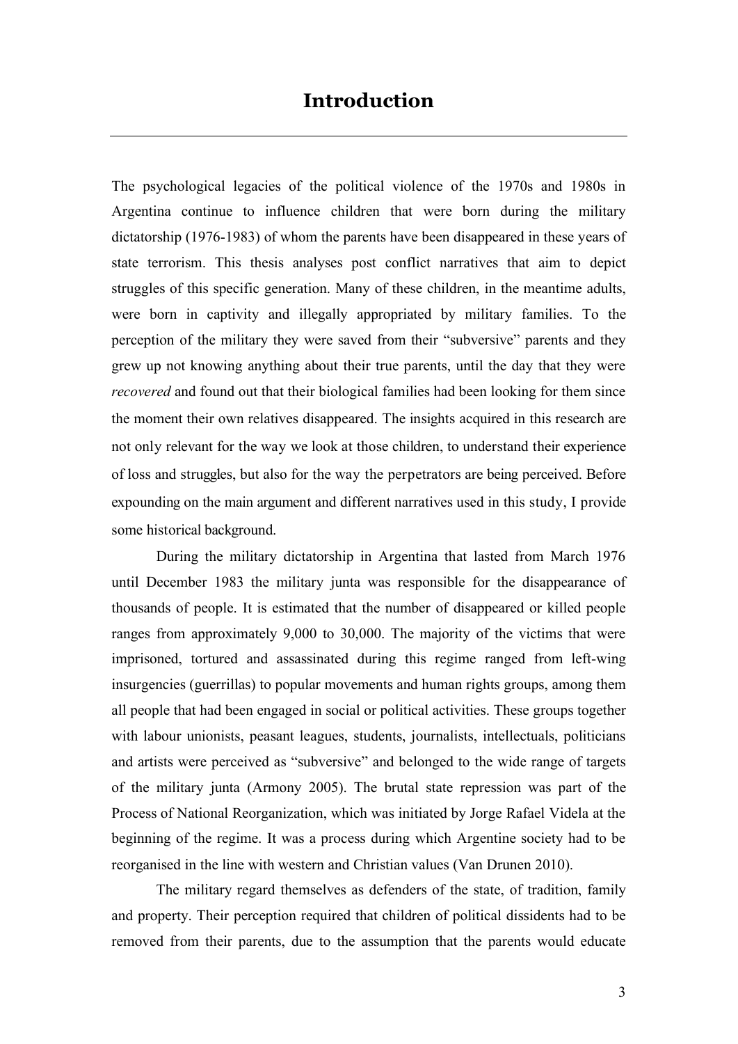# Introduction

The psychological legacies of the political violence of the 1970s and 1980s in Argentina continue to influence children that were born during the military dictatorship (1976-1983) of whom the parents have been disappeared in these years of state terrorism. This thesis analyses post conflict narratives that aim to depict struggles of this specific generation. Many of these children, in the meantime adults, were born in captivity and illegally appropriated by military families. To the perception of the military they were saved from their "subversive" parents and they grew up not knowing anything about their true parents, until the day that they were *recovered* and found out that their biological families had been looking for them since the moment their own relatives disappeared. The insights acquired in this research are not only relevant for the way we look at those children, to understand their experience of loss and struggles, but also for the way the perpetrators are being perceived. Before expounding on the main argument and different narratives used in this study, I provide some historical background.

During the military dictatorship in Argentina that lasted from March 1976 until December 1983 the military junta was responsible for the disappearance of thousands of people. It is estimated that the number of disappeared or killed people ranges from approximately 9,000 to 30,000. The majority of the victims that were imprisoned, tortured and assassinated during this regime ranged from left-wing insurgencies (guerrillas) to popular movements and human rights groups, among them all people that had been engaged in social or political activities. These groups together with labour unionists, peasant leagues, students, journalists, intellectuals, politicians and artists were perceived as "subversive" and belonged to the wide range of targets of the military junta (Armony 2005). The brutal state repression was part of the Process of National Reorganization, which was initiated by Jorge Rafael Videla at the beginning of the regime. It was a process during which Argentine society had to be reorganised in the line with western and Christian values (Van Drunen 2010).

The military regard themselves as defenders of the state, of tradition, family and property. Their perception required that children of political dissidents had to be removed from their parents, due to the assumption that the parents would educate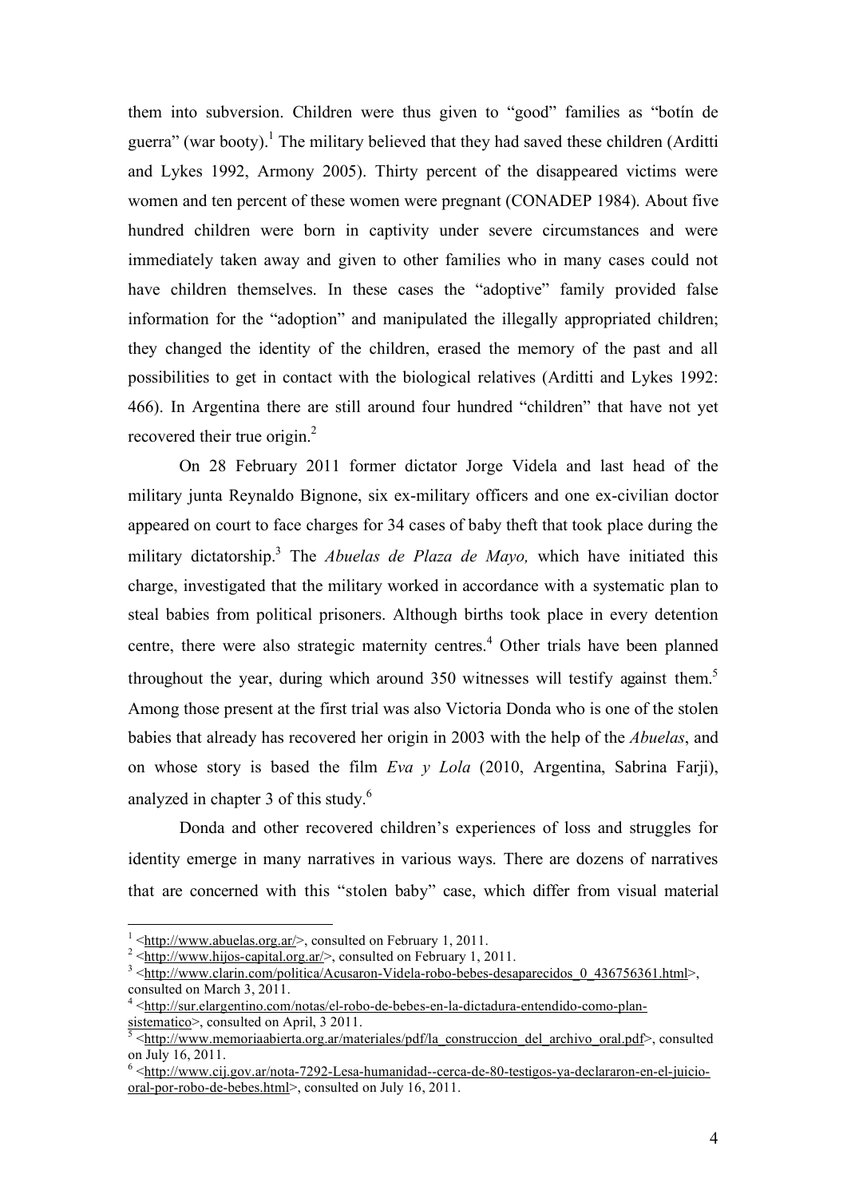them into subversion. Children were thus given to "good" families as "botín de guerra" (war booty).[1] The military believed that they had saved these children (Arditti and Lykes 1992, Armony 2005). Thirty percent of the disappeared victims were women and ten percent of these women were pregnant (CONADEP 1984). About five hundred children were born in captivity under severe circumstances and were immediately taken away and given to other families who in many cases could not have children themselves. In these cases the "adoptive" family provided false information for the "adoption" and manipulated the illegally appropriated children; they changed the identity of the children, erased the memory of the past and all possibilities to get in contact with the biological relatives (Arditti and Lykes 1992: 466). In Argentina there are still around four hundred "children" that have not yet recovered their true origin.[2]

On 28 February 2011 former dictator Jorge Videla and last head of the military junta Reynaldo Bignone, six ex-military officers and one ex-civilian doctor appeared on court to face charges for 34 cases of baby theft that took place during the military dictatorship.[3] The *Abuelas de Plaza de Mayo,* which have initiated this charge, investigated that the military worked in accordance with a systematic plan to steal babies from political prisoners. Although births took place in every detention centre, there were also strategic maternity centres.[4] Other trials have been planned throughout the year, during which around 350 witnesses will testify against them.[5] Among those present at the first trial was also Victoria Donda who is one of the stolen babies that already has recovered her origin in 2003 with the help of the *Abuelas*, and on whose story is based the film *Eva y Lola* (2010, Argentina, Sabrina Farji), analyzed in chapter 3 of this study.[6]

Donda and other recovered children's experiences of loss and struggles for identity emerge in many narratives in various ways. There are dozens of narratives that are concerned with this "stolen baby" case, which differ from visual material

---

[1] <http://www.abuelas.org.ar/>, consulted on February 1, 2011.

[2] <http://www.hijos-capital.org.ar/>, consulted on February 1, 2011.

[3] <http://www.clarin.com/politica/Acusaron-Videla-robo-bebes-desaparecidos_0_436756361.html>, consulted on March 3, 2011.

[4] <http://sur.elargentino.com/notas/el-robo-de-bebes-en-la-dictadura-entendido-como-plan-sistematico>, consulted on April, 3 2011.

[5] <http://www.memoriaabierta.org.ar/materiales/pdf/la_construccion_del_archivo_oral.pdf>, consulted on July 16, 2011.

[6] <http://www.cij.gov.ar/nota-7292-Lesa-humanidad--cerca-de-80-testigos-ya-declararon-en-el-juicio-oral-por-robo-de-bebes.html>, consulted on July 16, 2011.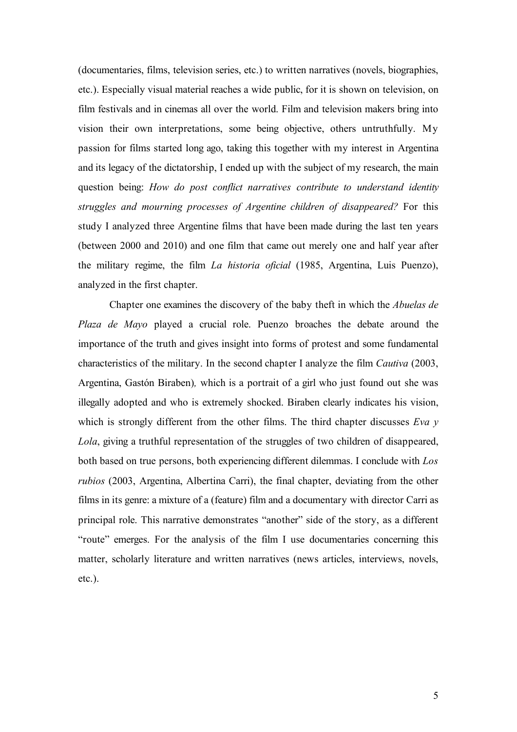(documentaries, films, television series, etc.) to written narratives (novels, biographies, etc.). Especially visual material reaches a wide public, for it is shown on television, on film festivals and in cinemas all over the world. Film and television makers bring into vision their own interpretations, some being objective, others untruthfully. My passion for films started long ago, taking this together with my interest in Argentina and its legacy of the dictatorship, I ended up with the subject of my research, the main question being: *How do post conflict narratives contribute to understand identity struggles and mourning processes of Argentine children of disappeared?* For this study I analyzed three Argentine films that have been made during the last ten years (between 2000 and 2010) and one film that came out merely one and half year after the military regime, the film *La historia oficial* (1985, Argentina, Luis Puenzo), analyzed in the first chapter.

Chapter one examines the discovery of the baby theft in which the *Abuelas de Plaza de Mayo* played a crucial role. Puenzo broaches the debate around the importance of the truth and gives insight into forms of protest and some fundamental characteristics of the military. In the second chapter I analyze the film *Cautiva* (2003, Argentina, Gastón Biraben)*,* which is a portrait of a girl who just found out she was illegally adopted and who is extremely shocked. Biraben clearly indicates his vision, which is strongly different from the other films. The third chapter discusses *Eva y Lola*, giving a truthful representation of the struggles of two children of disappeared, both based on true persons, both experiencing different dilemmas. I conclude with *Los rubios* (2003, Argentina, Albertina Carri), the final chapter, deviating from the other films in its genre: a mixture of a (feature) film and a documentary with director Carri as principal role. This narrative demonstrates "another" side of the story, as a different "route" emerges. For the analysis of the film I use documentaries concerning this matter, scholarly literature and written narratives (news articles, interviews, novels, etc.).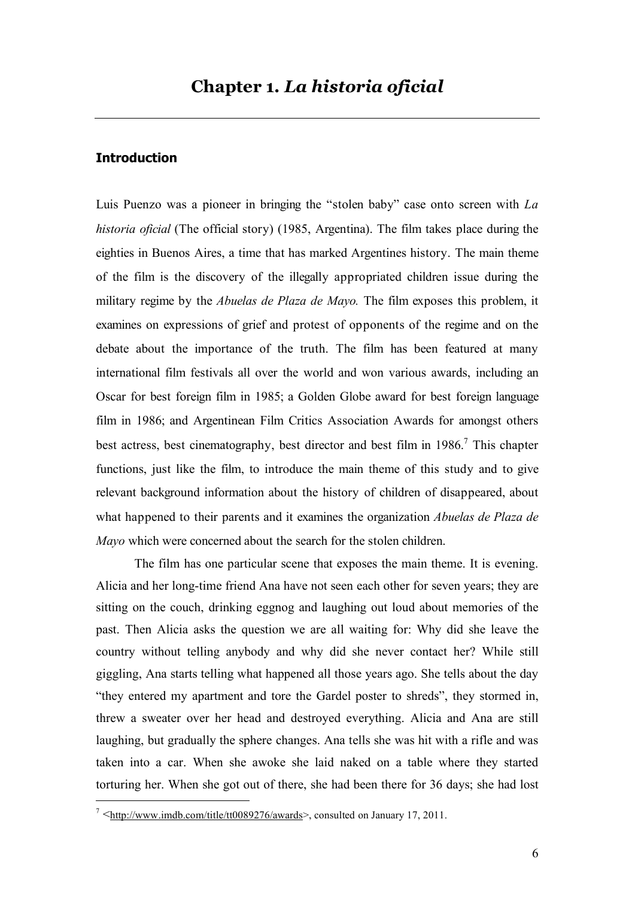# Chapter 1. *La historia oficial*

## Introduction

Luis Puenzo was a pioneer in bringing the "stolen baby" case onto screen with *La historia oficial* (The official story) (1985, Argentina). The film takes place during the eighties in Buenos Aires, a time that has marked Argentines history. The main theme of the film is the discovery of the illegally appropriated children issue during the military regime by the *Abuelas de Plaza de Mayo.* The film exposes this problem, it examines on expressions of grief and protest of opponents of the regime and on the debate about the importance of the truth. The film has been featured at many international film festivals all over the world and won various awards, including an Oscar for best foreign film in 1985; a Golden Globe award for best foreign language film in 1986; and Argentinean Film Critics Association Awards for amongst others best actress, best cinematography, best director and best film in 1986.[7] This chapter functions, just like the film, to introduce the main theme of this study and to give relevant background information about the history of children of disappeared, about what happened to their parents and it examines the organization *Abuelas de Plaza de Mayo* which were concerned about the search for the stolen children.

The film has one particular scene that exposes the main theme. It is evening. Alicia and her long-time friend Ana have not seen each other for seven years; they are sitting on the couch, drinking eggnog and laughing out loud about memories of the past. Then Alicia asks the question we are all waiting for: Why did she leave the country without telling anybody and why did she never contact her? While still giggling, Ana starts telling what happened all those years ago. She tells about the day "they entered my apartment and tore the Gardel poster to shreds", they stormed in, threw a sweater over her head and destroyed everything. Alicia and Ana are still laughing, but gradually the sphere changes. Ana tells she was hit with a rifle and was taken into a car. When she awoke she laid naked on a table where they started torturing her. When she got out of there, she had been there for 36 days; she had lost

[7] <http://www.imdb.com/title/tt0089276/awards>, consulted on January 17, 2011.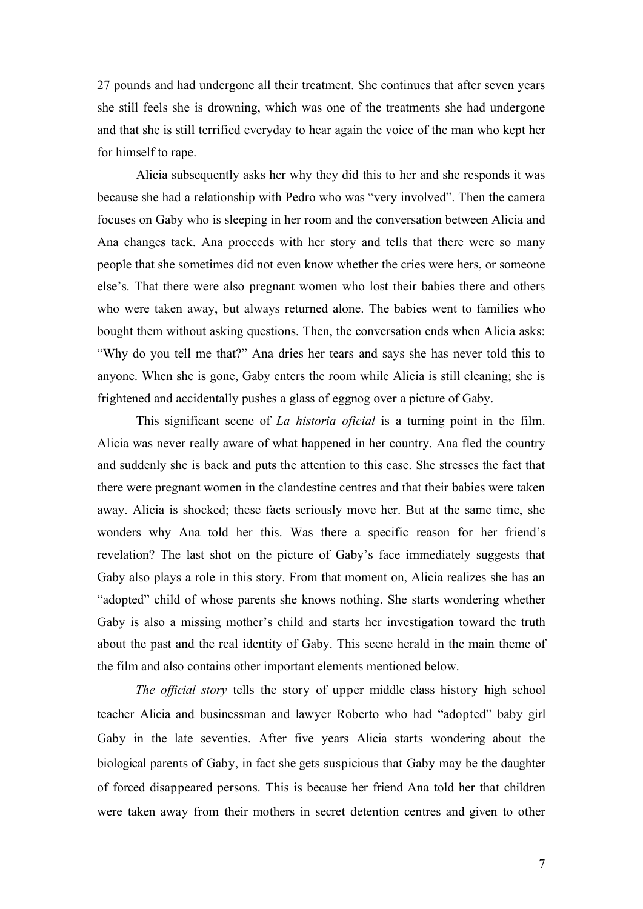27 pounds and had undergone all their treatment. She continues that after seven years she still feels she is drowning, which was one of the treatments she had undergone and that she is still terrified everyday to hear again the voice of the man who kept her for himself to rape.

Alicia subsequently asks her why they did this to her and she responds it was because she had a relationship with Pedro who was "very involved". Then the camera focuses on Gaby who is sleeping in her room and the conversation between Alicia and Ana changes tack. Ana proceeds with her story and tells that there were so many people that she sometimes did not even know whether the cries were hers, or someone else's. That there were also pregnant women who lost their babies there and others who were taken away, but always returned alone. The babies went to families who bought them without asking questions. Then, the conversation ends when Alicia asks: "Why do you tell me that?" Ana dries her tears and says she has never told this to anyone. When she is gone, Gaby enters the room while Alicia is still cleaning; she is frightened and accidentally pushes a glass of eggnog over a picture of Gaby.

This significant scene of *La historia oficial* is a turning point in the film. Alicia was never really aware of what happened in her country. Ana fled the country and suddenly she is back and puts the attention to this case. She stresses the fact that there were pregnant women in the clandestine centres and that their babies were taken away. Alicia is shocked; these facts seriously move her. But at the same time, she wonders why Ana told her this. Was there a specific reason for her friend's revelation? The last shot on the picture of Gaby's face immediately suggests that Gaby also plays a role in this story. From that moment on, Alicia realizes she has an "adopted" child of whose parents she knows nothing. She starts wondering whether Gaby is also a missing mother's child and starts her investigation toward the truth about the past and the real identity of Gaby. This scene herald in the main theme of the film and also contains other important elements mentioned below.

*The official story* tells the story of upper middle class history high school teacher Alicia and businessman and lawyer Roberto who had "adopted" baby girl Gaby in the late seventies. After five years Alicia starts wondering about the biological parents of Gaby, in fact she gets suspicious that Gaby may be the daughter of forced disappeared persons. This is because her friend Ana told her that children were taken away from their mothers in secret detention centres and given to other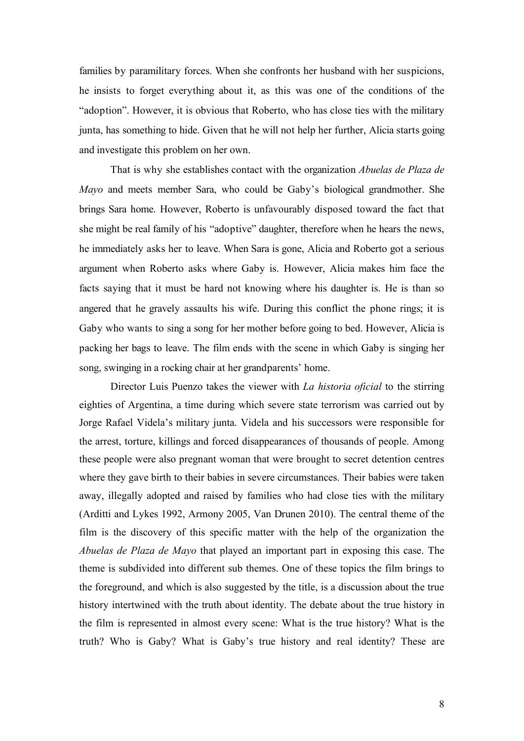families by paramilitary forces. When she confronts her husband with her suspicions, he insists to forget everything about it, as this was one of the conditions of the "adoption". However, it is obvious that Roberto, who has close ties with the military junta, has something to hide. Given that he will not help her further, Alicia starts going and investigate this problem on her own.

That is why she establishes contact with the organization *Abuelas de Plaza de Mayo* and meets member Sara, who could be Gaby's biological grandmother. She brings Sara home. However, Roberto is unfavourably disposed toward the fact that she might be real family of his "adoptive" daughter, therefore when he hears the news, he immediately asks her to leave. When Sara is gone, Alicia and Roberto got a serious argument when Roberto asks where Gaby is. However, Alicia makes him face the facts saying that it must be hard not knowing where his daughter is. He is than so angered that he gravely assaults his wife. During this conflict the phone rings; it is Gaby who wants to sing a song for her mother before going to bed. However, Alicia is packing her bags to leave. The film ends with the scene in which Gaby is singing her song, swinging in a rocking chair at her grandparents' home.

Director Luis Puenzo takes the viewer with *La historia oficial* to the stirring eighties of Argentina, a time during which severe state terrorism was carried out by Jorge Rafael Videla's military junta. Videla and his successors were responsible for the arrest, torture, killings and forced disappearances of thousands of people. Among these people were also pregnant woman that were brought to secret detention centres where they gave birth to their babies in severe circumstances. Their babies were taken away, illegally adopted and raised by families who had close ties with the military (Arditti and Lykes 1992, Armony 2005, Van Drunen 2010). The central theme of the film is the discovery of this specific matter with the help of the organization the *Abuelas de Plaza de Mayo* that played an important part in exposing this case. The theme is subdivided into different sub themes. One of these topics the film brings to the foreground, and which is also suggested by the title, is a discussion about the true history intertwined with the truth about identity. The debate about the true history in the film is represented in almost every scene: What is the true history? What is the truth? Who is Gaby? What is Gaby's true history and real identity? These are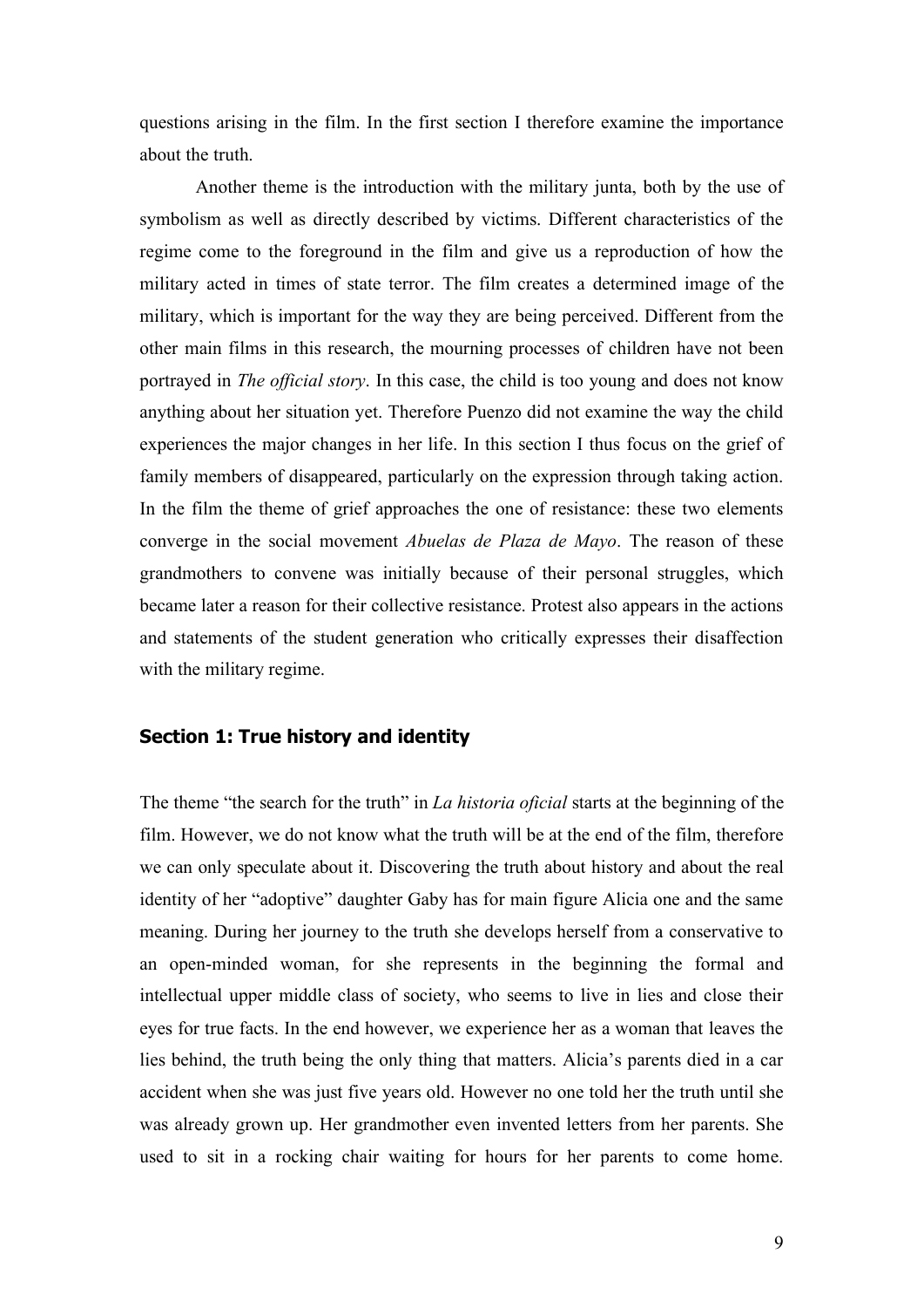questions arising in the film. In the first section I therefore examine the importance about the truth.

Another theme is the introduction with the military junta, both by the use of symbolism as well as directly described by victims. Different characteristics of the regime come to the foreground in the film and give us a reproduction of how the military acted in times of state terror. The film creates a determined image of the military, which is important for the way they are being perceived. Different from the other main films in this research, the mourning processes of children have not been portrayed in *The official story*. In this case, the child is too young and does not know anything about her situation yet. Therefore Puenzo did not examine the way the child experiences the major changes in her life. In this section I thus focus on the grief of family members of disappeared, particularly on the expression through taking action. In the film the theme of grief approaches the one of resistance: these two elements converge in the social movement *Abuelas de Plaza de Mayo*. The reason of these grandmothers to convene was initially because of their personal struggles, which became later a reason for their collective resistance. Protest also appears in the actions and statements of the student generation who critically expresses their disaffection with the military regime.

### Section 1: True history and identity

The theme "the search for the truth" in *La historia oficial* starts at the beginning of the film. However, we do not know what the truth will be at the end of the film, therefore we can only speculate about it. Discovering the truth about history and about the real identity of her "adoptive" daughter Gaby has for main figure Alicia one and the same meaning. During her journey to the truth she develops herself from a conservative to an open-minded woman, for she represents in the beginning the formal and intellectual upper middle class of society, who seems to live in lies and close their eyes for true facts. In the end however, we experience her as a woman that leaves the lies behind, the truth being the only thing that matters. Alicia's parents died in a car accident when she was just five years old. However no one told her the truth until she was already grown up. Her grandmother even invented letters from her parents. She used to sit in a rocking chair waiting for hours for her parents to come home.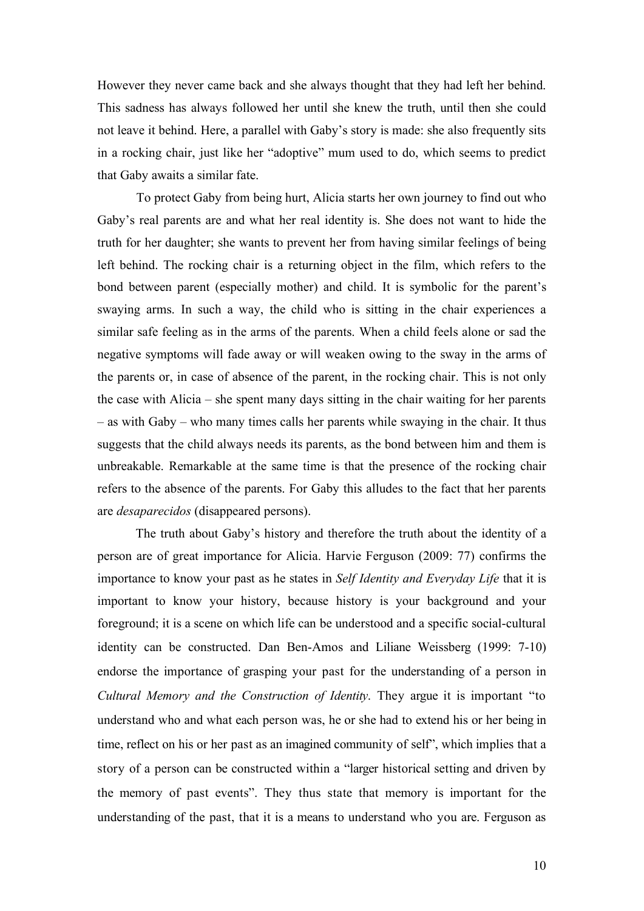However they never came back and she always thought that they had left her behind. This sadness has always followed her until she knew the truth, until then she could not leave it behind. Here, a parallel with Gaby's story is made: she also frequently sits in a rocking chair, just like her "adoptive" mum used to do, which seems to predict that Gaby awaits a similar fate.

To protect Gaby from being hurt, Alicia starts her own journey to find out who Gaby's real parents are and what her real identity is. She does not want to hide the truth for her daughter; she wants to prevent her from having similar feelings of being left behind. The rocking chair is a returning object in the film, which refers to the bond between parent (especially mother) and child. It is symbolic for the parent's swaying arms. In such a way, the child who is sitting in the chair experiences a similar safe feeling as in the arms of the parents. When a child feels alone or sad the negative symptoms will fade away or will weaken owing to the sway in the arms of the parents or, in case of absence of the parent, in the rocking chair. This is not only the case with Alicia – she spent many days sitting in the chair waiting for her parents – as with Gaby – who many times calls her parents while swaying in the chair. It thus suggests that the child always needs its parents, as the bond between him and them is unbreakable. Remarkable at the same time is that the presence of the rocking chair refers to the absence of the parents. For Gaby this alludes to the fact that her parents are *desaparecidos* (disappeared persons).

The truth about Gaby's history and therefore the truth about the identity of a person are of great importance for Alicia. Harvie Ferguson (2009: 77) confirms the importance to know your past as he states in *Self Identity and Everyday Life* that it is important to know your history, because history is your background and your foreground; it is a scene on which life can be understood and a specific social-cultural identity can be constructed. Dan Ben-Amos and Liliane Weissberg (1999: 7-10) endorse the importance of grasping your past for the understanding of a person in *Cultural Memory and the Construction of Identity*. They argue it is important "to understand who and what each person was, he or she had to extend his or her being in time, reflect on his or her past as an imagined community of self", which implies that a story of a person can be constructed within a "larger historical setting and driven by the memory of past events". They thus state that memory is important for the understanding of the past, that it is a means to understand who you are. Ferguson as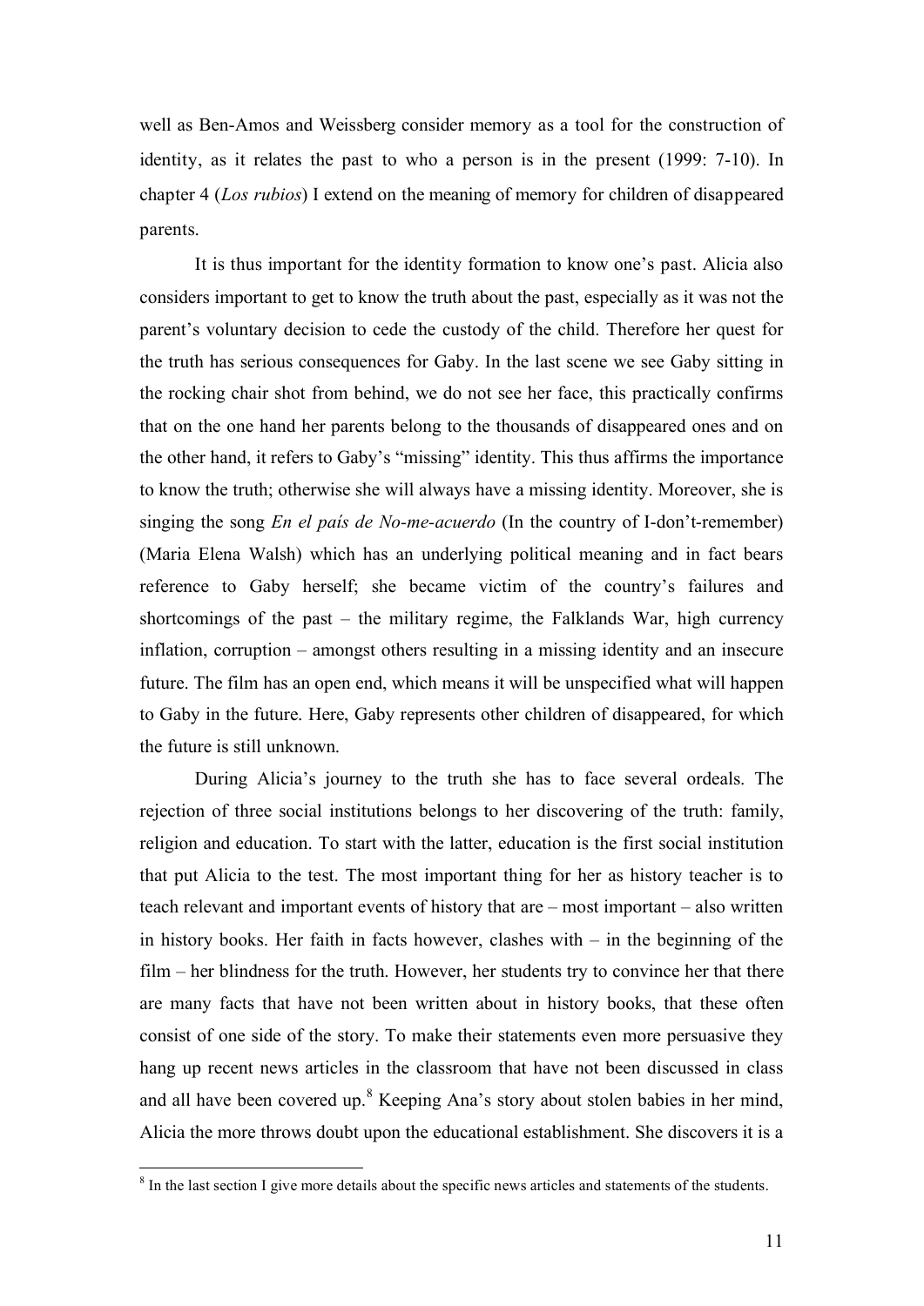well as Ben-Amos and Weissberg consider memory as a tool for the construction of identity, as it relates the past to who a person is in the present (1999: 7-10). In chapter 4 (*Los rubios*) I extend on the meaning of memory for children of disappeared parents.

It is thus important for the identity formation to know one's past. Alicia also considers important to get to know the truth about the past, especially as it was not the parent's voluntary decision to cede the custody of the child. Therefore her quest for the truth has serious consequences for Gaby. In the last scene we see Gaby sitting in the rocking chair shot from behind, we do not see her face, this practically confirms that on the one hand her parents belong to the thousands of disappeared ones and on the other hand, it refers to Gaby's "missing" identity. This thus affirms the importance to know the truth; otherwise she will always have a missing identity. Moreover, she is singing the song *En el país de No-me-acuerdo* (In the country of I-don't-remember) (Maria Elena Walsh) which has an underlying political meaning and in fact bears reference to Gaby herself; she became victim of the country's failures and shortcomings of the past – the military regime, the Falklands War, high currency inflation, corruption – amongst others resulting in a missing identity and an insecure future. The film has an open end, which means it will be unspecified what will happen to Gaby in the future. Here, Gaby represents other children of disappeared, for which the future is still unknown.

During Alicia's journey to the truth she has to face several ordeals. The rejection of three social institutions belongs to her discovering of the truth: family, religion and education. To start with the latter, education is the first social institution that put Alicia to the test. The most important thing for her as history teacher is to teach relevant and important events of history that are – most important – also written in history books. Her faith in facts however, clashes with – in the beginning of the film – her blindness for the truth. However, her students try to convince her that there are many facts that have not been written about in history books, that these often consist of one side of the story. To make their statements even more persuasive they hang up recent news articles in the classroom that have not been discussed in class and all have been covered up.[8] Keeping Ana's story about stolen babies in her mind, Alicia the more throws doubt upon the educational establishment. She discovers it is a

[8] In the last section I give more details about the specific news articles and statements of the students.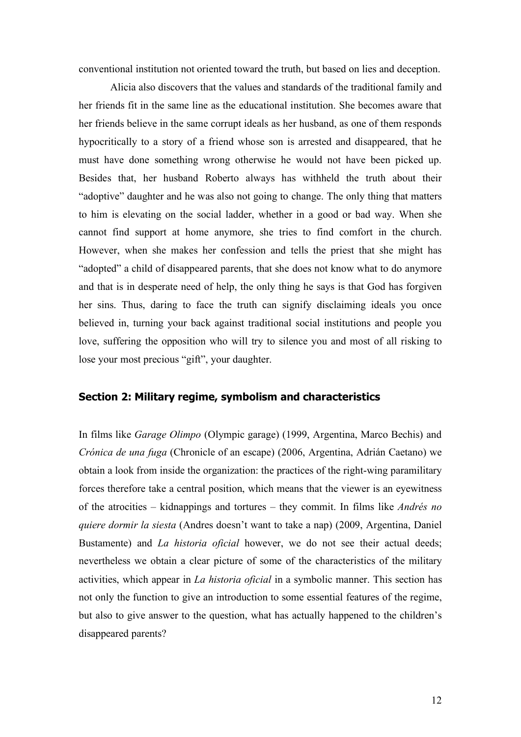conventional institution not oriented toward the truth, but based on lies and deception.

Alicia also discovers that the values and standards of the traditional family and her friends fit in the same line as the educational institution. She becomes aware that her friends believe in the same corrupt ideals as her husband, as one of them responds hypocritically to a story of a friend whose son is arrested and disappeared, that he must have done something wrong otherwise he would not have been picked up. Besides that, her husband Roberto always has withheld the truth about their "adoptive" daughter and he was also not going to change. The only thing that matters to him is elevating on the social ladder, whether in a good or bad way. When she cannot find support at home anymore, she tries to find comfort in the church. However, when she makes her confession and tells the priest that she might has "adopted" a child of disappeared parents, that she does not know what to do anymore and that is in desperate need of help, the only thing he says is that God has forgiven her sins. Thus, daring to face the truth can signify disclaiming ideals you once believed in, turning your back against traditional social institutions and people you love, suffering the opposition who will try to silence you and most of all risking to lose your most precious "gift", your daughter.

## Section 2: Military regime, symbolism and characteristics

In films like *Garage Olimpo* (Olympic garage) (1999, Argentina, Marco Bechis) and *Crónica de una fuga* (Chronicle of an escape) (2006, Argentina, Adrián Caetano) we obtain a look from inside the organization: the practices of the right-wing paramilitary forces therefore take a central position, which means that the viewer is an eyewitness of the atrocities – kidnappings and tortures – they commit. In films like *Andrés no quiere dormir la siesta* (Andres doesn't want to take a nap) (2009, Argentina, Daniel Bustamente) and *La historia oficial* however, we do not see their actual deeds; nevertheless we obtain a clear picture of some of the characteristics of the military activities, which appear in *La historia oficial* in a symbolic manner. This section has not only the function to give an introduction to some essential features of the regime, but also to give answer to the question, what has actually happened to the children's disappeared parents?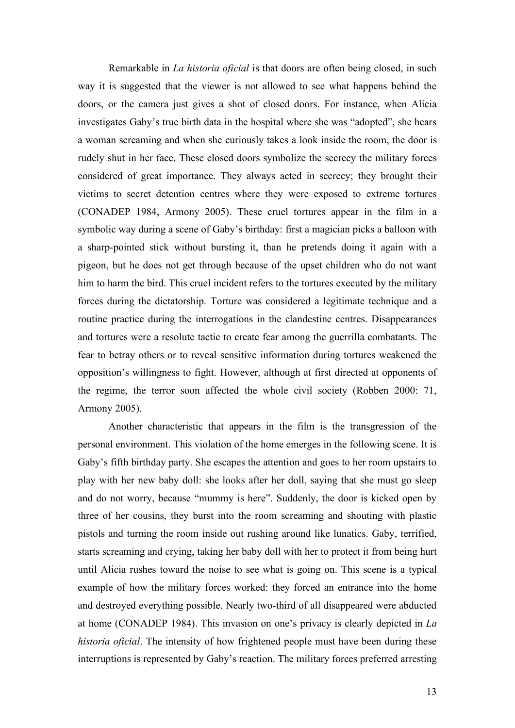Remarkable in *La historia oficial* is that doors are often being closed, in such way it is suggested that the viewer is not allowed to see what happens behind the doors, or the camera just gives a shot of closed doors. For instance, when Alicia investigates Gaby's true birth data in the hospital where she was "adopted", she hears a woman screaming and when she curiously takes a look inside the room, the door is rudely shut in her face. These closed doors symbolize the secrecy the military forces considered of great importance. They always acted in secrecy; they brought their victims to secret detention centres where they were exposed to extreme tortures (CONADEP 1984, Armony 2005). These cruel tortures appear in the film in a symbolic way during a scene of Gaby's birthday: first a magician picks a balloon with a sharp-pointed stick without bursting it, than he pretends doing it again with a pigeon, but he does not get through because of the upset children who do not want him to harm the bird. This cruel incident refers to the tortures executed by the military forces during the dictatorship. Torture was considered a legitimate technique and a routine practice during the interrogations in the clandestine centres. Disappearances and tortures were a resolute tactic to create fear among the guerrilla combatants. The fear to betray others or to reveal sensitive information during tortures weakened the opposition's willingness to fight. However, although at first directed at opponents of the regime, the terror soon affected the whole civil society (Robben 2000: 71, Armony 2005).

Another characteristic that appears in the film is the transgression of the personal environment. This violation of the home emerges in the following scene. It is Gaby's fifth birthday party. She escapes the attention and goes to her room upstairs to play with her new baby doll: she looks after her doll, saying that she must go sleep and do not worry, because "mummy is here". Suddenly, the door is kicked open by three of her cousins, they burst into the room screaming and shouting with plastic pistols and turning the room inside out rushing around like lunatics. Gaby, terrified, starts screaming and crying, taking her baby doll with her to protect it from being hurt until Alicia rushes toward the noise to see what is going on. This scene is a typical example of how the military forces worked: they forced an entrance into the home and destroyed everything possible. Nearly two-third of all disappeared were abducted at home (CONADEP 1984). This invasion on one's privacy is clearly depicted in *La historia oficial*. The intensity of how frightened people must have been during these interruptions is represented by Gaby's reaction. The military forces preferred arresting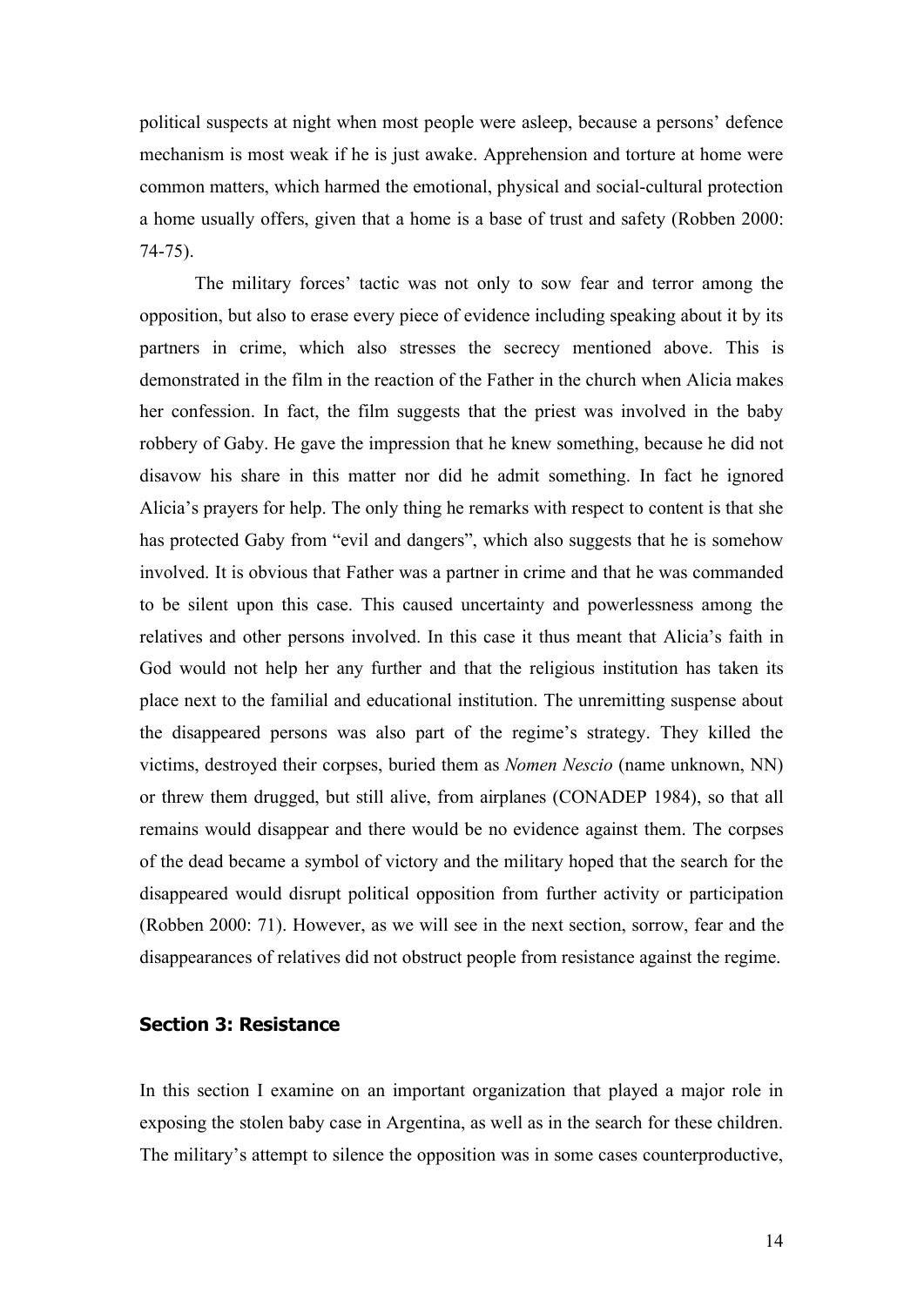political suspects at night when most people were asleep, because a persons' defence mechanism is most weak if he is just awake. Apprehension and torture at home were common matters, which harmed the emotional, physical and social-cultural protection a home usually offers, given that a home is a base of trust and safety (Robben 2000: 74-75).

The military forces' tactic was not only to sow fear and terror among the opposition, but also to erase every piece of evidence including speaking about it by its partners in crime, which also stresses the secrecy mentioned above. This is demonstrated in the film in the reaction of the Father in the church when Alicia makes her confession. In fact, the film suggests that the priest was involved in the baby robbery of Gaby. He gave the impression that he knew something, because he did not disavow his share in this matter nor did he admit something. In fact he ignored Alicia's prayers for help. The only thing he remarks with respect to content is that she has protected Gaby from "evil and dangers", which also suggests that he is somehow involved. It is obvious that Father was a partner in crime and that he was commanded to be silent upon this case. This caused uncertainty and powerlessness among the relatives and other persons involved. In this case it thus meant that Alicia's faith in God would not help her any further and that the religious institution has taken its place next to the familial and educational institution. The unremitting suspense about the disappeared persons was also part of the regime's strategy. They killed the victims, destroyed their corpses, buried them as *Nomen Nescio* (name unknown, NN) or threw them drugged, but still alive, from airplanes (CONADEP 1984), so that all remains would disappear and there would be no evidence against them. The corpses of the dead became a symbol of victory and the military hoped that the search for the disappeared would disrupt political opposition from further activity or participation (Robben 2000: 71). However, as we will see in the next section, sorrow, fear and the disappearances of relatives did not obstruct people from resistance against the regime.

## Section 3: Resistance

In this section I examine on an important organization that played a major role in exposing the stolen baby case in Argentina, as well as in the search for these children. The military's attempt to silence the opposition was in some cases counterproductive,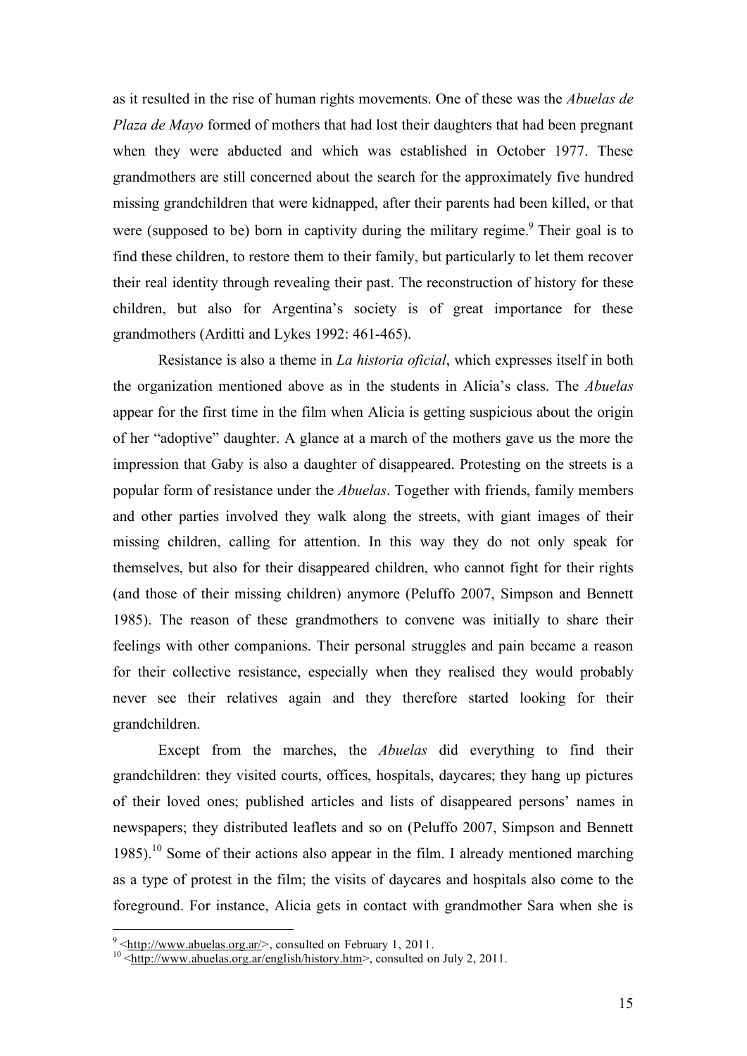as it resulted in the rise of human rights movements. One of these was the *Abuelas de Plaza de Mayo* formed of mothers that had lost their daughters that had been pregnant when they were abducted and which was established in October 1977. These grandmothers are still concerned about the search for the approximately five hundred missing grandchildren that were kidnapped, after their parents had been killed, or that were (supposed to be) born in captivity during the military regime.[9] Their goal is to find these children, to restore them to their family, but particularly to let them recover their real identity through revealing their past. The reconstruction of history for these children, but also for Argentina's society is of great importance for these grandmothers (Arditti and Lykes 1992: 461-465).

Resistance is also a theme in *La historia oficial*, which expresses itself in both the organization mentioned above as in the students in Alicia's class. The *Abuelas* appear for the first time in the film when Alicia is getting suspicious about the origin of her "adoptive" daughter. A glance at a march of the mothers gave us the more the impression that Gaby is also a daughter of disappeared. Protesting on the streets is a popular form of resistance under the *Abuelas*. Together with friends, family members and other parties involved they walk along the streets, with giant images of their missing children, calling for attention. In this way they do not only speak for themselves, but also for their disappeared children, who cannot fight for their rights (and those of their missing children) anymore (Peluffo 2007, Simpson and Bennett 1985). The reason of these grandmothers to convene was initially to share their feelings with other companions. Their personal struggles and pain became a reason for their collective resistance, especially when they realised they would probably never see their relatives again and they therefore started looking for their grandchildren.

Except from the marches, the *Abuelas* did everything to find their grandchildren: they visited courts, offices, hospitals, daycares; they hang up pictures of their loved ones; published articles and lists of disappeared persons' names in newspapers; they distributed leaflets and so on (Peluffo 2007, Simpson and Bennett 1985).[10] Some of their actions also appear in the film. I already mentioned marching as a type of protest in the film; the visits of daycares and hospitals also come to the foreground. For instance, Alicia gets in contact with grandmother Sara when she is

[9] <http://www.abuelas.org.ar/>, consulted on February 1, 2011.

[10] <http://www.abuelas.org.ar/english/history.htm>, consulted on July 2, 2011.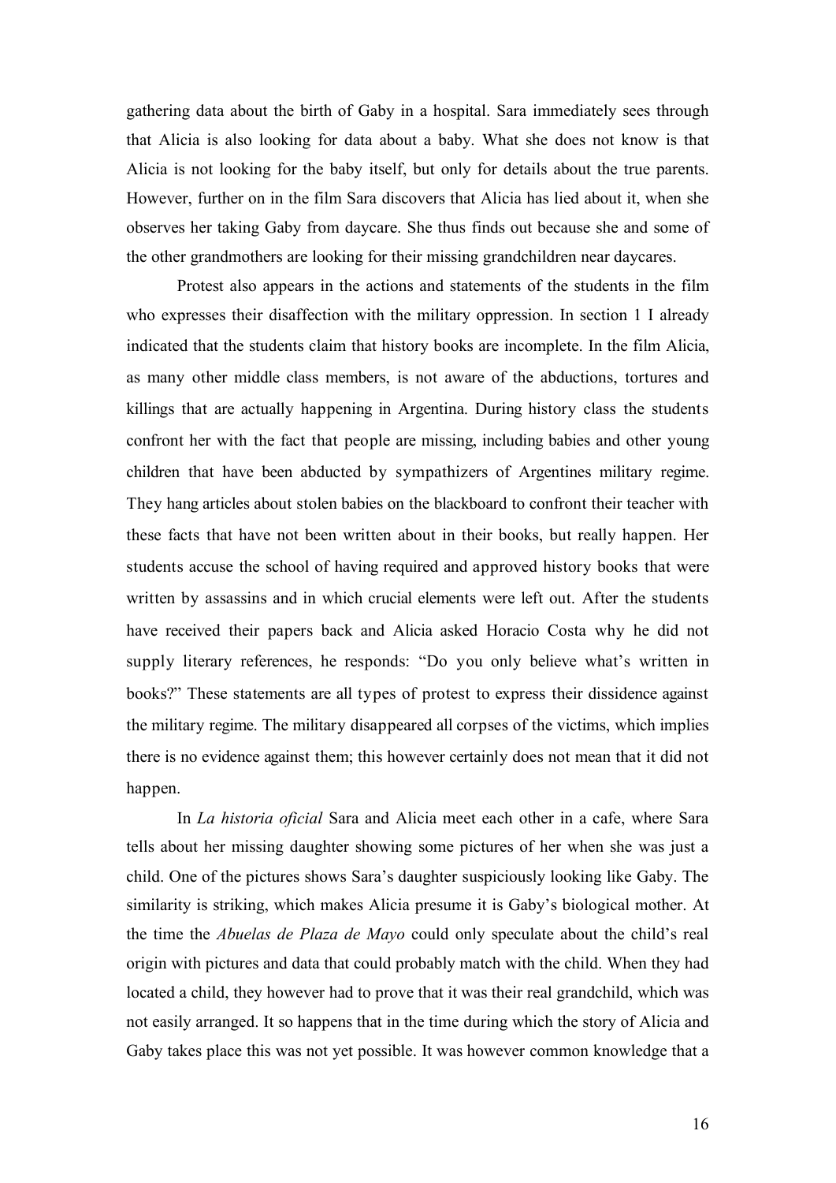gathering data about the birth of Gaby in a hospital. Sara immediately sees through that Alicia is also looking for data about a baby. What she does not know is that Alicia is not looking for the baby itself, but only for details about the true parents. However, further on in the film Sara discovers that Alicia has lied about it, when she observes her taking Gaby from daycare. She thus finds out because she and some of the other grandmothers are looking for their missing grandchildren near daycares.

Protest also appears in the actions and statements of the students in the film who expresses their disaffection with the military oppression. In section 1 I already indicated that the students claim that history books are incomplete. In the film Alicia, as many other middle class members, is not aware of the abductions, tortures and killings that are actually happening in Argentina. During history class the students confront her with the fact that people are missing, including babies and other young children that have been abducted by sympathizers of Argentines military regime. They hang articles about stolen babies on the blackboard to confront their teacher with these facts that have not been written about in their books, but really happen. Her students accuse the school of having required and approved history books that were written by assassins and in which crucial elements were left out. After the students have received their papers back and Alicia asked Horacio Costa why he did not supply literary references, he responds: "Do you only believe what's written in books?" These statements are all types of protest to express their dissidence against the military regime. The military disappeared all corpses of the victims, which implies there is no evidence against them; this however certainly does not mean that it did not happen.

In *La historia oficial* Sara and Alicia meet each other in a cafe, where Sara tells about her missing daughter showing some pictures of her when she was just a child. One of the pictures shows Sara's daughter suspiciously looking like Gaby. The similarity is striking, which makes Alicia presume it is Gaby's biological mother. At the time the *Abuelas de Plaza de Mayo* could only speculate about the child's real origin with pictures and data that could probably match with the child. When they had located a child, they however had to prove that it was their real grandchild, which was not easily arranged. It so happens that in the time during which the story of Alicia and Gaby takes place this was not yet possible. It was however common knowledge that a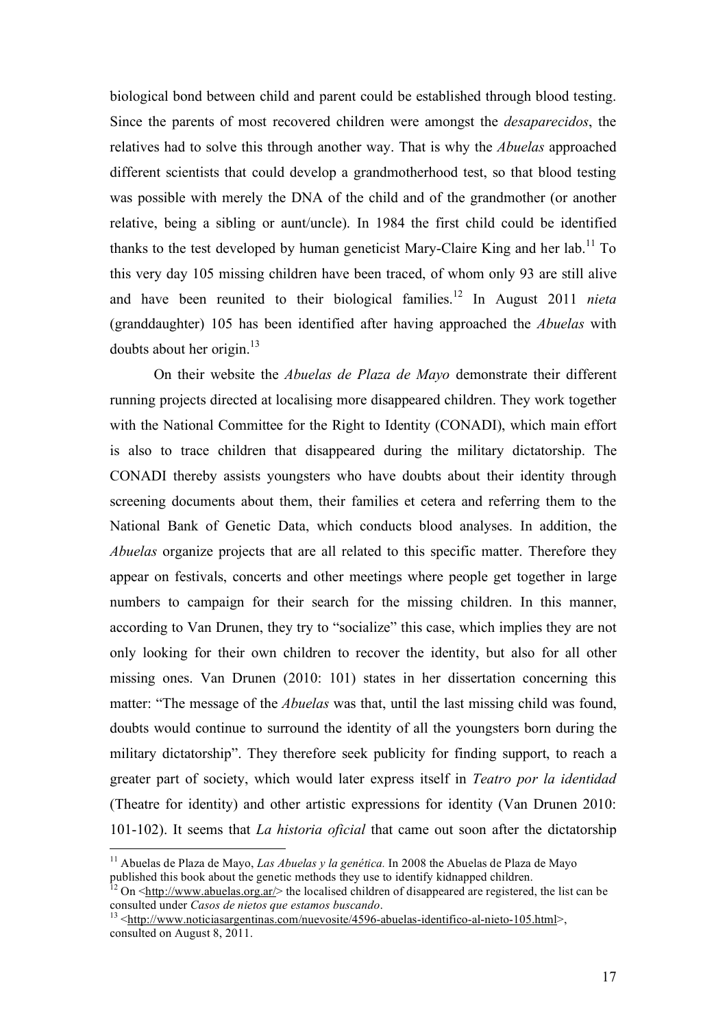biological bond between child and parent could be established through blood testing. Since the parents of most recovered children were amongst the *desaparecidos*, the relatives had to solve this through another way. That is why the *Abuelas* approached different scientists that could develop a grandmotherhood test, so that blood testing was possible with merely the DNA of the child and of the grandmother (or another relative, being a sibling or aunt/uncle). In 1984 the first child could be identified thanks to the test developed by human geneticist Mary-Claire King and her lab.[11] To this very day 105 missing children have been traced, of whom only 93 are still alive and have been reunited to their biological families.[12] In August 2011 *nieta* (granddaughter) 105 has been identified after having approached the *Abuelas* with doubts about her origin.[13]

On their website the *Abuelas de Plaza de Mayo* demonstrate their different running projects directed at localising more disappeared children. They work together with the National Committee for the Right to Identity (CONADI), which main effort is also to trace children that disappeared during the military dictatorship. The CONADI thereby assists youngsters who have doubts about their identity through screening documents about them, their families et cetera and referring them to the National Bank of Genetic Data, which conducts blood analyses. In addition, the *Abuelas* organize projects that are all related to this specific matter. Therefore they appear on festivals, concerts and other meetings where people get together in large numbers to campaign for their search for the missing children. In this manner, according to Van Drunen, they try to "socialize" this case, which implies they are not only looking for their own children to recover the identity, but also for all other missing ones. Van Drunen (2010: 101) states in her dissertation concerning this matter: "The message of the *Abuelas* was that, until the last missing child was found, doubts would continue to surround the identity of all the youngsters born during the military dictatorship". They therefore seek publicity for finding support, to reach a greater part of society, which would later express itself in *Teatro por la identidad* (Theatre for identity) and other artistic expressions for identity (Van Drunen 2010: 101-102). It seems that *La historia oficial* that came out soon after the dictatorship

---

[11] Abuelas de Plaza de Mayo, *Las Abuelas y la genética.* In 2008 the Abuelas de Plaza de Mayo published this book about the genetic methods they use to identify kidnapped children.

[12] On <http://www.abuelas.org.ar/> the localised children of disappeared are registered, the list can be consulted under *Casos de nietos que estamos buscando*.

[13] <http://www.noticiasargentinas.com/nuevosite/4596-abuelas-identifico-al-nieto-105.html>, consulted on August 8, 2011.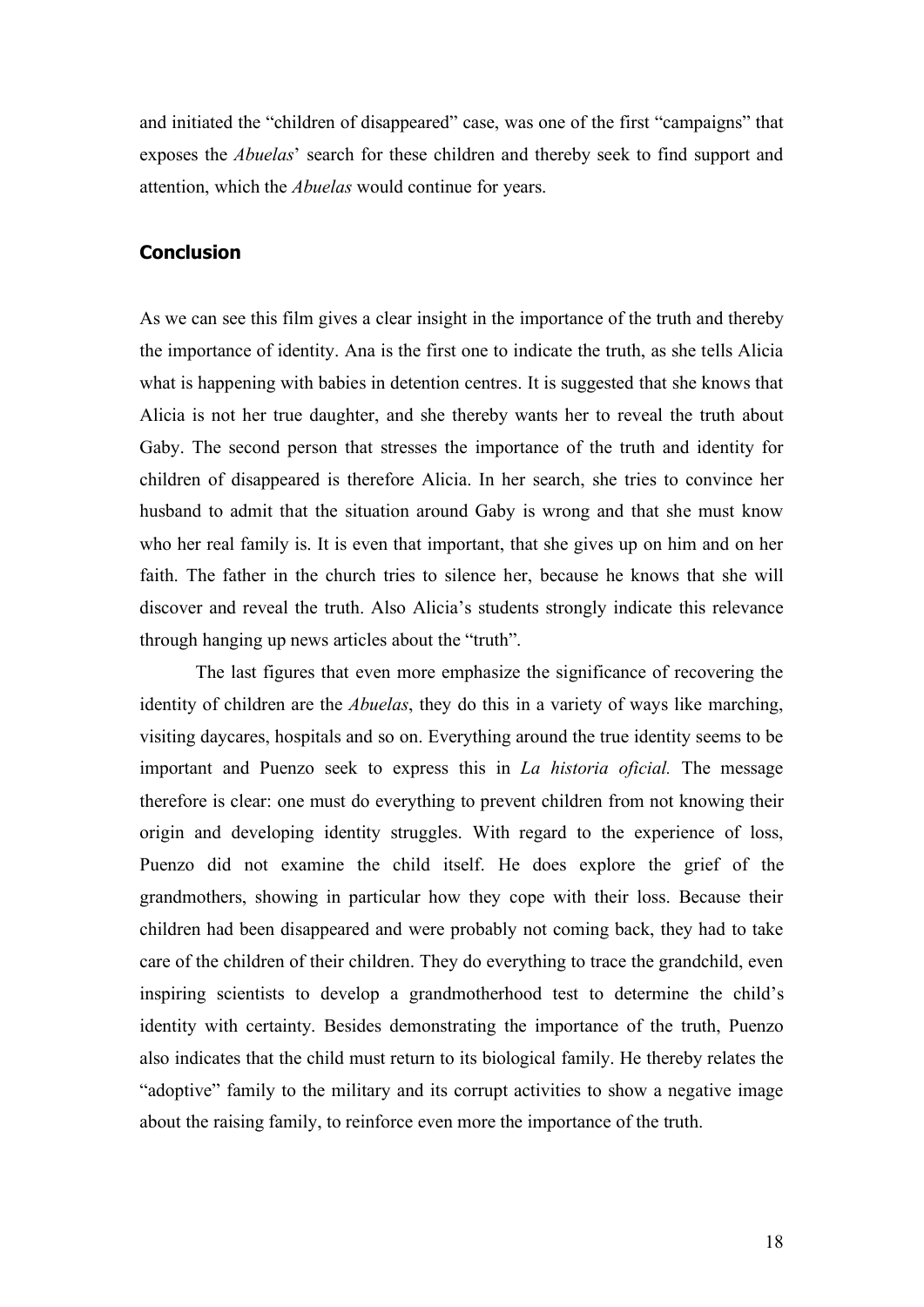and initiated the "children of disappeared" case, was one of the first "campaigns" that exposes the *Abuelas*' search for these children and thereby seek to find support and attention, which the *Abuelas* would continue for years.

## Conclusion

As we can see this film gives a clear insight in the importance of the truth and thereby the importance of identity. Ana is the first one to indicate the truth, as she tells Alicia what is happening with babies in detention centres. It is suggested that she knows that Alicia is not her true daughter, and she thereby wants her to reveal the truth about Gaby. The second person that stresses the importance of the truth and identity for children of disappeared is therefore Alicia. In her search, she tries to convince her husband to admit that the situation around Gaby is wrong and that she must know who her real family is. It is even that important, that she gives up on him and on her faith. The father in the church tries to silence her, because he knows that she will discover and reveal the truth. Also Alicia's students strongly indicate this relevance through hanging up news articles about the "truth".

The last figures that even more emphasize the significance of recovering the identity of children are the *Abuelas*, they do this in a variety of ways like marching, visiting daycares, hospitals and so on. Everything around the true identity seems to be important and Puenzo seek to express this in *La historia oficial.* The message therefore is clear: one must do everything to prevent children from not knowing their origin and developing identity struggles. With regard to the experience of loss, Puenzo did not examine the child itself. He does explore the grief of the grandmothers, showing in particular how they cope with their loss. Because their children had been disappeared and were probably not coming back, they had to take care of the children of their children. They do everything to trace the grandchild, even inspiring scientists to develop a grandmotherhood test to determine the child's identity with certainty. Besides demonstrating the importance of the truth, Puenzo also indicates that the child must return to its biological family. He thereby relates the "adoptive" family to the military and its corrupt activities to show a negative image about the raising family, to reinforce even more the importance of the truth.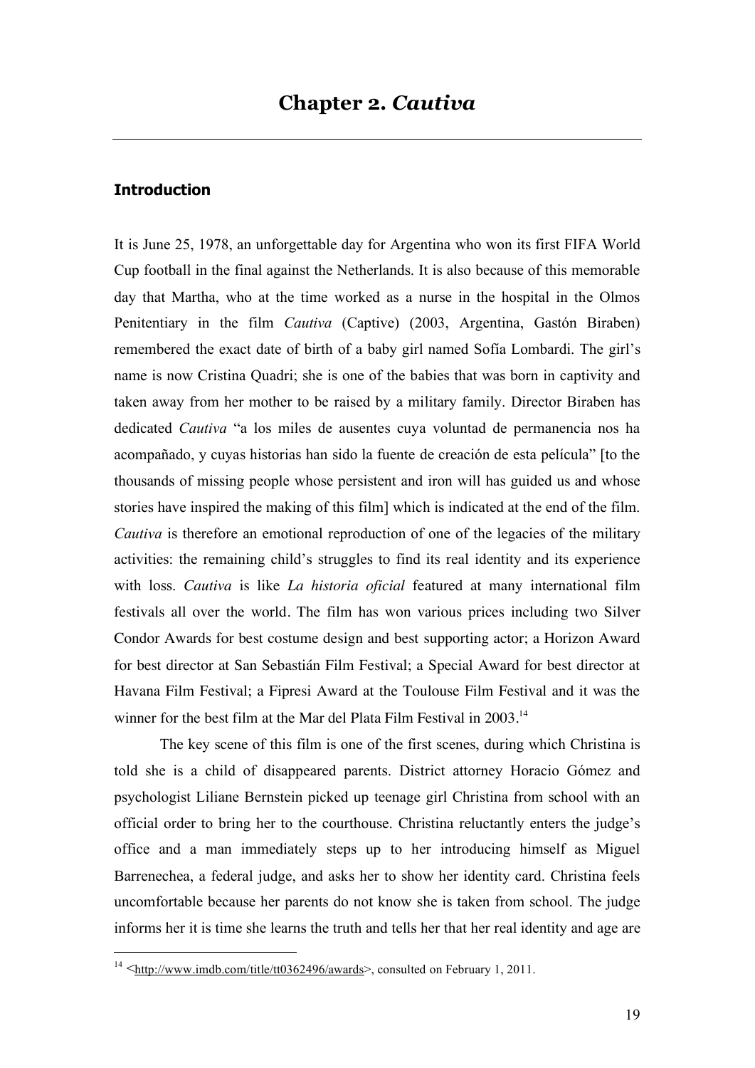# Chapter 2. *Cautiva*

## Introduction

It is June 25, 1978, an unforgettable day for Argentina who won its first FIFA World Cup football in the final against the Netherlands. It is also because of this memorable day that Martha, who at the time worked as a nurse in the hospital in the Olmos Penitentiary in the film *Cautiva* (Captive) (2003, Argentina, Gastón Biraben) remembered the exact date of birth of a baby girl named Sofía Lombardi. The girl's name is now Cristina Quadri; she is one of the babies that was born in captivity and taken away from her mother to be raised by a military family. Director Biraben has dedicated *Cautiva* "a los miles de ausentes cuya voluntad de permanencia nos ha acompañado, y cuyas historias han sido la fuente de creación de esta película" [to the thousands of missing people whose persistent and iron will has guided us and whose stories have inspired the making of this film] which is indicated at the end of the film. *Cautiva* is therefore an emotional reproduction of one of the legacies of the military activities: the remaining child's struggles to find its real identity and its experience with loss. *Cautiva* is like *La historia oficial* featured at many international film festivals all over the world. The film has won various prices including two Silver Condor Awards for best costume design and best supporting actor; a Horizon Award for best director at San Sebastián Film Festival; a Special Award for best director at Havana Film Festival; a Fipresi Award at the Toulouse Film Festival and it was the winner for the best film at the Mar del Plata Film Festival in 2003.[14]

The key scene of this film is one of the first scenes, during which Christina is told she is a child of disappeared parents. District attorney Horacio Gómez and psychologist Liliane Bernstein picked up teenage girl Christina from school with an official order to bring her to the courthouse. Christina reluctantly enters the judge's office and a man immediately steps up to her introducing himself as Miguel Barrenechea, a federal judge, and asks her to show her identity card. Christina feels uncomfortable because her parents do not know she is taken from school. The judge informs her it is time she learns the truth and tells her that her real identity and age are

[14] <http://www.imdb.com/title/tt0362496/awards>, consulted on February 1, 2011.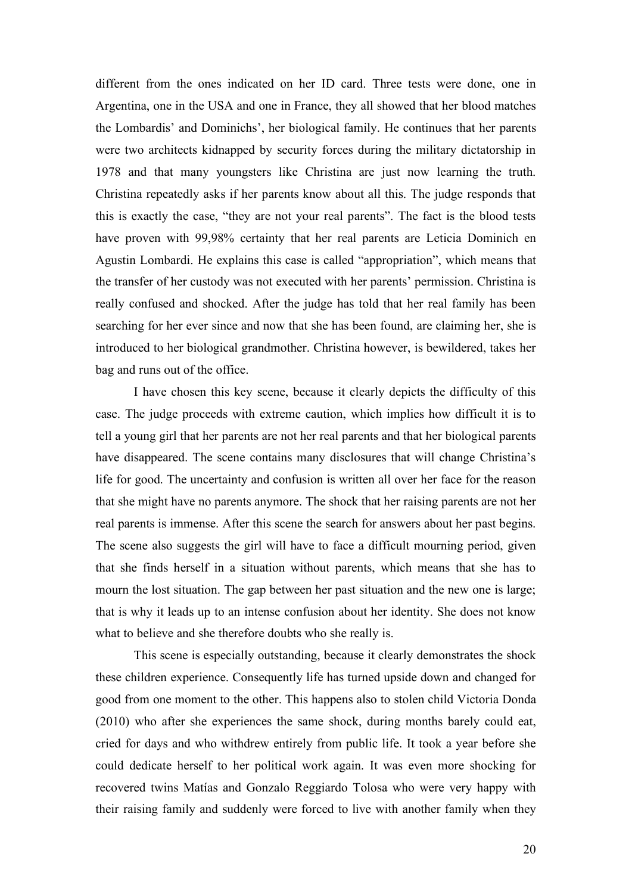different from the ones indicated on her ID card. Three tests were done, one in Argentina, one in the USA and one in France, they all showed that her blood matches the Lombardis' and Dominichs', her biological family. He continues that her parents were two architects kidnapped by security forces during the military dictatorship in 1978 and that many youngsters like Christina are just now learning the truth. Christina repeatedly asks if her parents know about all this. The judge responds that this is exactly the case, "they are not your real parents". The fact is the blood tests have proven with 99,98% certainty that her real parents are Leticia Dominich en Agustin Lombardi. He explains this case is called "appropriation", which means that the transfer of her custody was not executed with her parents' permission. Christina is really confused and shocked. After the judge has told that her real family has been searching for her ever since and now that she has been found, are claiming her, she is introduced to her biological grandmother. Christina however, is bewildered, takes her bag and runs out of the office.

I have chosen this key scene, because it clearly depicts the difficulty of this case. The judge proceeds with extreme caution, which implies how difficult it is to tell a young girl that her parents are not her real parents and that her biological parents have disappeared. The scene contains many disclosures that will change Christina's life for good. The uncertainty and confusion is written all over her face for the reason that she might have no parents anymore. The shock that her raising parents are not her real parents is immense. After this scene the search for answers about her past begins. The scene also suggests the girl will have to face a difficult mourning period, given that she finds herself in a situation without parents, which means that she has to mourn the lost situation. The gap between her past situation and the new one is large; that is why it leads up to an intense confusion about her identity. She does not know what to believe and she therefore doubts who she really is.

This scene is especially outstanding, because it clearly demonstrates the shock these children experience. Consequently life has turned upside down and changed for good from one moment to the other. This happens also to stolen child Victoria Donda (2010) who after she experiences the same shock, during months barely could eat, cried for days and who withdrew entirely from public life. It took a year before she could dedicate herself to her political work again. It was even more shocking for recovered twins Matías and Gonzalo Reggiardo Tolosa who were very happy with their raising family and suddenly were forced to live with another family when they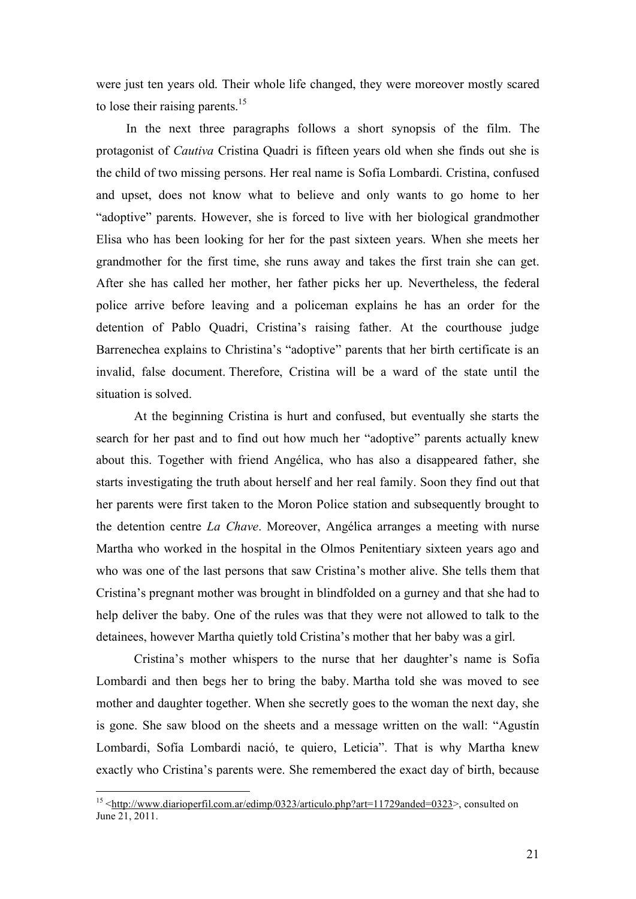were just ten years old. Their whole life changed, they were moreover mostly scared to lose their raising parents.[15]

In the next three paragraphs follows a short synopsis of the film. The protagonist of *Cautiva* Cristina Quadri is fifteen years old when she finds out she is the child of two missing persons. Her real name is Sofía Lombardi. Cristina, confused and upset, does not know what to believe and only wants to go home to her "adoptive" parents. However, she is forced to live with her biological grandmother Elisa who has been looking for her for the past sixteen years. When she meets her grandmother for the first time, she runs away and takes the first train she can get. After she has called her mother, her father picks her up. Nevertheless, the federal police arrive before leaving and a policeman explains he has an order for the detention of Pablo Quadri, Cristina's raising father. At the courthouse judge Barrenechea explains to Christina's "adoptive" parents that her birth certificate is an invalid, false document. Therefore, Cristina will be a ward of the state until the situation is solved.

At the beginning Cristina is hurt and confused, but eventually she starts the search for her past and to find out how much her "adoptive" parents actually knew about this. Together with friend Angélica, who has also a disappeared father, she starts investigating the truth about herself and her real family. Soon they find out that her parents were first taken to the Moron Police station and subsequently brought to the detention centre *La Chave*. Moreover, Angélica arranges a meeting with nurse Martha who worked in the hospital in the Olmos Penitentiary sixteen years ago and who was one of the last persons that saw Cristina's mother alive. She tells them that Cristina's pregnant mother was brought in blindfolded on a gurney and that she had to help deliver the baby. One of the rules was that they were not allowed to talk to the detainees, however Martha quietly told Cristina's mother that her baby was a girl.

Cristina's mother whispers to the nurse that her daughter's name is Sofia Lombardi and then begs her to bring the baby. Martha told she was moved to see mother and daughter together. When she secretly goes to the woman the next day, she is gone. She saw blood on the sheets and a message written on the wall: "Agustín Lombardi, Sofía Lombardi nació, te quiero, Leticia". That is why Martha knew exactly who Cristina's parents were. She remembered the exact day of birth, because

[15] <http://www.diarioperfil.com.ar/edimp/0323/articulo.php?art=11729anded=0323>, consulted on June 21, 2011.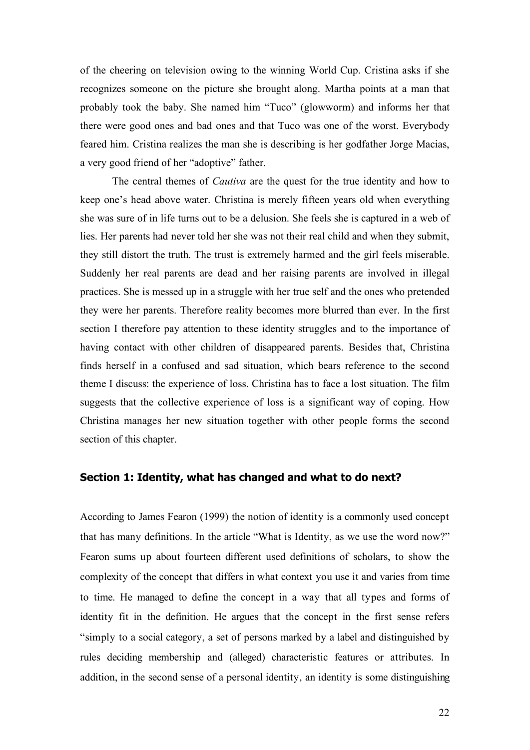of the cheering on television owing to the winning World Cup. Cristina asks if she recognizes someone on the picture she brought along. Martha points at a man that probably took the baby. She named him "Tuco" (glowworm) and informs her that there were good ones and bad ones and that Tuco was one of the worst. Everybody feared him. Cristina realizes the man she is describing is her godfather Jorge Macias, a very good friend of her "adoptive" father.

The central themes of *Cautiva* are the quest for the true identity and how to keep one's head above water. Christina is merely fifteen years old when everything she was sure of in life turns out to be a delusion. She feels she is captured in a web of lies. Her parents had never told her she was not their real child and when they submit, they still distort the truth. The trust is extremely harmed and the girl feels miserable. Suddenly her real parents are dead and her raising parents are involved in illegal practices. She is messed up in a struggle with her true self and the ones who pretended they were her parents. Therefore reality becomes more blurred than ever. In the first section I therefore pay attention to these identity struggles and to the importance of having contact with other children of disappeared parents. Besides that, Christina finds herself in a confused and sad situation, which bears reference to the second theme I discuss: the experience of loss. Christina has to face a lost situation. The film suggests that the collective experience of loss is a significant way of coping. How Christina manages her new situation together with other people forms the second section of this chapter.

### Section 1: Identity, what has changed and what to do next?

According to James Fearon (1999) the notion of identity is a commonly used concept that has many definitions. In the article "What is Identity, as we use the word now?" Fearon sums up about fourteen different used definitions of scholars, to show the complexity of the concept that differs in what context you use it and varies from time to time. He managed to define the concept in a way that all types and forms of identity fit in the definition. He argues that the concept in the first sense refers "simply to a social category, a set of persons marked by a label and distinguished by rules deciding membership and (alleged) characteristic features or attributes. In addition, in the second sense of a personal identity, an identity is some distinguishing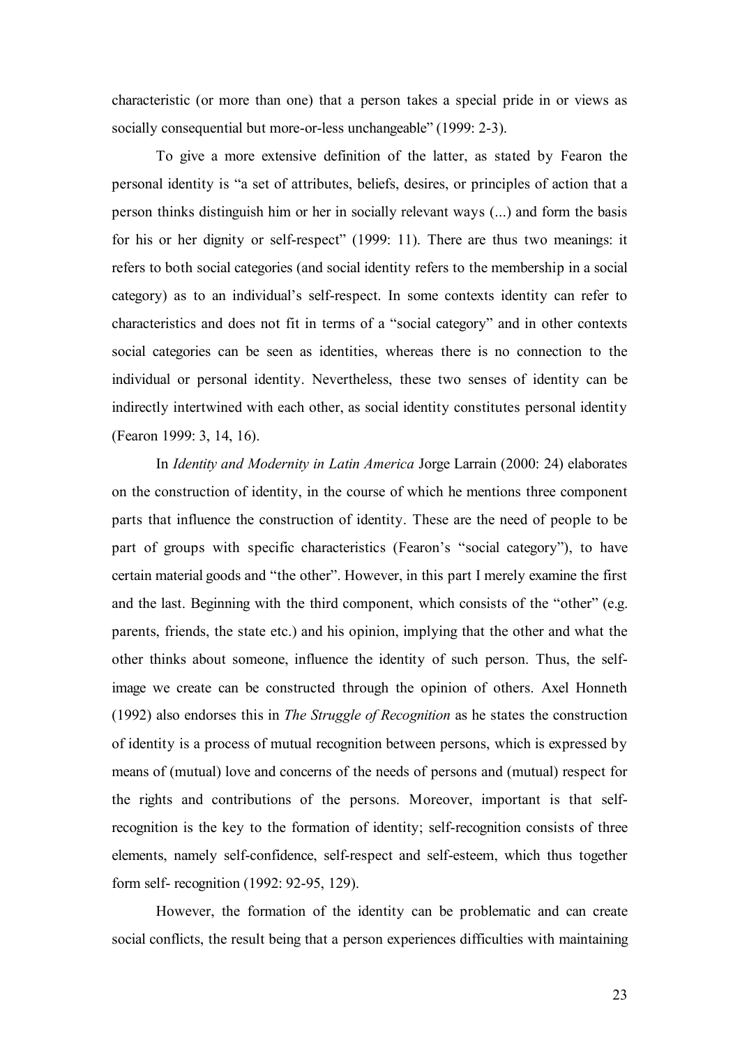characteristic (or more than one) that a person takes a special pride in or views as socially consequential but more-or-less unchangeable" (1999: 2-3).

To give a more extensive definition of the latter, as stated by Fearon the personal identity is "a set of attributes, beliefs, desires, or principles of action that a person thinks distinguish him or her in socially relevant ways (...) and form the basis for his or her dignity or self-respect" (1999: 11). There are thus two meanings: it refers to both social categories (and social identity refers to the membership in a social category) as to an individual's self-respect. In some contexts identity can refer to characteristics and does not fit in terms of a "social category" and in other contexts social categories can be seen as identities, whereas there is no connection to the individual or personal identity. Nevertheless, these two senses of identity can be indirectly intertwined with each other, as social identity constitutes personal identity (Fearon 1999: 3, 14, 16).

In *Identity and Modernity in Latin America* Jorge Larrain (2000: 24) elaborates on the construction of identity, in the course of which he mentions three component parts that influence the construction of identity. These are the need of people to be part of groups with specific characteristics (Fearon's "social category"), to have certain material goods and "the other". However, in this part I merely examine the first and the last. Beginning with the third component, which consists of the "other" (e.g. parents, friends, the state etc.) and his opinion, implying that the other and what the other thinks about someone, influence the identity of such person. Thus, the self-image we create can be constructed through the opinion of others. Axel Honneth (1992) also endorses this in *The Struggle of Recognition* as he states the construction of identity is a process of mutual recognition between persons, which is expressed by means of (mutual) love and concerns of the needs of persons and (mutual) respect for the rights and contributions of the persons. Moreover, important is that self-recognition is the key to the formation of identity; self-recognition consists of three elements, namely self-confidence, self-respect and self-esteem, which thus together form self- recognition (1992: 92-95, 129).

However, the formation of the identity can be problematic and can create social conflicts, the result being that a person experiences difficulties with maintaining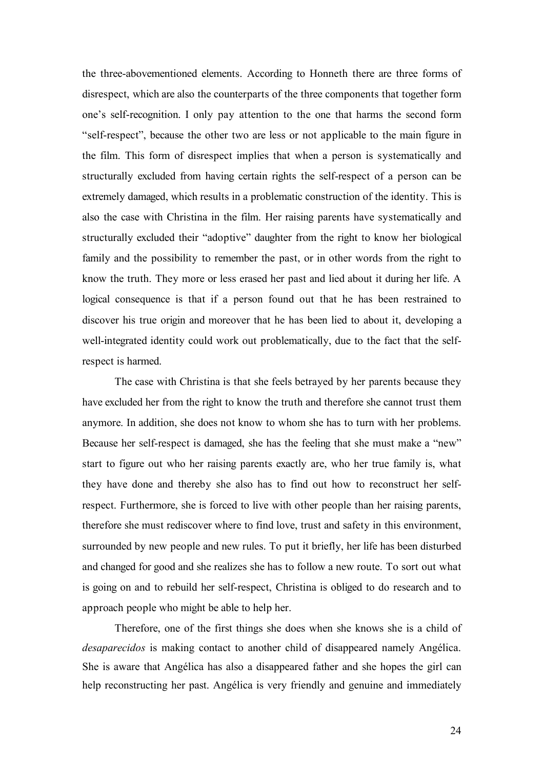the three-abovementioned elements. According to Honneth there are three forms of disrespect, which are also the counterparts of the three components that together form one's self-recognition. I only pay attention to the one that harms the second form "self-respect", because the other two are less or not applicable to the main figure in the film. This form of disrespect implies that when a person is systematically and structurally excluded from having certain rights the self-respect of a person can be extremely damaged, which results in a problematic construction of the identity. This is also the case with Christina in the film. Her raising parents have systematically and structurally excluded their "adoptive" daughter from the right to know her biological family and the possibility to remember the past, or in other words from the right to know the truth. They more or less erased her past and lied about it during her life. A logical consequence is that if a person found out that he has been restrained to discover his true origin and moreover that he has been lied to about it, developing a well-integrated identity could work out problematically, due to the fact that the self-respect is harmed.

The case with Christina is that she feels betrayed by her parents because they have excluded her from the right to know the truth and therefore she cannot trust them anymore. In addition, she does not know to whom she has to turn with her problems. Because her self-respect is damaged, she has the feeling that she must make a "new" start to figure out who her raising parents exactly are, who her true family is, what they have done and thereby she also has to find out how to reconstruct her self-respect. Furthermore, she is forced to live with other people than her raising parents, therefore she must rediscover where to find love, trust and safety in this environment, surrounded by new people and new rules. To put it briefly, her life has been disturbed and changed for good and she realizes she has to follow a new route. To sort out what is going on and to rebuild her self-respect, Christina is obliged to do research and to approach people who might be able to help her.

Therefore, one of the first things she does when she knows she is a child of *desaparecidos* is making contact to another child of disappeared namely Angélica. She is aware that Angélica has also a disappeared father and she hopes the girl can help reconstructing her past. Angélica is very friendly and genuine and immediately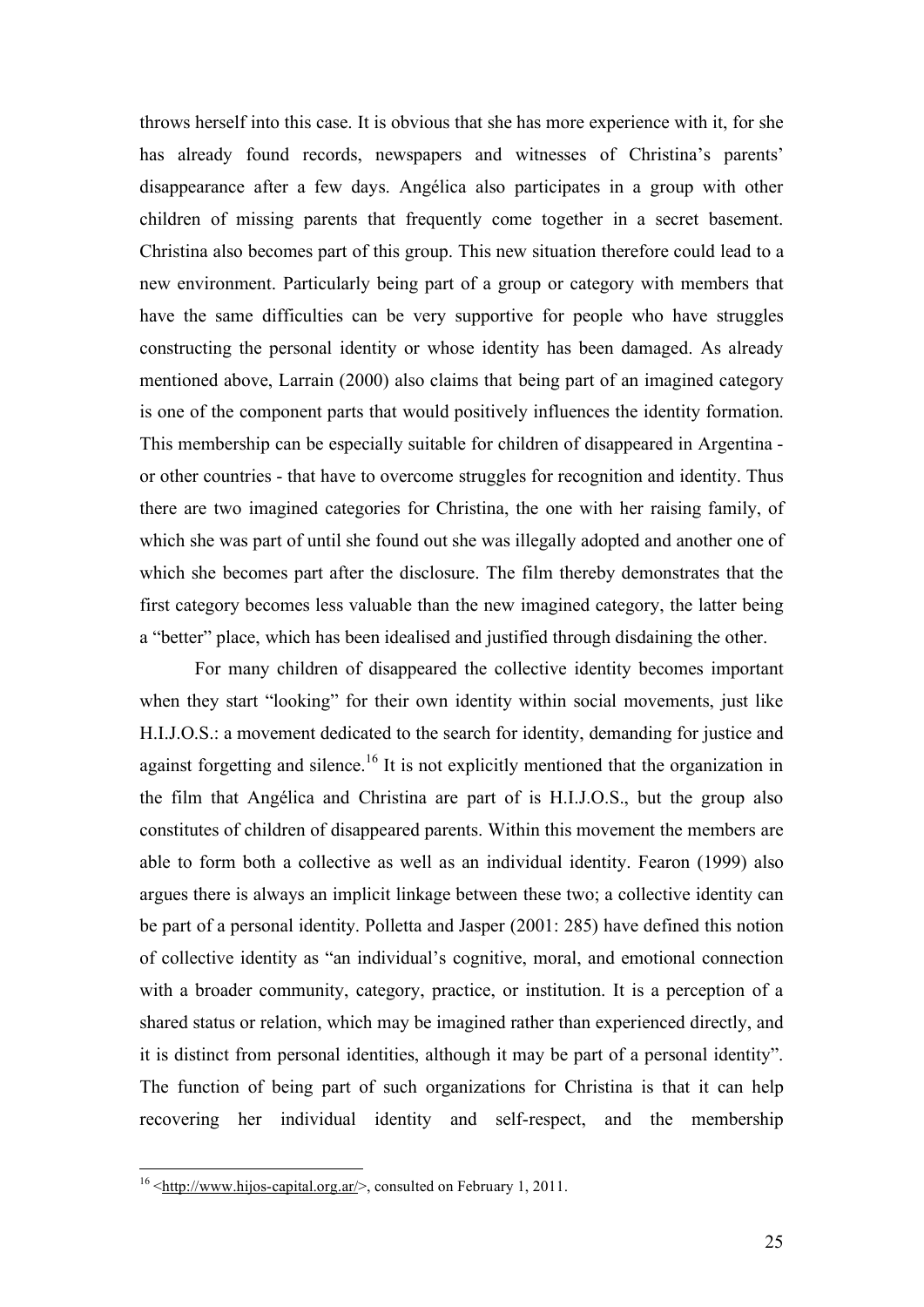throws herself into this case. It is obvious that she has more experience with it, for she has already found records, newspapers and witnesses of Christina's parents' disappearance after a few days. Angélica also participates in a group with other children of missing parents that frequently come together in a secret basement. Christina also becomes part of this group. This new situation therefore could lead to a new environment. Particularly being part of a group or category with members that have the same difficulties can be very supportive for people who have struggles constructing the personal identity or whose identity has been damaged. As already mentioned above, Larrain (2000) also claims that being part of an imagined category is one of the component parts that would positively influences the identity formation. This membership can be especially suitable for children of disappeared in Argentina - or other countries - that have to overcome struggles for recognition and identity. Thus there are two imagined categories for Christina, the one with her raising family, of which she was part of until she found out she was illegally adopted and another one of which she becomes part after the disclosure. The film thereby demonstrates that the first category becomes less valuable than the new imagined category, the latter being a "better" place, which has been idealised and justified through disdaining the other.

For many children of disappeared the collective identity becomes important when they start "looking" for their own identity within social movements, just like H.I.J.O.S.: a movement dedicated to the search for identity, demanding for justice and against forgetting and silence.[16] It is not explicitly mentioned that the organization in the film that Angélica and Christina are part of is H.I.J.O.S., but the group also constitutes of children of disappeared parents. Within this movement the members are able to form both a collective as well as an individual identity. Fearon (1999) also argues there is always an implicit linkage between these two; a collective identity can be part of a personal identity. Polletta and Jasper (2001: 285) have defined this notion of collective identity as "an individual's cognitive, moral, and emotional connection with a broader community, category, practice, or institution. It is a perception of a shared status or relation, which may be imagined rather than experienced directly, and it is distinct from personal identities, although it may be part of a personal identity". The function of being part of such organizations for Christina is that it can help recovering her individual identity and self-respect, and the membership

[16] <http://www.hijos-capital.org.ar/>, consulted on February 1, 2011.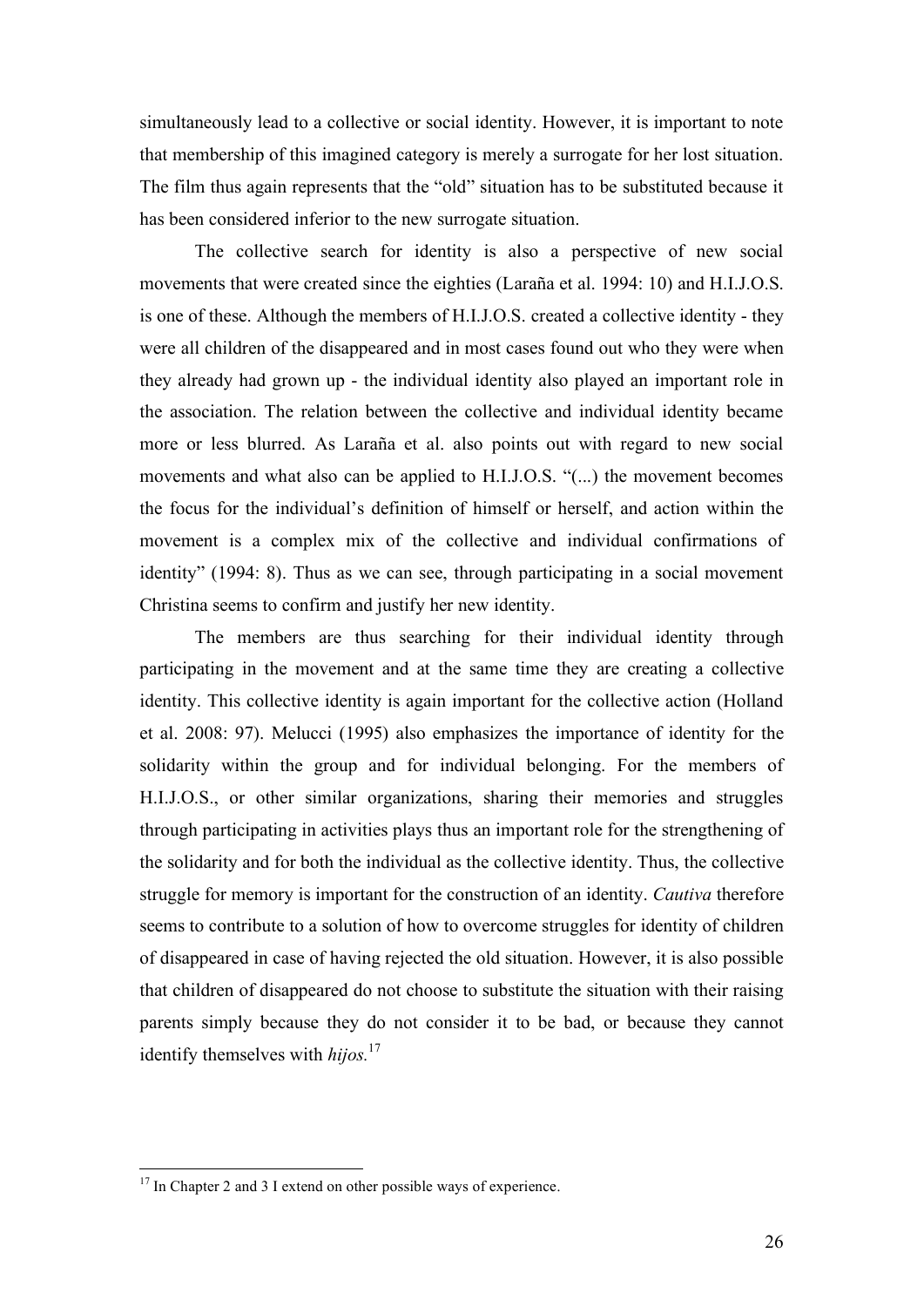simultaneously lead to a collective or social identity. However, it is important to note that membership of this imagined category is merely a surrogate for her lost situation. The film thus again represents that the "old" situation has to be substituted because it has been considered inferior to the new surrogate situation.

The collective search for identity is also a perspective of new social movements that were created since the eighties (Laraña et al. 1994: 10) and H.I.J.O.S. is one of these. Although the members of H.I.J.O.S. created a collective identity - they were all children of the disappeared and in most cases found out who they were when they already had grown up - the individual identity also played an important role in the association. The relation between the collective and individual identity became more or less blurred. As Laraña et al. also points out with regard to new social movements and what also can be applied to H.I.J.O.S. "(...) the movement becomes the focus for the individual's definition of himself or herself, and action within the movement is a complex mix of the collective and individual confirmations of identity" (1994: 8). Thus as we can see, through participating in a social movement Christina seems to confirm and justify her new identity.

The members are thus searching for their individual identity through participating in the movement and at the same time they are creating a collective identity. This collective identity is again important for the collective action (Holland et al. 2008: 97). Melucci (1995) also emphasizes the importance of identity for the solidarity within the group and for individual belonging. For the members of H.I.J.O.S., or other similar organizations, sharing their memories and struggles through participating in activities plays thus an important role for the strengthening of the solidarity and for both the individual as the collective identity. Thus, the collective struggle for memory is important for the construction of an identity. *Cautiva* therefore seems to contribute to a solution of how to overcome struggles for identity of children of disappeared in case of having rejected the old situation. However, it is also possible that children of disappeared do not choose to substitute the situation with their raising parents simply because they do not consider it to be bad, or because they cannot identify themselves with *hijos.*[17]

[17] In Chapter 2 and 3 I extend on other possible ways of experience.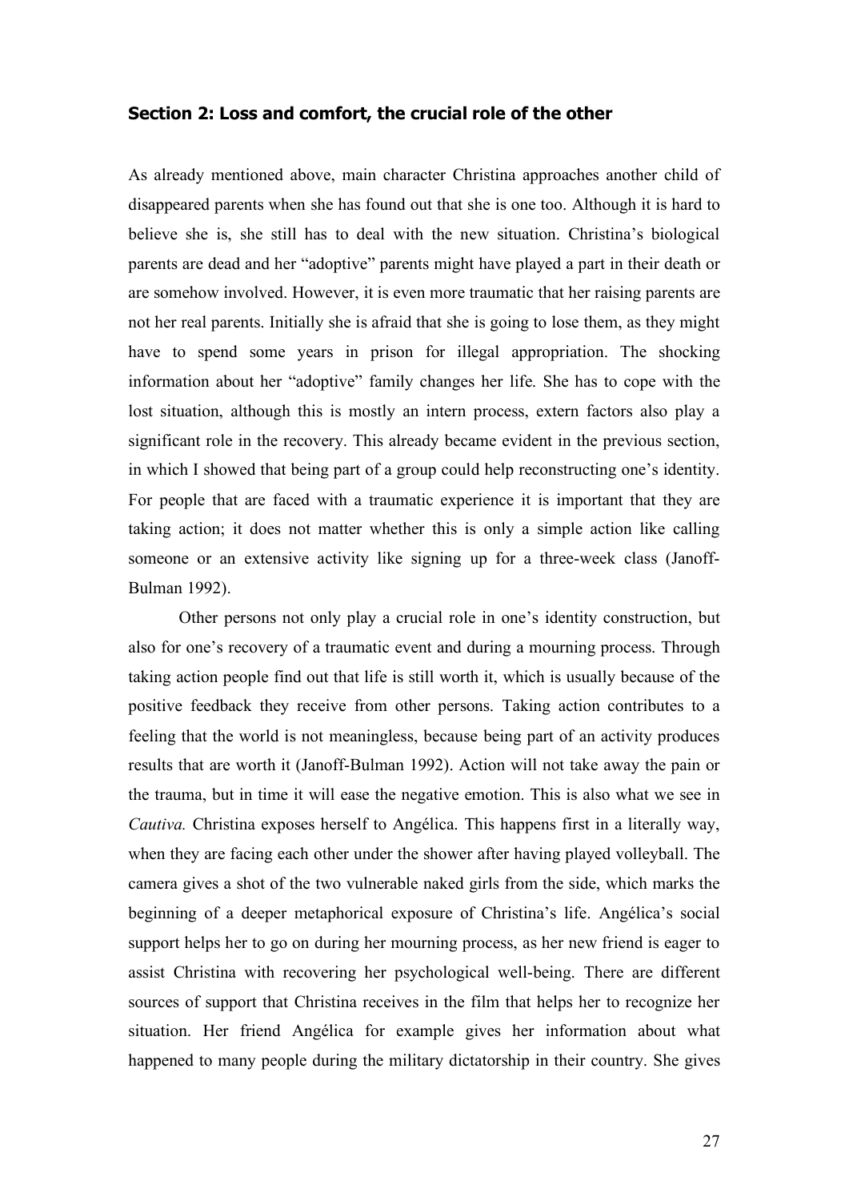### Section 2: Loss and comfort, the crucial role of the other

As already mentioned above, main character Christina approaches another child of disappeared parents when she has found out that she is one too. Although it is hard to believe she is, she still has to deal with the new situation. Christina's biological parents are dead and her "adoptive" parents might have played a part in their death or are somehow involved. However, it is even more traumatic that her raising parents are not her real parents. Initially she is afraid that she is going to lose them, as they might have to spend some years in prison for illegal appropriation. The shocking information about her "adoptive" family changes her life. She has to cope with the lost situation, although this is mostly an intern process, extern factors also play a significant role in the recovery. This already became evident in the previous section, in which I showed that being part of a group could help reconstructing one's identity. For people that are faced with a traumatic experience it is important that they are taking action; it does not matter whether this is only a simple action like calling someone or an extensive activity like signing up for a three-week class (Janoff-Bulman 1992).

Other persons not only play a crucial role in one's identity construction, but also for one's recovery of a traumatic event and during a mourning process. Through taking action people find out that life is still worth it, which is usually because of the positive feedback they receive from other persons. Taking action contributes to a feeling that the world is not meaningless, because being part of an activity produces results that are worth it (Janoff-Bulman 1992). Action will not take away the pain or the trauma, but in time it will ease the negative emotion. This is also what we see in *Cautiva.* Christina exposes herself to Angélica. This happens first in a literally way, when they are facing each other under the shower after having played volleyball. The camera gives a shot of the two vulnerable naked girls from the side, which marks the beginning of a deeper metaphorical exposure of Christina's life. Angélica's social support helps her to go on during her mourning process, as her new friend is eager to assist Christina with recovering her psychological well-being. There are different sources of support that Christina receives in the film that helps her to recognize her situation. Her friend Angélica for example gives her information about what happened to many people during the military dictatorship in their country. She gives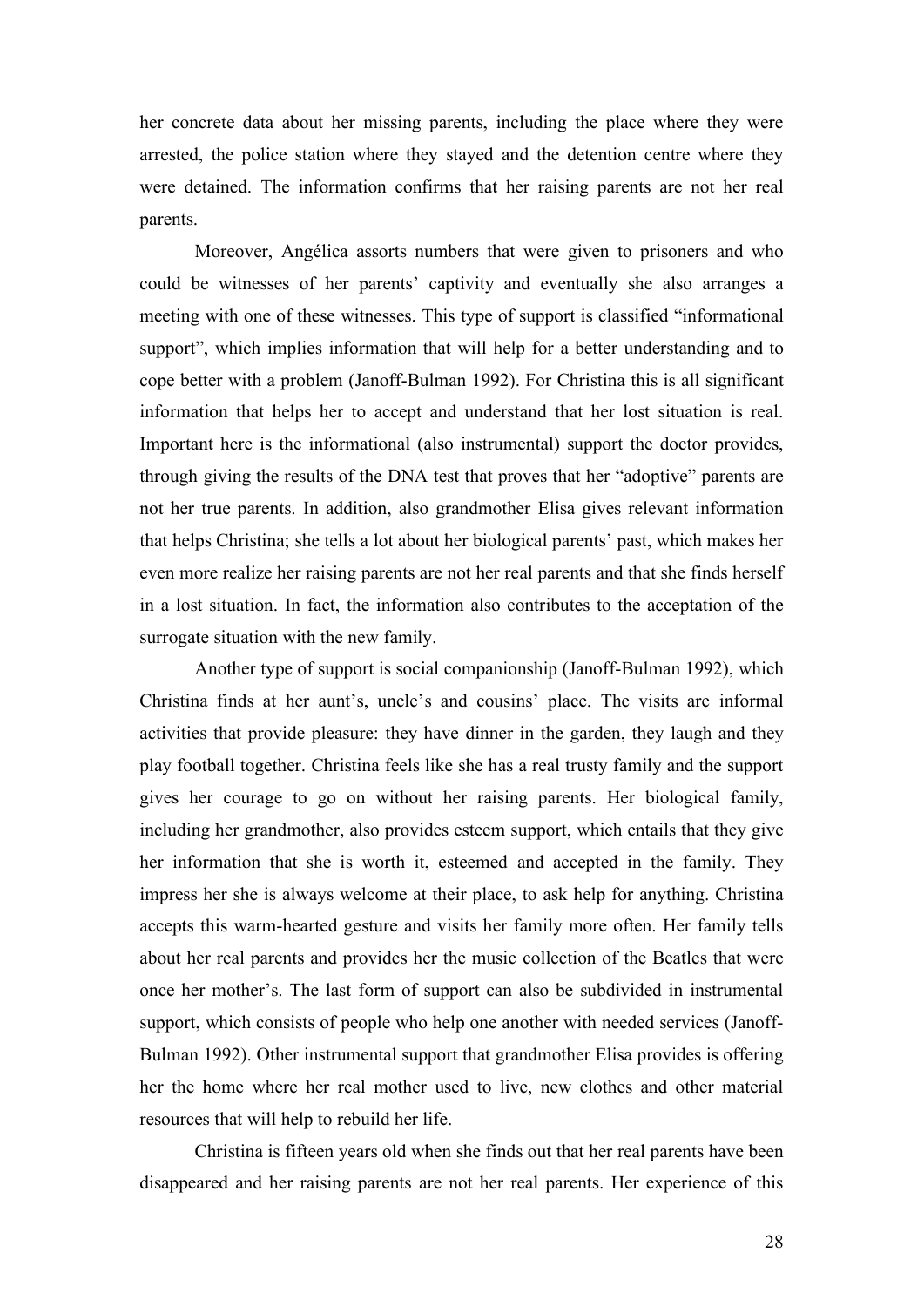her concrete data about her missing parents, including the place where they were arrested, the police station where they stayed and the detention centre where they were detained. The information confirms that her raising parents are not her real parents.

Moreover, Angélica assorts numbers that were given to prisoners and who could be witnesses of her parents' captivity and eventually she also arranges a meeting with one of these witnesses. This type of support is classified "informational support", which implies information that will help for a better understanding and to cope better with a problem (Janoff-Bulman 1992). For Christina this is all significant information that helps her to accept and understand that her lost situation is real. Important here is the informational (also instrumental) support the doctor provides, through giving the results of the DNA test that proves that her "adoptive" parents are not her true parents. In addition, also grandmother Elisa gives relevant information that helps Christina; she tells a lot about her biological parents' past, which makes her even more realize her raising parents are not her real parents and that she finds herself in a lost situation. In fact, the information also contributes to the acceptation of the surrogate situation with the new family.

Another type of support is social companionship (Janoff-Bulman 1992), which Christina finds at her aunt's, uncle's and cousins' place. The visits are informal activities that provide pleasure: they have dinner in the garden, they laugh and they play football together. Christina feels like she has a real trusty family and the support gives her courage to go on without her raising parents. Her biological family, including her grandmother, also provides esteem support, which entails that they give her information that she is worth it, esteemed and accepted in the family. They impress her she is always welcome at their place, to ask help for anything. Christina accepts this warm-hearted gesture and visits her family more often. Her family tells about her real parents and provides her the music collection of the Beatles that were once her mother's. The last form of support can also be subdivided in instrumental support, which consists of people who help one another with needed services (Janoff-Bulman 1992). Other instrumental support that grandmother Elisa provides is offering her the home where her real mother used to live, new clothes and other material resources that will help to rebuild her life.

Christina is fifteen years old when she finds out that her real parents have been disappeared and her raising parents are not her real parents. Her experience of this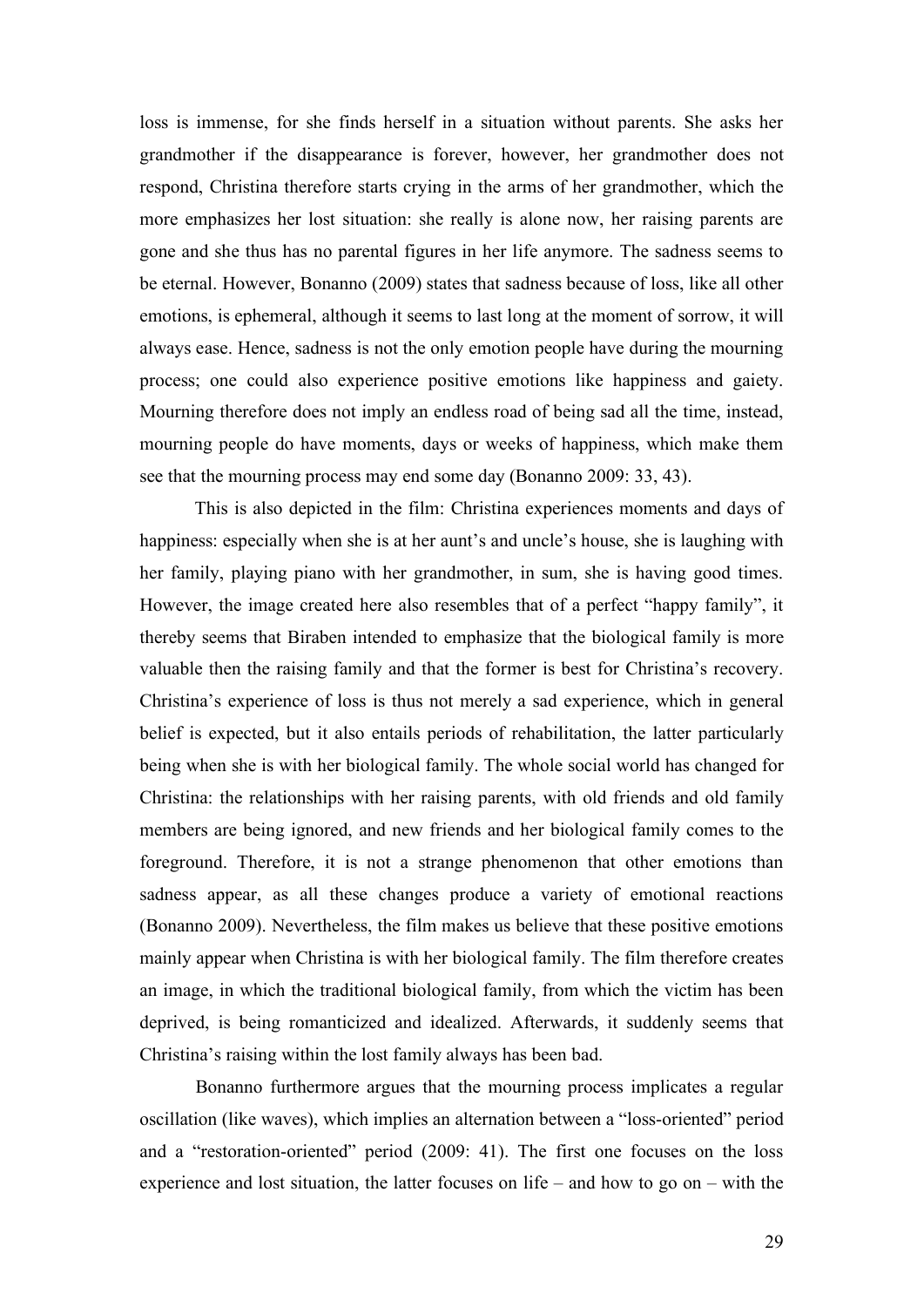loss is immense, for she finds herself in a situation without parents. She asks her grandmother if the disappearance is forever, however, her grandmother does not respond, Christina therefore starts crying in the arms of her grandmother, which the more emphasizes her lost situation: she really is alone now, her raising parents are gone and she thus has no parental figures in her life anymore. The sadness seems to be eternal. However, Bonanno (2009) states that sadness because of loss, like all other emotions, is ephemeral, although it seems to last long at the moment of sorrow, it will always ease. Hence, sadness is not the only emotion people have during the mourning process; one could also experience positive emotions like happiness and gaiety. Mourning therefore does not imply an endless road of being sad all the time, instead, mourning people do have moments, days or weeks of happiness, which make them see that the mourning process may end some day (Bonanno 2009: 33, 43).

This is also depicted in the film: Christina experiences moments and days of happiness: especially when she is at her aunt's and uncle's house, she is laughing with her family, playing piano with her grandmother, in sum, she is having good times. However, the image created here also resembles that of a perfect "happy family", it thereby seems that Biraben intended to emphasize that the biological family is more valuable then the raising family and that the former is best for Christina's recovery. Christina's experience of loss is thus not merely a sad experience, which in general belief is expected, but it also entails periods of rehabilitation, the latter particularly being when she is with her biological family. The whole social world has changed for Christina: the relationships with her raising parents, with old friends and old family members are being ignored, and new friends and her biological family comes to the foreground. Therefore, it is not a strange phenomenon that other emotions than sadness appear, as all these changes produce a variety of emotional reactions (Bonanno 2009). Nevertheless, the film makes us believe that these positive emotions mainly appear when Christina is with her biological family. The film therefore creates an image, in which the traditional biological family, from which the victim has been deprived, is being romanticized and idealized. Afterwards, it suddenly seems that Christina's raising within the lost family always has been bad.

Bonanno furthermore argues that the mourning process implicates a regular oscillation (like waves), which implies an alternation between a "loss-oriented" period and a "restoration-oriented" period (2009: 41). The first one focuses on the loss experience and lost situation, the latter focuses on life – and how to go on – with the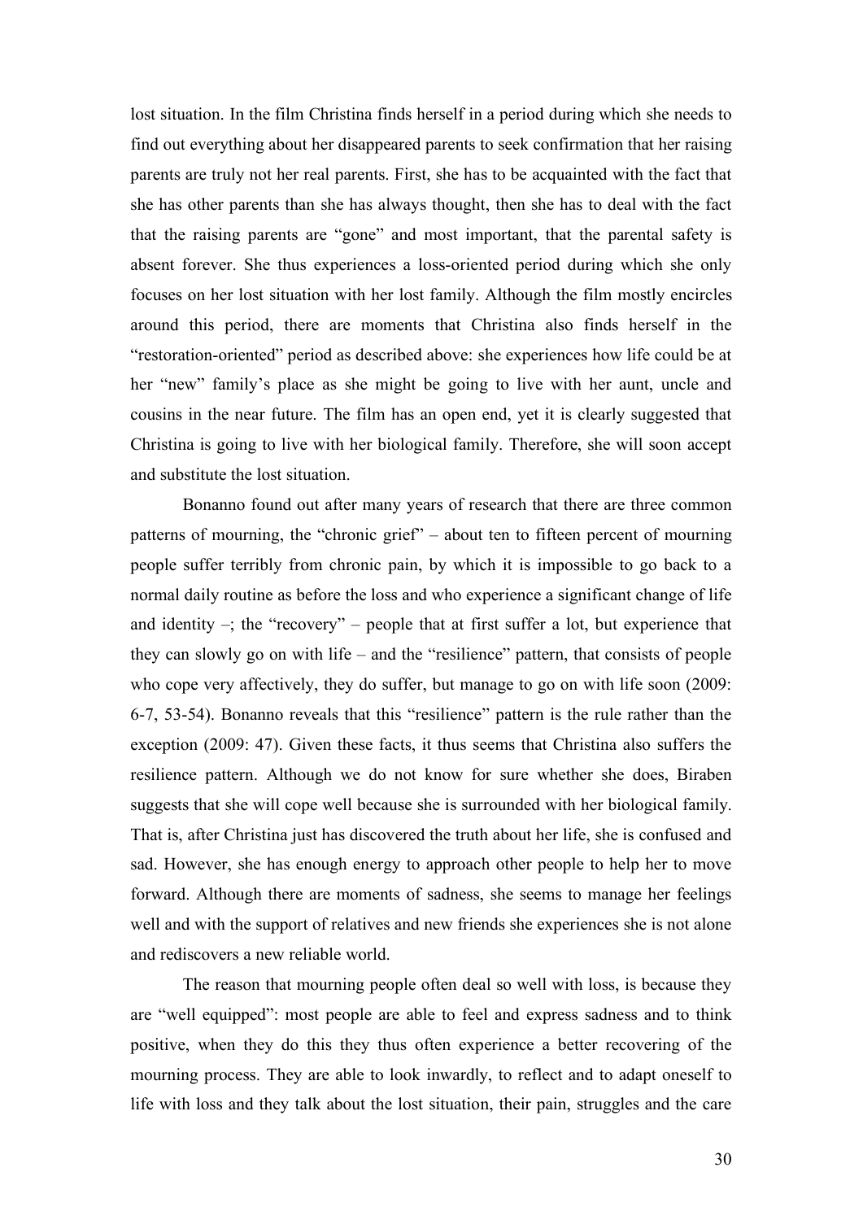lost situation. In the film Christina finds herself in a period during which she needs to find out everything about her disappeared parents to seek confirmation that her raising parents are truly not her real parents. First, she has to be acquainted with the fact that she has other parents than she has always thought, then she has to deal with the fact that the raising parents are "gone" and most important, that the parental safety is absent forever. She thus experiences a loss-oriented period during which she only focuses on her lost situation with her lost family. Although the film mostly encircles around this period, there are moments that Christina also finds herself in the "restoration-oriented" period as described above: she experiences how life could be at her "new" family's place as she might be going to live with her aunt, uncle and cousins in the near future. The film has an open end, yet it is clearly suggested that Christina is going to live with her biological family. Therefore, she will soon accept and substitute the lost situation.

Bonanno found out after many years of research that there are three common patterns of mourning, the "chronic grief" – about ten to fifteen percent of mourning people suffer terribly from chronic pain, by which it is impossible to go back to a normal daily routine as before the loss and who experience a significant change of life and identity –; the "recovery" – people that at first suffer a lot, but experience that they can slowly go on with life – and the "resilience" pattern, that consists of people who cope very affectively, they do suffer, but manage to go on with life soon (2009: 6-7, 53-54). Bonanno reveals that this "resilience" pattern is the rule rather than the exception (2009: 47). Given these facts, it thus seems that Christina also suffers the resilience pattern. Although we do not know for sure whether she does, Biraben suggests that she will cope well because she is surrounded with her biological family. That is, after Christina just has discovered the truth about her life, she is confused and sad. However, she has enough energy to approach other people to help her to move forward. Although there are moments of sadness, she seems to manage her feelings well and with the support of relatives and new friends she experiences she is not alone and rediscovers a new reliable world.

The reason that mourning people often deal so well with loss, is because they are "well equipped": most people are able to feel and express sadness and to think positive, when they do this they thus often experience a better recovering of the mourning process. They are able to look inwardly, to reflect and to adapt oneself to life with loss and they talk about the lost situation, their pain, struggles and the care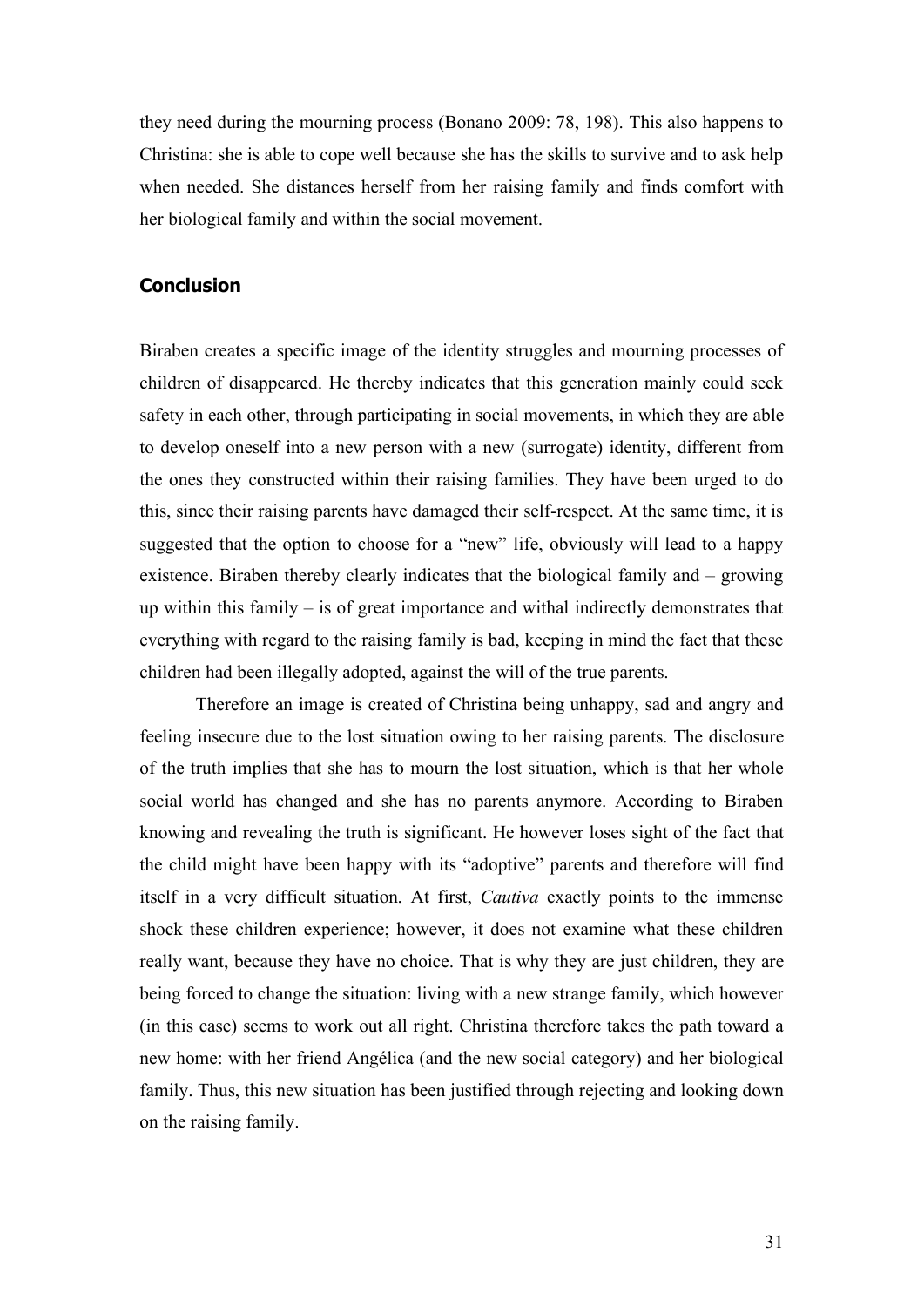they need during the mourning process (Bonano 2009: 78, 198). This also happens to Christina: she is able to cope well because she has the skills to survive and to ask help when needed. She distances herself from her raising family and finds comfort with her biological family and within the social movement.

## Conclusion

Biraben creates a specific image of the identity struggles and mourning processes of children of disappeared. He thereby indicates that this generation mainly could seek safety in each other, through participating in social movements, in which they are able to develop oneself into a new person with a new (surrogate) identity, different from the ones they constructed within their raising families. They have been urged to do this, since their raising parents have damaged their self-respect. At the same time, it is suggested that the option to choose for a "new" life, obviously will lead to a happy existence. Biraben thereby clearly indicates that the biological family and – growing up within this family – is of great importance and withal indirectly demonstrates that everything with regard to the raising family is bad, keeping in mind the fact that these children had been illegally adopted, against the will of the true parents.

Therefore an image is created of Christina being unhappy, sad and angry and feeling insecure due to the lost situation owing to her raising parents. The disclosure of the truth implies that she has to mourn the lost situation, which is that her whole social world has changed and she has no parents anymore. According to Biraben knowing and revealing the truth is significant. He however loses sight of the fact that the child might have been happy with its "adoptive" parents and therefore will find itself in a very difficult situation. At first, *Cautiva* exactly points to the immense shock these children experience; however, it does not examine what these children really want, because they have no choice. That is why they are just children, they are being forced to change the situation: living with a new strange family, which however (in this case) seems to work out all right. Christina therefore takes the path toward a new home: with her friend Angélica (and the new social category) and her biological family. Thus, this new situation has been justified through rejecting and looking down on the raising family.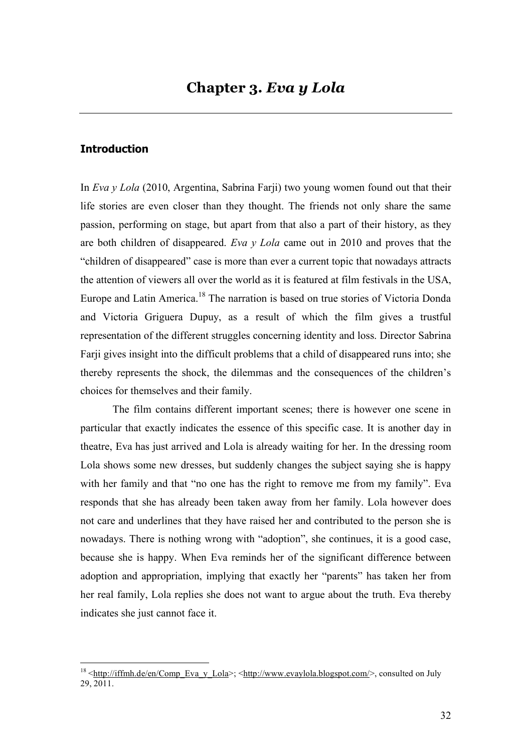# Chapter 3. *Eva y Lola*

## Introduction

In *Eva y Lola* (2010, Argentina, Sabrina Farji) two young women found out that their life stories are even closer than they thought. The friends not only share the same passion, performing on stage, but apart from that also a part of their history, as they are both children of disappeared. *Eva y Lola* came out in 2010 and proves that the "children of disappeared" case is more than ever a current topic that nowadays attracts the attention of viewers all over the world as it is featured at film festivals in the USA, Europe and Latin America.[18] The narration is based on true stories of Victoria Donda and Victoria Griguera Dupuy, as a result of which the film gives a trustful representation of the different struggles concerning identity and loss. Director Sabrina Farji gives insight into the difficult problems that a child of disappeared runs into; she thereby represents the shock, the dilemmas and the consequences of the children's choices for themselves and their family.

The film contains different important scenes; there is however one scene in particular that exactly indicates the essence of this specific case. It is another day in theatre, Eva has just arrived and Lola is already waiting for her. In the dressing room Lola shows some new dresses, but suddenly changes the subject saying she is happy with her family and that "no one has the right to remove me from my family". Eva responds that she has already been taken away from her family. Lola however does not care and underlines that they have raised her and contributed to the person she is nowadays. There is nothing wrong with "adoption", she continues, it is a good case, because she is happy. When Eva reminds her of the significant difference between adoption and appropriation, implying that exactly her "parents" has taken her from her real family, Lola replies she does not want to argue about the truth. Eva thereby indicates she just cannot face it.

---

[18] <http://iffmh.de/en/Comp_Eva_y_Lola>; <http://www.evaylola.blogspot.com/>, consulted on July 29, 2011.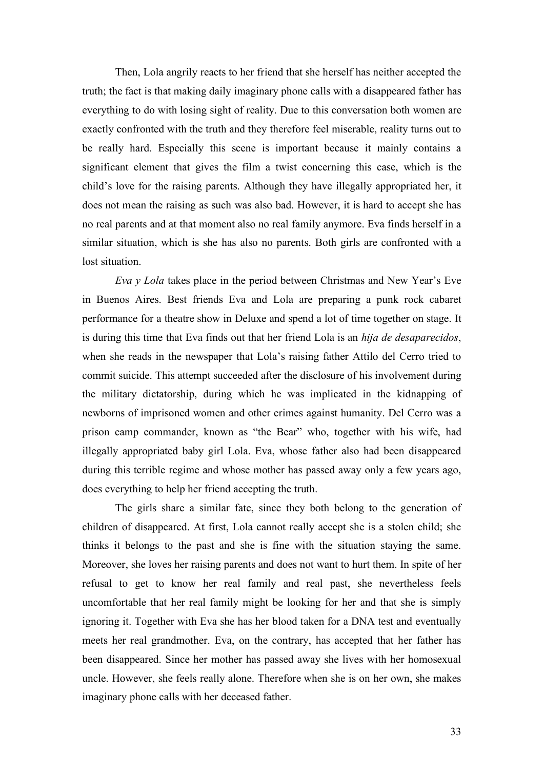Then, Lola angrily reacts to her friend that she herself has neither accepted the truth; the fact is that making daily imaginary phone calls with a disappeared father has everything to do with losing sight of reality. Due to this conversation both women are exactly confronted with the truth and they therefore feel miserable, reality turns out to be really hard. Especially this scene is important because it mainly contains a significant element that gives the film a twist concerning this case, which is the child's love for the raising parents. Although they have illegally appropriated her, it does not mean the raising as such was also bad. However, it is hard to accept she has no real parents and at that moment also no real family anymore. Eva finds herself in a similar situation, which is she has also no parents. Both girls are confronted with a lost situation.

*Eva y Lola* takes place in the period between Christmas and New Year's Eve in Buenos Aires. Best friends Eva and Lola are preparing a punk rock cabaret performance for a theatre show in Deluxe and spend a lot of time together on stage. It is during this time that Eva finds out that her friend Lola is an *hija de desaparecidos*, when she reads in the newspaper that Lola's raising father Attilo del Cerro tried to commit suicide. This attempt succeeded after the disclosure of his involvement during the military dictatorship, during which he was implicated in the kidnapping of newborns of imprisoned women and other crimes against humanity. Del Cerro was a prison camp commander, known as "the Bear" who, together with his wife, had illegally appropriated baby girl Lola. Eva, whose father also had been disappeared during this terrible regime and whose mother has passed away only a few years ago, does everything to help her friend accepting the truth.

The girls share a similar fate, since they both belong to the generation of children of disappeared. At first, Lola cannot really accept she is a stolen child; she thinks it belongs to the past and she is fine with the situation staying the same. Moreover, she loves her raising parents and does not want to hurt them. In spite of her refusal to get to know her real family and real past, she nevertheless feels uncomfortable that her real family might be looking for her and that she is simply ignoring it. Together with Eva she has her blood taken for a DNA test and eventually meets her real grandmother. Eva, on the contrary, has accepted that her father has been disappeared. Since her mother has passed away she lives with her homosexual uncle. However, she feels really alone. Therefore when she is on her own, she makes imaginary phone calls with her deceased father.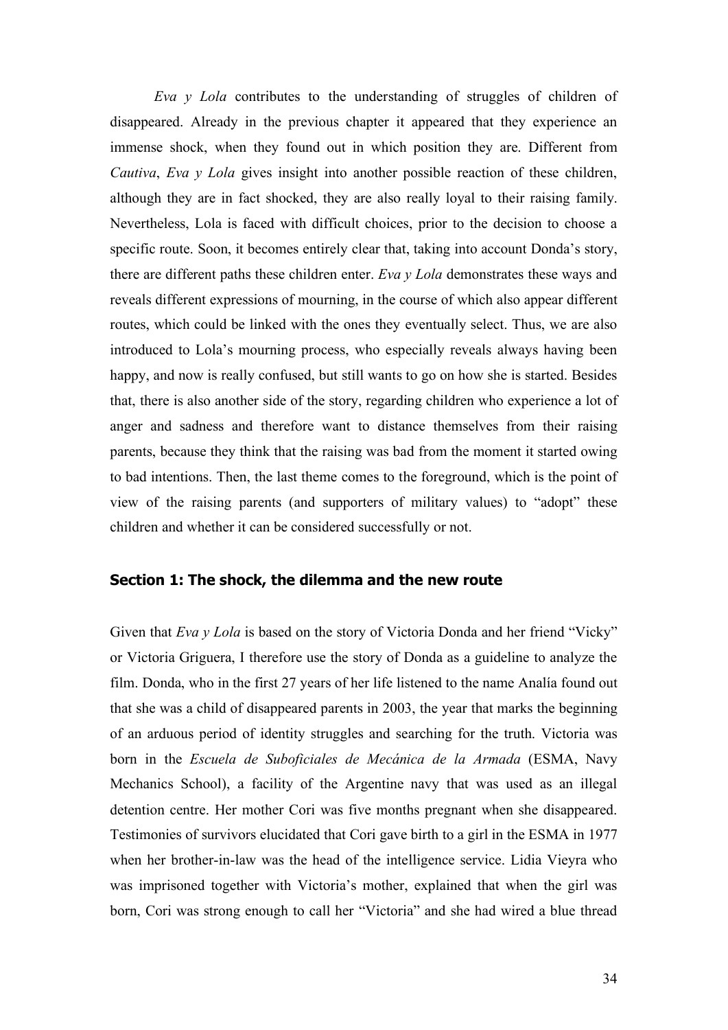*Eva y Lola* contributes to the understanding of struggles of children of disappeared. Already in the previous chapter it appeared that they experience an immense shock, when they found out in which position they are. Different from *Cautiva*, *Eva y Lola* gives insight into another possible reaction of these children, although they are in fact shocked, they are also really loyal to their raising family. Nevertheless, Lola is faced with difficult choices, prior to the decision to choose a specific route. Soon, it becomes entirely clear that, taking into account Donda's story, there are different paths these children enter. *Eva y Lola* demonstrates these ways and reveals different expressions of mourning, in the course of which also appear different routes, which could be linked with the ones they eventually select. Thus, we are also introduced to Lola's mourning process, who especially reveals always having been happy, and now is really confused, but still wants to go on how she is started. Besides that, there is also another side of the story, regarding children who experience a lot of anger and sadness and therefore want to distance themselves from their raising parents, because they think that the raising was bad from the moment it started owing to bad intentions. Then, the last theme comes to the foreground, which is the point of view of the raising parents (and supporters of military values) to "adopt" these children and whether it can be considered successfully or not.

### Section 1: The shock, the dilemma and the new route

Given that *Eva y Lola* is based on the story of Victoria Donda and her friend "Vicky" or Victoria Griguera, I therefore use the story of Donda as a guideline to analyze the film. Donda, who in the first 27 years of her life listened to the name Analía found out that she was a child of disappeared parents in 2003, the year that marks the beginning of an arduous period of identity struggles and searching for the truth. Victoria was born in the *Escuela de Suboficiales de Mecánica de la Armada* (ESMA, Navy Mechanics School), a facility of the Argentine navy that was used as an illegal detention centre. Her mother Cori was five months pregnant when she disappeared. Testimonies of survivors elucidated that Cori gave birth to a girl in the ESMA in 1977 when her brother-in-law was the head of the intelligence service. Lidia Vieyra who was imprisoned together with Victoria's mother, explained that when the girl was born, Cori was strong enough to call her "Victoria" and she had wired a blue thread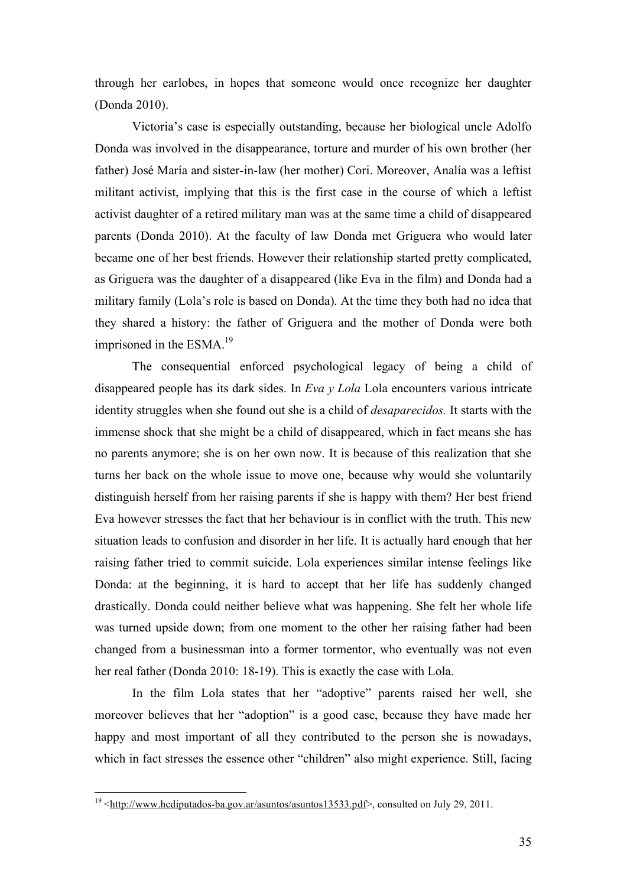through her earlobes, in hopes that someone would once recognize her daughter (Donda 2010).

Victoria's case is especially outstanding, because her biological uncle Adolfo Donda was involved in the disappearance, torture and murder of his own brother (her father) José María and sister-in-law (her mother) Cori. Moreover, Analía was a leftist militant activist, implying that this is the first case in the course of which a leftist activist daughter of a retired military man was at the same time a child of disappeared parents (Donda 2010). At the faculty of law Donda met Griguera who would later became one of her best friends. However their relationship started pretty complicated, as Griguera was the daughter of a disappeared (like Eva in the film) and Donda had a military family (Lola's role is based on Donda). At the time they both had no idea that they shared a history: the father of Griguera and the mother of Donda were both imprisoned in the ESMA.[19]

The consequential enforced psychological legacy of being a child of disappeared people has its dark sides. In *Eva y Lola* Lola encounters various intricate identity struggles when she found out she is a child of *desaparecidos.* It starts with the immense shock that she might be a child of disappeared, which in fact means she has no parents anymore; she is on her own now. It is because of this realization that she turns her back on the whole issue to move one, because why would she voluntarily distinguish herself from her raising parents if she is happy with them? Her best friend Eva however stresses the fact that her behaviour is in conflict with the truth. This new situation leads to confusion and disorder in her life. It is actually hard enough that her raising father tried to commit suicide. Lola experiences similar intense feelings like Donda: at the beginning, it is hard to accept that her life has suddenly changed drastically. Donda could neither believe what was happening. She felt her whole life was turned upside down; from one moment to the other her raising father had been changed from a businessman into a former tormentor, who eventually was not even her real father (Donda 2010: 18-19). This is exactly the case with Lola.

In the film Lola states that her "adoptive" parents raised her well, she moreover believes that her "adoption" is a good case, because they have made her happy and most important of all they contributed to the person she is nowadays, which in fact stresses the essence other "children" also might experience. Still, facing

---

[19] <http://www.hcdiputados-ba.gov.ar/asuntos/asuntos13533.pdf>, consulted on July 29, 2011.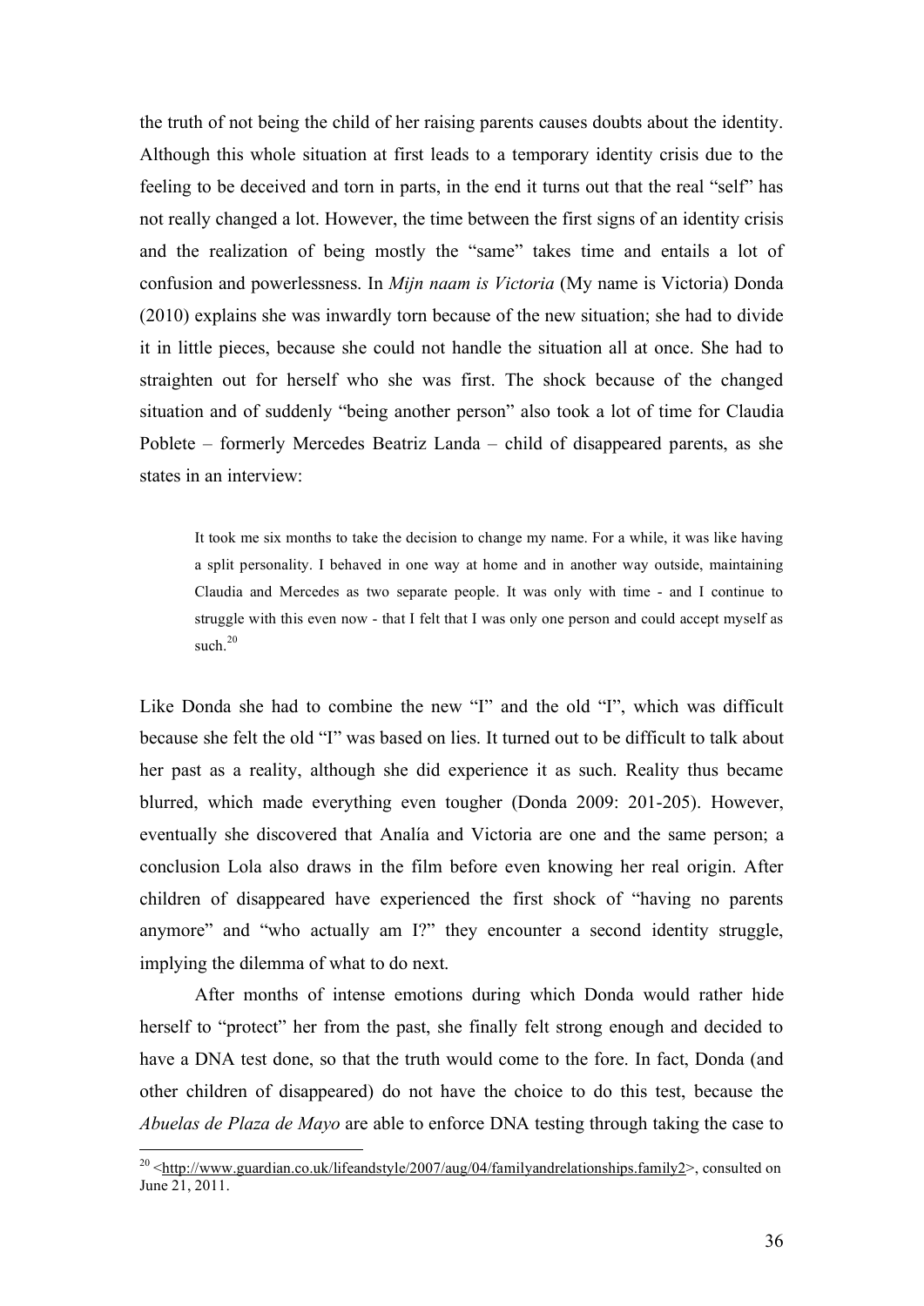the truth of not being the child of her raising parents causes doubts about the identity. Although this whole situation at first leads to a temporary identity crisis due to the feeling to be deceived and torn in parts, in the end it turns out that the real "self" has not really changed a lot. However, the time between the first signs of an identity crisis and the realization of being mostly the "same" takes time and entails a lot of confusion and powerlessness. In *Mijn naam is Victoria* (My name is Victoria) Donda (2010) explains she was inwardly torn because of the new situation; she had to divide it in little pieces, because she could not handle the situation all at once. She had to straighten out for herself who she was first. The shock because of the changed situation and of suddenly "being another person" also took a lot of time for Claudia Poblete – formerly Mercedes Beatriz Landa – child of disappeared parents, as she states in an interview:

> It took me six months to take the decision to change my name. For a while, it was like having a split personality. I behaved in one way at home and in another way outside, maintaining Claudia and Mercedes as two separate people. It was only with time - and I continue to struggle with this even now - that I felt that I was only one person and could accept myself as such.[20]

Like Donda she had to combine the new "I" and the old "I", which was difficult because she felt the old "I" was based on lies. It turned out to be difficult to talk about her past as a reality, although she did experience it as such. Reality thus became blurred, which made everything even tougher (Donda 2009: 201-205). However, eventually she discovered that Analía and Victoria are one and the same person; a conclusion Lola also draws in the film before even knowing her real origin. After children of disappeared have experienced the first shock of "having no parents anymore" and "who actually am I?" they encounter a second identity struggle, implying the dilemma of what to do next.

After months of intense emotions during which Donda would rather hide herself to "protect" her from the past, she finally felt strong enough and decided to have a DNA test done, so that the truth would come to the fore. In fact, Donda (and other children of disappeared) do not have the choice to do this test, because the *Abuelas de Plaza de Mayo* are able to enforce DNA testing through taking the case to

[20] <http://www.guardian.co.uk/lifeandstyle/2007/aug/04/familyandrelationships.family2>, consulted on June 21, 2011.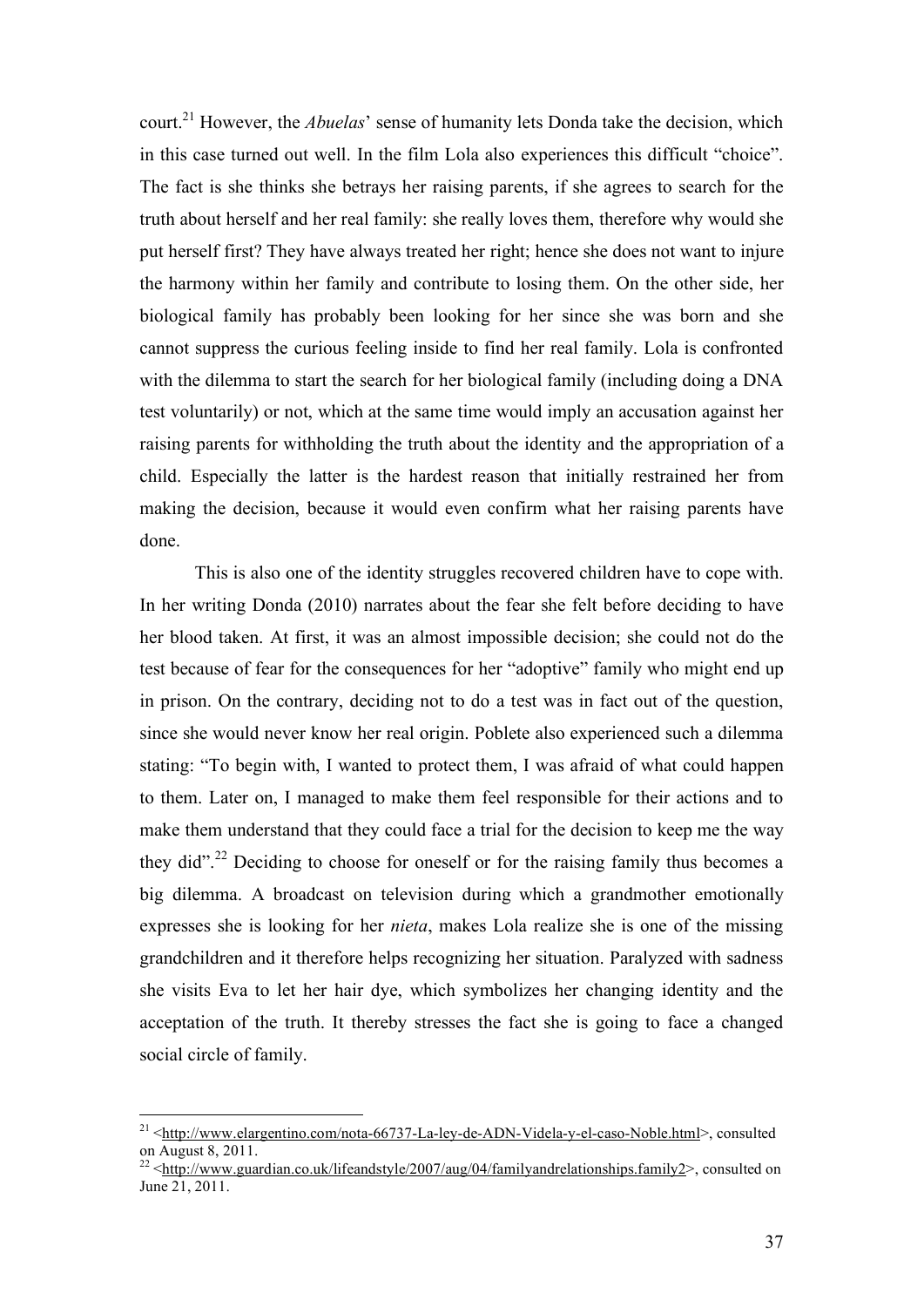court.[21] However, the *Abuelas*' sense of humanity lets Donda take the decision, which in this case turned out well. In the film Lola also experiences this difficult "choice". The fact is she thinks she betrays her raising parents, if she agrees to search for the truth about herself and her real family: she really loves them, therefore why would she put herself first? They have always treated her right; hence she does not want to injure the harmony within her family and contribute to losing them. On the other side, her biological family has probably been looking for her since she was born and she cannot suppress the curious feeling inside to find her real family. Lola is confronted with the dilemma to start the search for her biological family (including doing a DNA test voluntarily) or not, which at the same time would imply an accusation against her raising parents for withholding the truth about the identity and the appropriation of a child. Especially the latter is the hardest reason that initially restrained her from making the decision, because it would even confirm what her raising parents have done.

This is also one of the identity struggles recovered children have to cope with. In her writing Donda (2010) narrates about the fear she felt before deciding to have her blood taken. At first, it was an almost impossible decision; she could not do the test because of fear for the consequences for her "adoptive" family who might end up in prison. On the contrary, deciding not to do a test was in fact out of the question, since she would never know her real origin. Poblete also experienced such a dilemma stating: "To begin with, I wanted to protect them, I was afraid of what could happen to them. Later on, I managed to make them feel responsible for their actions and to make them understand that they could face a trial for the decision to keep me the way they did".[22] Deciding to choose for oneself or for the raising family thus becomes a big dilemma. A broadcast on television during which a grandmother emotionally expresses she is looking for her *nieta*, makes Lola realize she is one of the missing grandchildren and it therefore helps recognizing her situation. Paralyzed with sadness she visits Eva to let her hair dye, which symbolizes her changing identity and the acceptation of the truth. It thereby stresses the fact she is going to face a changed social circle of family.

---

[21] <http://www.elargentino.com/nota-66737-La-ley-de-ADN-Videla-y-el-caso-Noble.html>, consulted on August 8, 2011.

[22] <http://www.guardian.co.uk/lifeandstyle/2007/aug/04/familyandrelationships.family2>, consulted on June 21, 2011.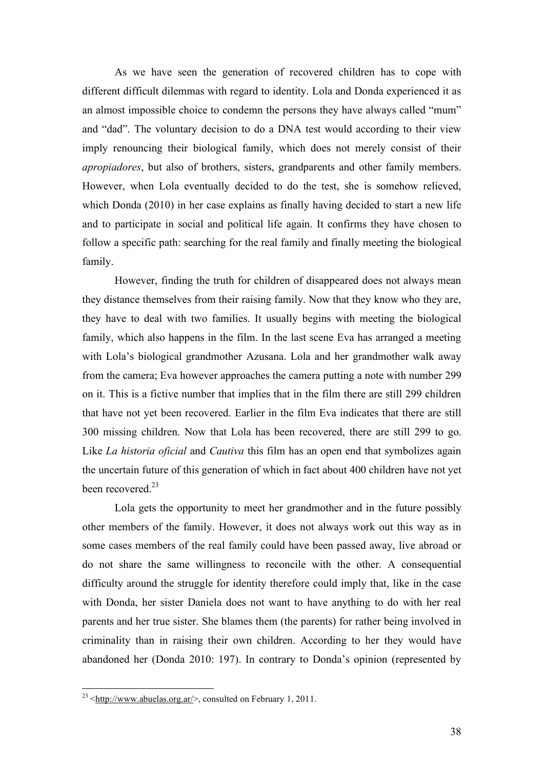As we have seen the generation of recovered children has to cope with different difficult dilemmas with regard to identity. Lola and Donda experienced it as an almost impossible choice to condemn the persons they have always called "mum" and "dad". The voluntary decision to do a DNA test would according to their view imply renouncing their biological family, which does not merely consist of their *apropiadores*, but also of brothers, sisters, grandparents and other family members. However, when Lola eventually decided to do the test, she is somehow relieved, which Donda (2010) in her case explains as finally having decided to start a new life and to participate in social and political life again. It confirms they have chosen to follow a specific path: searching for the real family and finally meeting the biological family.

However, finding the truth for children of disappeared does not always mean they distance themselves from their raising family. Now that they know who they are, they have to deal with two families. It usually begins with meeting the biological family, which also happens in the film. In the last scene Eva has arranged a meeting with Lola's biological grandmother Azusana. Lola and her grandmother walk away from the camera; Eva however approaches the camera putting a note with number 299 on it. This is a fictive number that implies that in the film there are still 299 children that have not yet been recovered. Earlier in the film Eva indicates that there are still 300 missing children. Now that Lola has been recovered, there are still 299 to go. Like *La historia oficial* and *Cautiva* this film has an open end that symbolizes again the uncertain future of this generation of which in fact about 400 children have not yet been recovered.[23]

Lola gets the opportunity to meet her grandmother and in the future possibly other members of the family. However, it does not always work out this way as in some cases members of the real family could have been passed away, live abroad or do not share the same willingness to reconcile with the other. A consequential difficulty around the struggle for identity therefore could imply that, like in the case with Donda, her sister Daniela does not want to have anything to do with her real parents and her true sister. She blames them (the parents) for rather being involved in criminality than in raising their own children. According to her they would have abandoned her (Donda 2010: 197). In contrary to Donda's opinion (represented by

[23] <http://www.abuelas.org.ar/>, consulted on February 1, 2011.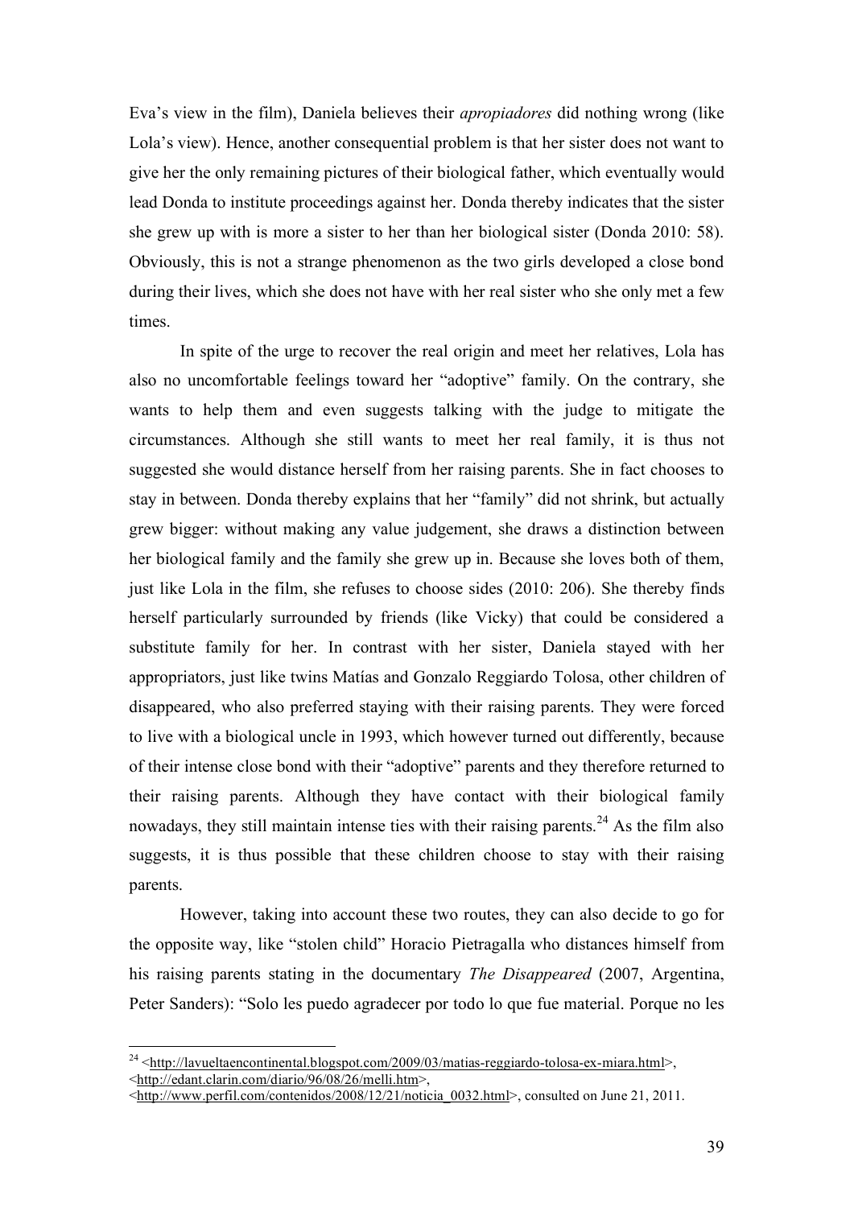Eva's view in the film), Daniela believes their *apropiadores* did nothing wrong (like Lola's view). Hence, another consequential problem is that her sister does not want to give her the only remaining pictures of their biological father, which eventually would lead Donda to institute proceedings against her. Donda thereby indicates that the sister she grew up with is more a sister to her than her biological sister (Donda 2010: 58). Obviously, this is not a strange phenomenon as the two girls developed a close bond during their lives, which she does not have with her real sister who she only met a few times.

In spite of the urge to recover the real origin and meet her relatives, Lola has also no uncomfortable feelings toward her "adoptive" family. On the contrary, she wants to help them and even suggests talking with the judge to mitigate the circumstances. Although she still wants to meet her real family, it is thus not suggested she would distance herself from her raising parents. She in fact chooses to stay in between. Donda thereby explains that her "family" did not shrink, but actually grew bigger: without making any value judgement, she draws a distinction between her biological family and the family she grew up in. Because she loves both of them, just like Lola in the film, she refuses to choose sides (2010: 206). She thereby finds herself particularly surrounded by friends (like Vicky) that could be considered a substitute family for her. In contrast with her sister, Daniela stayed with her appropriators, just like twins Matías and Gonzalo Reggiardo Tolosa, other children of disappeared, who also preferred staying with their raising parents. They were forced to live with a biological uncle in 1993, which however turned out differently, because of their intense close bond with their "adoptive" parents and they therefore returned to their raising parents. Although they have contact with their biological family nowadays, they still maintain intense ties with their raising parents.[24] As the film also suggests, it is thus possible that these children choose to stay with their raising parents.

However, taking into account these two routes, they can also decide to go for the opposite way, like "stolen child" Horacio Pietragalla who distances himself from his raising parents stating in the documentary *The Disappeared* (2007, Argentina, Peter Sanders): "Solo les puedo agradecer por todo lo que fue material. Porque no les

---

[24] <http://lavueltaencontinental.blogspot.com/2009/03/matias-reggiardo-tolosa-ex-miara.html>, <http://edant.clarin.com/diario/96/08/26/melli.htm>, <http://www.perfil.com/contenidos/2008/12/21/noticia_0032.html>, consulted on June 21, 2011.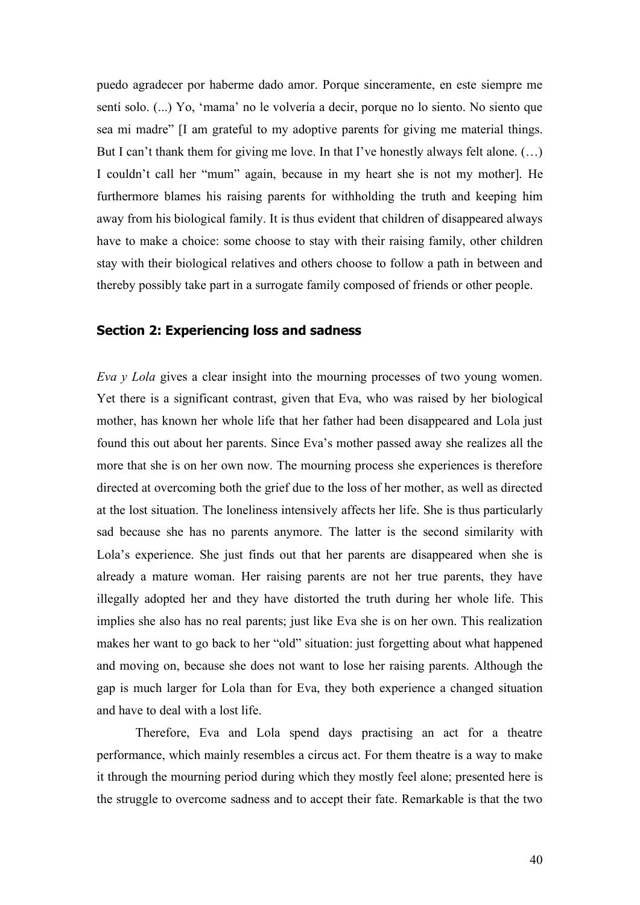puedo agradecer por haberme dado amor. Porque sinceramente, en este siempre me sentí solo. (...) Yo, 'mama' no le volvería a decir, porque no lo siento. No siento que sea mi madre" [I am grateful to my adoptive parents for giving me material things. But I can't thank them for giving me love. In that I've honestly always felt alone. (…) I couldn't call her "mum" again, because in my heart she is not my mother]. He furthermore blames his raising parents for withholding the truth and keeping him away from his biological family. It is thus evident that children of disappeared always have to make a choice: some choose to stay with their raising family, other children stay with their biological relatives and others choose to follow a path in between and thereby possibly take part in a surrogate family composed of friends or other people.

## Section 2: Experiencing loss and sadness

*Eva y Lola* gives a clear insight into the mourning processes of two young women. Yet there is a significant contrast, given that Eva, who was raised by her biological mother, has known her whole life that her father had been disappeared and Lola just found this out about her parents. Since Eva's mother passed away she realizes all the more that she is on her own now. The mourning process she experiences is therefore directed at overcoming both the grief due to the loss of her mother, as well as directed at the lost situation. The loneliness intensively affects her life. She is thus particularly sad because she has no parents anymore. The latter is the second similarity with Lola's experience. She just finds out that her parents are disappeared when she is already a mature woman. Her raising parents are not her true parents, they have illegally adopted her and they have distorted the truth during her whole life. This implies she also has no real parents; just like Eva she is on her own. This realization makes her want to go back to her "old" situation: just forgetting about what happened and moving on, because she does not want to lose her raising parents. Although the gap is much larger for Lola than for Eva, they both experience a changed situation and have to deal with a lost life.

Therefore, Eva and Lola spend days practising an act for a theatre performance, which mainly resembles a circus act. For them theatre is a way to make it through the mourning period during which they mostly feel alone; presented here is the struggle to overcome sadness and to accept their fate. Remarkable is that the two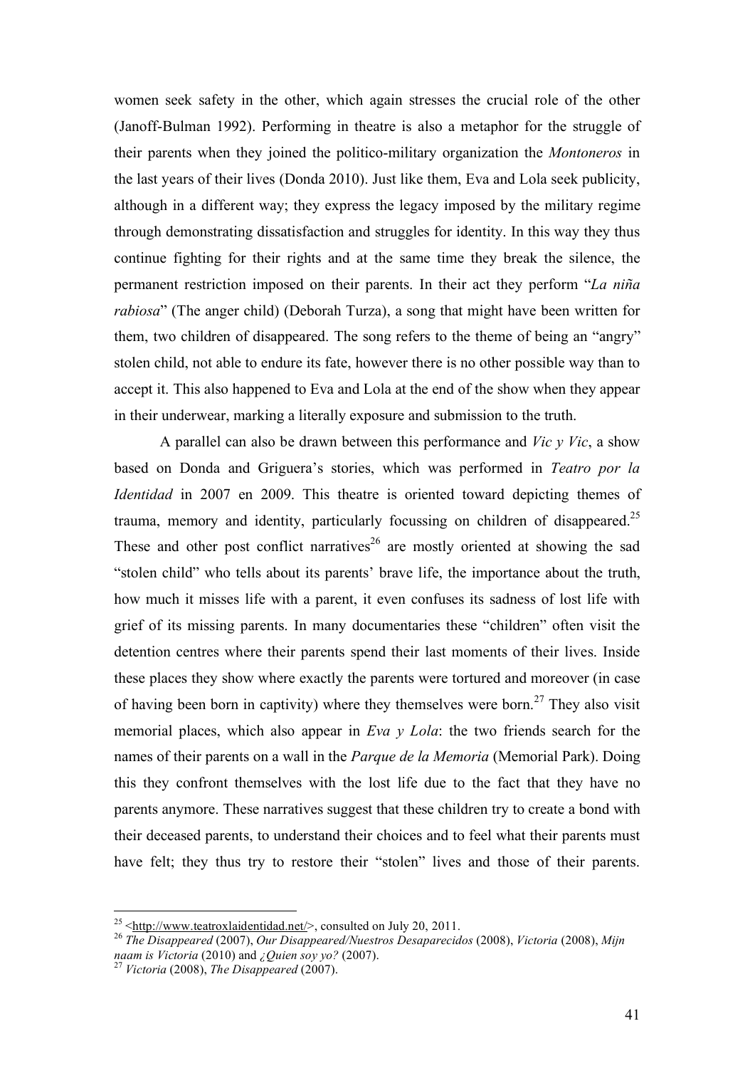women seek safety in the other, which again stresses the crucial role of the other (Janoff-Bulman 1992). Performing in theatre is also a metaphor for the struggle of their parents when they joined the politico-military organization the *Montoneros* in the last years of their lives (Donda 2010). Just like them, Eva and Lola seek publicity, although in a different way; they express the legacy imposed by the military regime through demonstrating dissatisfaction and struggles for identity. In this way they thus continue fighting for their rights and at the same time they break the silence, the permanent restriction imposed on their parents. In their act they perform "*La niña rabiosa*" (The anger child) (Deborah Turza), a song that might have been written for them, two children of disappeared. The song refers to the theme of being an "angry" stolen child, not able to endure its fate, however there is no other possible way than to accept it. This also happened to Eva and Lola at the end of the show when they appear in their underwear, marking a literally exposure and submission to the truth.

A parallel can also be drawn between this performance and *Vic y Vic*, a show based on Donda and Griguera's stories, which was performed in *Teatro por la Identidad* in 2007 en 2009. This theatre is oriented toward depicting themes of trauma, memory and identity, particularly focussing on children of disappeared.[25] These and other post conflict narratives[26] are mostly oriented at showing the sad "stolen child" who tells about its parents' brave life, the importance about the truth, how much it misses life with a parent, it even confuses its sadness of lost life with grief of its missing parents. In many documentaries these "children" often visit the detention centres where their parents spend their last moments of their lives. Inside these places they show where exactly the parents were tortured and moreover (in case of having been born in captivity) where they themselves were born.[27] They also visit memorial places, which also appear in *Eva y Lola*: the two friends search for the names of their parents on a wall in the *Parque de la Memoria* (Memorial Park). Doing this they confront themselves with the lost life due to the fact that they have no parents anymore. These narratives suggest that these children try to create a bond with their deceased parents, to understand their choices and to feel what their parents must have felt; they thus try to restore their "stolen" lives and those of their parents.

---

[25] <http://www.teatroxlaidentidad.net/>, consulted on July 20, 2011.

[26] *The Disappeared* (2007), *Our Disappeared/Nuestros Desaparecidos* (2008), *Victoria* (2008), *Mijn naam is Victoria* (2010) and *¿Quien soy yo?* (2007).

[27] *Victoria* (2008), *The Disappeared* (2007).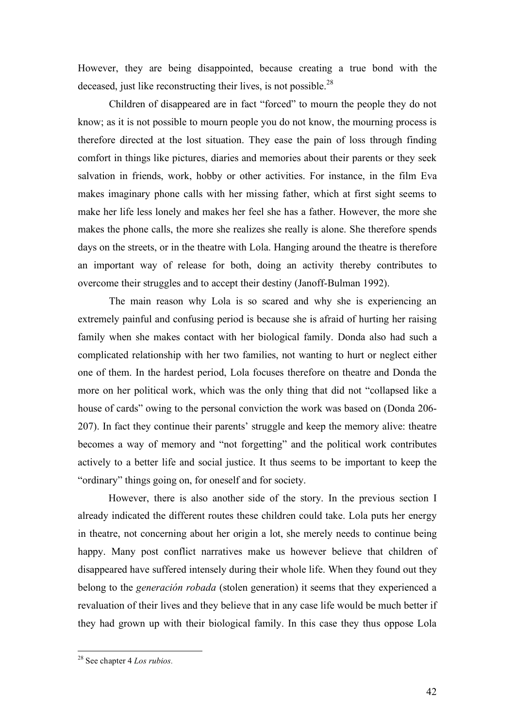However, they are being disappointed, because creating a true bond with the deceased, just like reconstructing their lives, is not possible.[28]

Children of disappeared are in fact "forced" to mourn the people they do not know; as it is not possible to mourn people you do not know, the mourning process is therefore directed at the lost situation. They ease the pain of loss through finding comfort in things like pictures, diaries and memories about their parents or they seek salvation in friends, work, hobby or other activities. For instance, in the film Eva makes imaginary phone calls with her missing father, which at first sight seems to make her life less lonely and makes her feel she has a father. However, the more she makes the phone calls, the more she realizes she really is alone. She therefore spends days on the streets, or in the theatre with Lola. Hanging around the theatre is therefore an important way of release for both, doing an activity thereby contributes to overcome their struggles and to accept their destiny (Janoff-Bulman 1992).

The main reason why Lola is so scared and why she is experiencing an extremely painful and confusing period is because she is afraid of hurting her raising family when she makes contact with her biological family. Donda also had such a complicated relationship with her two families, not wanting to hurt or neglect either one of them. In the hardest period, Lola focuses therefore on theatre and Donda the more on her political work, which was the only thing that did not "collapsed like a house of cards" owing to the personal conviction the work was based on (Donda 206-207). In fact they continue their parents' struggle and keep the memory alive: theatre becomes a way of memory and "not forgetting" and the political work contributes actively to a better life and social justice. It thus seems to be important to keep the "ordinary" things going on, for oneself and for society.

However, there is also another side of the story. In the previous section I already indicated the different routes these children could take. Lola puts her energy in theatre, not concerning about her origin a lot, she merely needs to continue being happy. Many post conflict narratives make us however believe that children of disappeared have suffered intensely during their whole life. When they found out they belong to the *generación robada* (stolen generation) it seems that they experienced a revaluation of their lives and they believe that in any case life would be much better if they had grown up with their biological family. In this case they thus oppose Lola

[28] See chapter 4 *Los rubios.*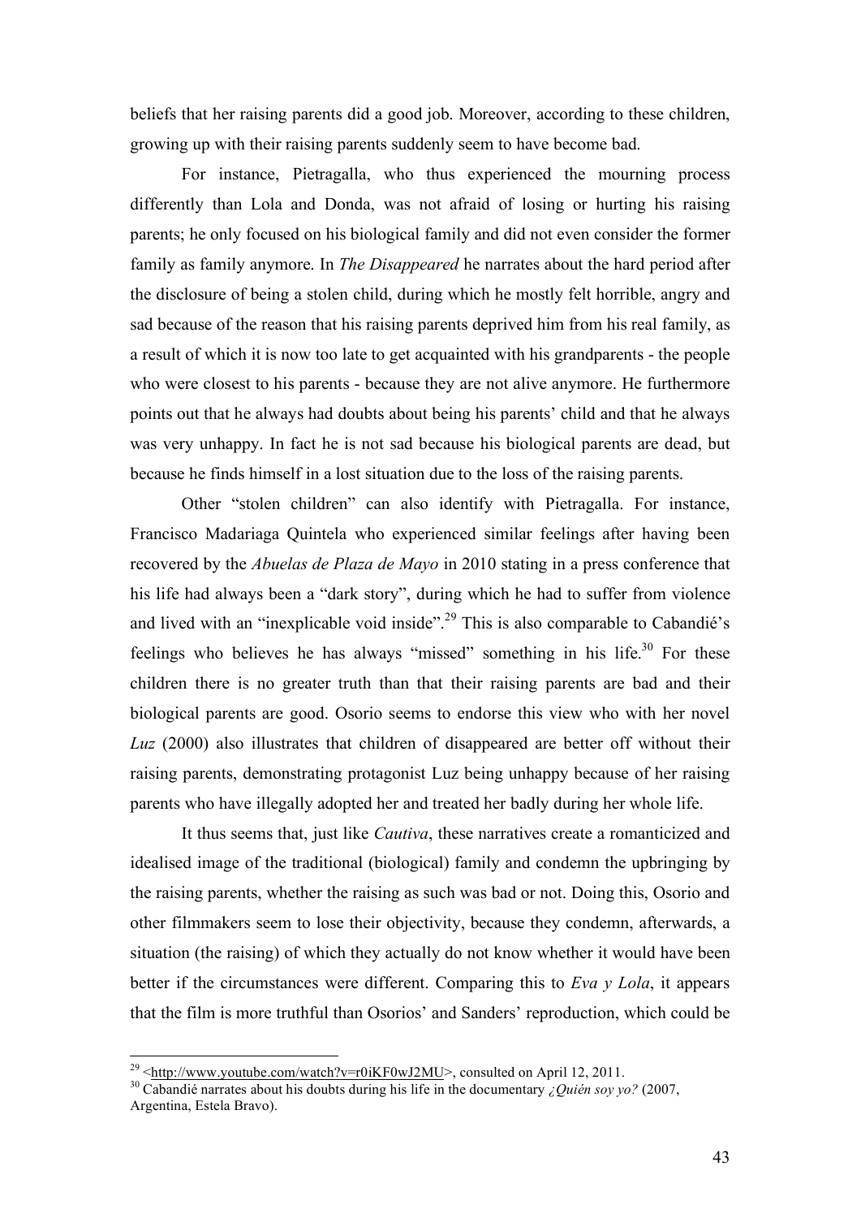beliefs that her raising parents did a good job. Moreover, according to these children, growing up with their raising parents suddenly seem to have become bad.

For instance, Pietragalla, who thus experienced the mourning process differently than Lola and Donda, was not afraid of losing or hurting his raising parents; he only focused on his biological family and did not even consider the former family as family anymore. In *The Disappeared* he narrates about the hard period after the disclosure of being a stolen child, during which he mostly felt horrible, angry and sad because of the reason that his raising parents deprived him from his real family, as a result of which it is now too late to get acquainted with his grandparents - the people who were closest to his parents - because they are not alive anymore. He furthermore points out that he always had doubts about being his parents' child and that he always was very unhappy. In fact he is not sad because his biological parents are dead, but because he finds himself in a lost situation due to the loss of the raising parents.

Other "stolen children" can also identify with Pietragalla. For instance, Francisco Madariaga Quintela who experienced similar feelings after having been recovered by the *Abuelas de Plaza de Mayo* in 2010 stating in a press conference that his life had always been a "dark story", during which he had to suffer from violence and lived with an "inexplicable void inside".[29] This is also comparable to Cabandié's feelings who believes he has always "missed" something in his life.[30] For these children there is no greater truth than that their raising parents are bad and their biological parents are good. Osorio seems to endorse this view who with her novel *Luz* (2000) also illustrates that children of disappeared are better off without their raising parents, demonstrating protagonist Luz being unhappy because of her raising parents who have illegally adopted her and treated her badly during her whole life.

It thus seems that, just like *Cautiva*, these narratives create a romanticized and idealised image of the traditional (biological) family and condemn the upbringing by the raising parents, whether the raising as such was bad or not. Doing this, Osorio and other filmmakers seem to lose their objectivity, because they condemn, afterwards, a situation (the raising) of which they actually do not know whether it would have been better if the circumstances were different. Comparing this to *Eva y Lola*, it appears that the film is more truthful than Osorios' and Sanders' reproduction, which could be

---

[29] <http://www.youtube.com/watch?v=r0iKF0wJ2MU>, consulted on April 12, 2011.

[30] Cabandié narrates about his doubts during his life in the documentary *¿Quién soy yo?* (2007, Argentina, Estela Bravo).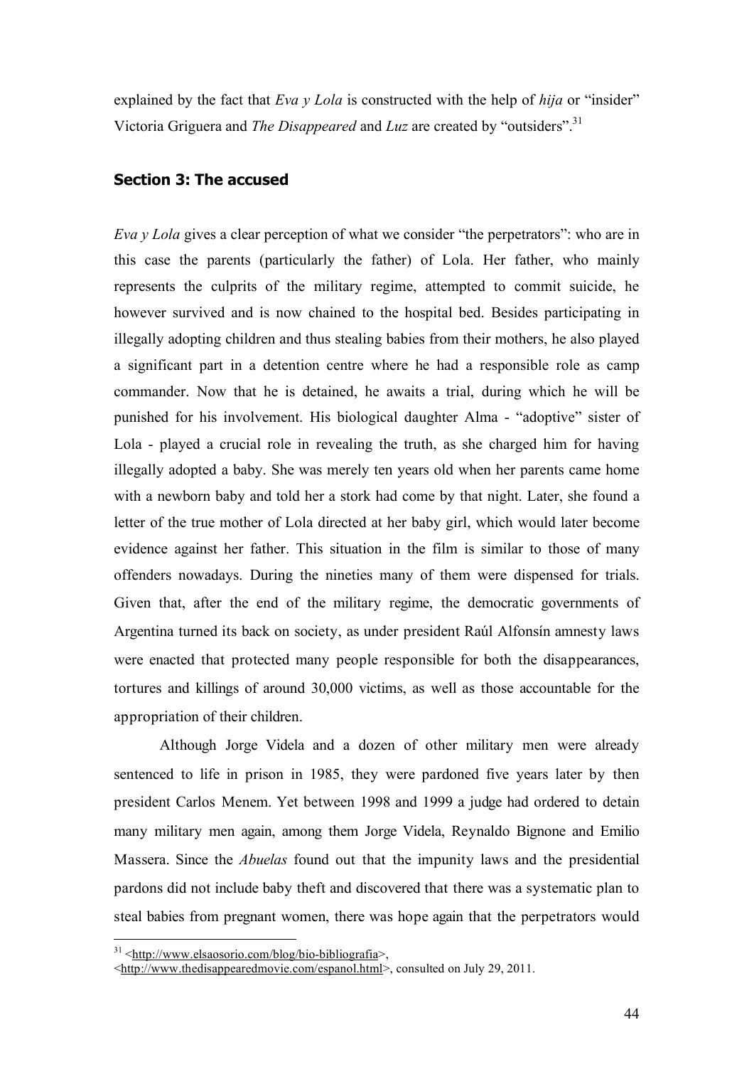explained by the fact that *Eva y Lola* is constructed with the help of *hija* or "insider" Victoria Griguera and *The Disappeared* and *Luz* are created by "outsiders".[31]

### Section 3: The accused

*Eva y Lola* gives a clear perception of what we consider "the perpetrators": who are in this case the parents (particularly the father) of Lola. Her father, who mainly represents the culprits of the military regime, attempted to commit suicide, he however survived and is now chained to the hospital bed. Besides participating in illegally adopting children and thus stealing babies from their mothers, he also played a significant part in a detention centre where he had a responsible role as camp commander. Now that he is detained, he awaits a trial, during which he will be punished for his involvement. His biological daughter Alma - "adoptive" sister of Lola - played a crucial role in revealing the truth, as she charged him for having illegally adopted a baby. She was merely ten years old when her parents came home with a newborn baby and told her a stork had come by that night. Later, she found a letter of the true mother of Lola directed at her baby girl, which would later become evidence against her father. This situation in the film is similar to those of many offenders nowadays. During the nineties many of them were dispensed for trials. Given that, after the end of the military regime, the democratic governments of Argentina turned its back on society, as under president Raúl Alfonsín amnesty laws were enacted that protected many people responsible for both the disappearances, tortures and killings of around 30,000 victims, as well as those accountable for the appropriation of their children.

Although Jorge Videla and a dozen of other military men were already sentenced to life in prison in 1985, they were pardoned five years later by then president Carlos Menem. Yet between 1998 and 1999 a judge had ordered to detain many military men again, among them Jorge Videla, Reynaldo Bignone and Emilio Massera. Since the *Abuelas* found out that the impunity laws and the presidential pardons did not include baby theft and discovered that there was a systematic plan to steal babies from pregnant women, there was hope again that the perpetrators would

---

[31] <http://www.elsaosorio.com/blog/bio-bibliografia>, <http://www.thedisappearedmovie.com/espanol.html>, consulted on July 29, 2011.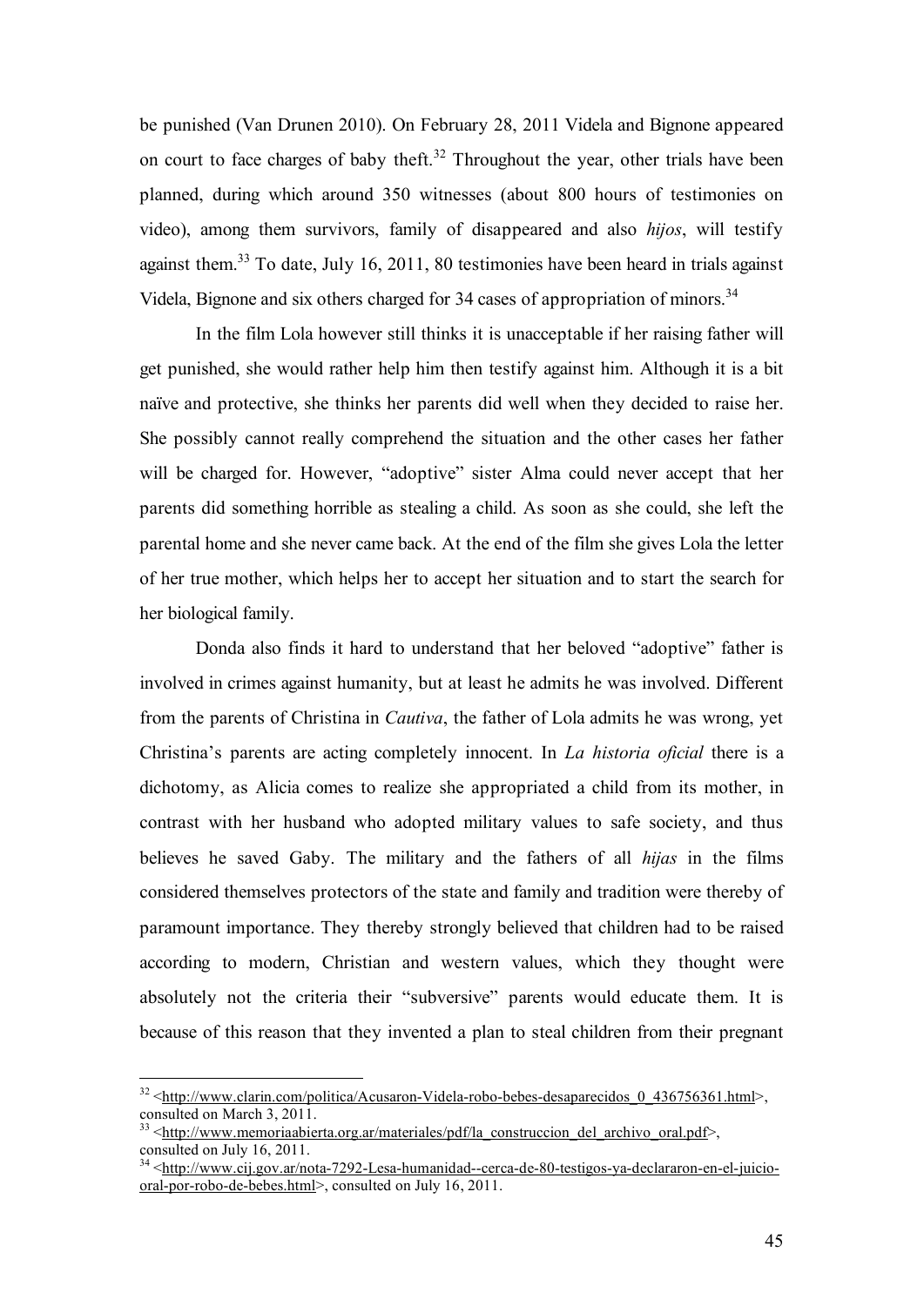be punished (Van Drunen 2010). On February 28, 2011 Videla and Bignone appeared on court to face charges of baby theft.[32] Throughout the year, other trials have been planned, during which around 350 witnesses (about 800 hours of testimonies on video), among them survivors, family of disappeared and also *hijos*, will testify against them.[33] To date, July 16, 2011, 80 testimonies have been heard in trials against Videla, Bignone and six others charged for 34 cases of appropriation of minors.[34]

In the film Lola however still thinks it is unacceptable if her raising father will get punished, she would rather help him then testify against him. Although it is a bit naïve and protective, she thinks her parents did well when they decided to raise her. She possibly cannot really comprehend the situation and the other cases her father will be charged for. However, "adoptive" sister Alma could never accept that her parents did something horrible as stealing a child. As soon as she could, she left the parental home and she never came back. At the end of the film she gives Lola the letter of her true mother, which helps her to accept her situation and to start the search for her biological family.

Donda also finds it hard to understand that her beloved "adoptive" father is involved in crimes against humanity, but at least he admits he was involved. Different from the parents of Christina in *Cautiva*, the father of Lola admits he was wrong, yet Christina's parents are acting completely innocent. In *La historia oficial* there is a dichotomy, as Alicia comes to realize she appropriated a child from its mother, in contrast with her husband who adopted military values to safe society, and thus believes he saved Gaby. The military and the fathers of all *hijas* in the films considered themselves protectors of the state and family and tradition were thereby of paramount importance. They thereby strongly believed that children had to be raised according to modern, Christian and western values, which they thought were absolutely not the criteria their "subversive" parents would educate them. It is because of this reason that they invented a plan to steal children from their pregnant

---

[32] <http://www.clarin.com/politica/Acusaron-Videla-robo-bebes-desaparecidos_0_436756361.html>, consulted on March 3, 2011.

[33] <http://www.memoriaabierta.org.ar/materiales/pdf/la_construccion_del_archivo_oral.pdf>, consulted on July 16, 2011.

[34] <http://www.cij.gov.ar/nota-7292-Lesa-humanidad--cerca-de-80-testigos-ya-declararon-en-el-juicio-oral-por-robo-de-bebes.html>, consulted on July 16, 2011.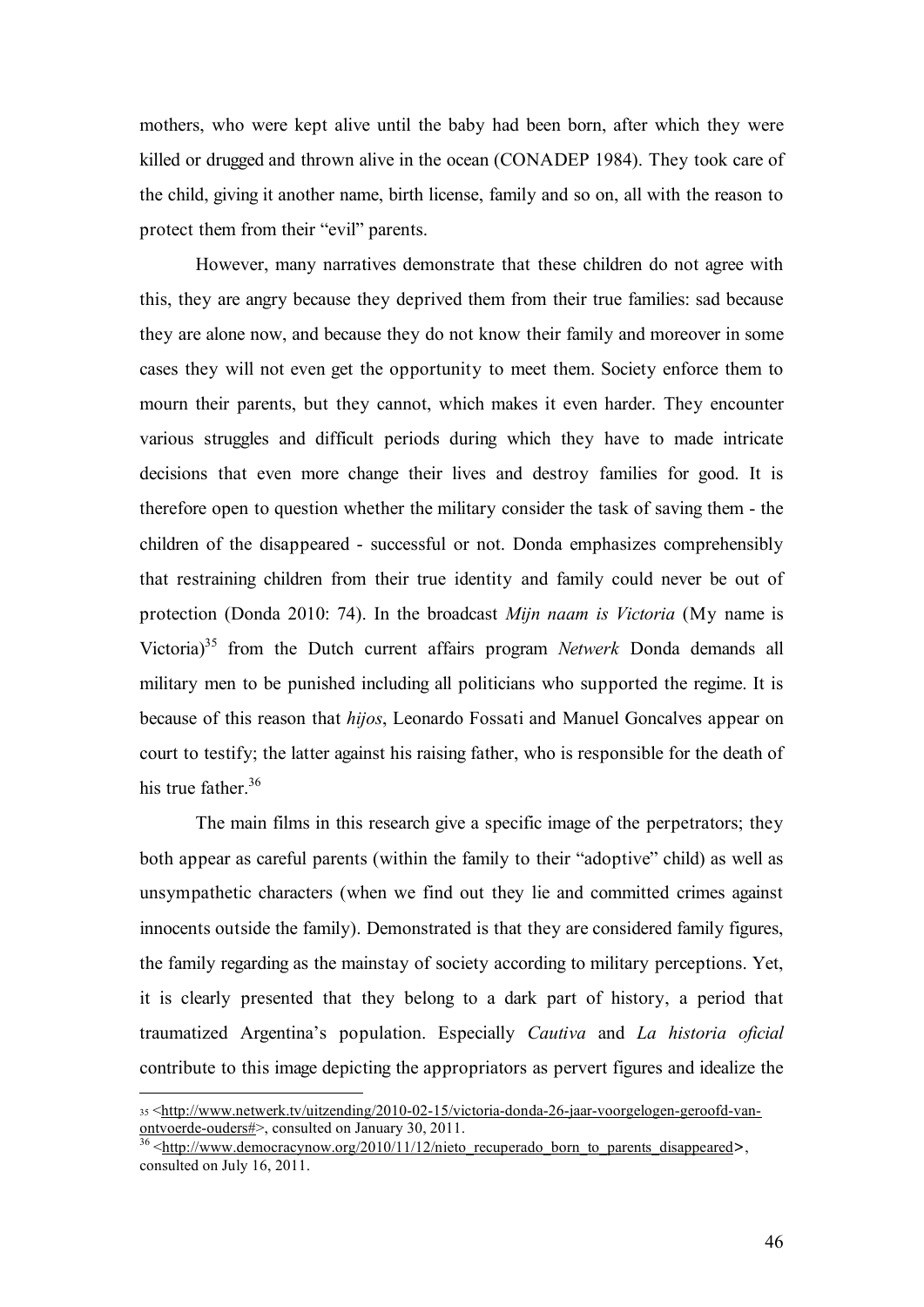mothers, who were kept alive until the baby had been born, after which they were killed or drugged and thrown alive in the ocean (CONADEP 1984). They took care of the child, giving it another name, birth license, family and so on, all with the reason to protect them from their "evil" parents.

However, many narratives demonstrate that these children do not agree with this, they are angry because they deprived them from their true families: sad because they are alone now, and because they do not know their family and moreover in some cases they will not even get the opportunity to meet them. Society enforce them to mourn their parents, but they cannot, which makes it even harder. They encounter various struggles and difficult periods during which they have to made intricate decisions that even more change their lives and destroy families for good. It is therefore open to question whether the military consider the task of saving them - the children of the disappeared - successful or not. Donda emphasizes comprehensibly that restraining children from their true identity and family could never be out of protection (Donda 2010: 74). In the broadcast *Mijn naam is Victoria* (My name is Victoria)[35] from the Dutch current affairs program *Netwerk* Donda demands all military men to be punished including all politicians who supported the regime. It is because of this reason that *hijos*, Leonardo Fossati and Manuel Goncalves appear on court to testify; the latter against his raising father, who is responsible for the death of his true father.[36]

The main films in this research give a specific image of the perpetrators; they both appear as careful parents (within the family to their "adoptive" child) as well as unsympathetic characters (when we find out they lie and committed crimes against innocents outside the family). Demonstrated is that they are considered family figures, the family regarding as the mainstay of society according to military perceptions. Yet, it is clearly presented that they belong to a dark part of history, a period that traumatized Argentina's population. Especially *Cautiva* and *La historia oficial* contribute to this image depicting the appropriators as pervert figures and idealize the

---

[35] <http://www.netwerk.tv/uitzending/2010-02-15/victoria-donda-26-jaar-voorgelogen-geroofd-van-ontvoerde-ouders#>, consulted on January 30, 2011.

[36] <http://www.democracynow.org/2010/11/12/nieto_recuperado_born_to_parents_disappeared>, consulted on July 16, 2011.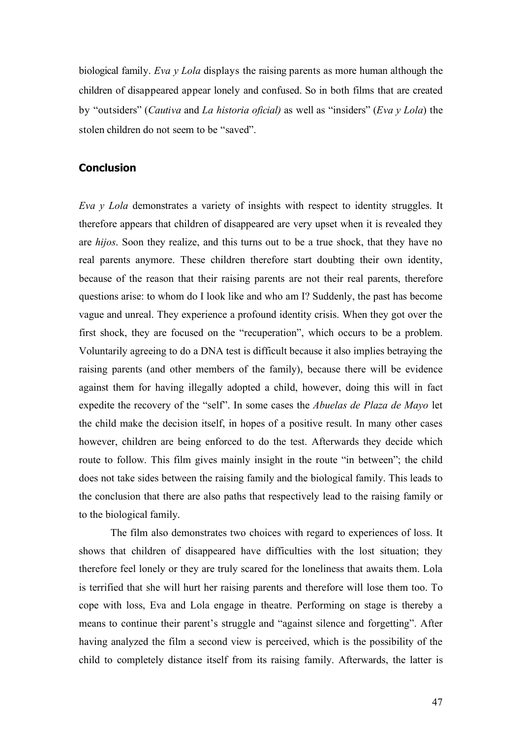biological family. *Eva y Lola* displays the raising parents as more human although the children of disappeared appear lonely and confused. So in both films that are created by "outsiders" (*Cautiva* and *La historia oficial)* as well as "insiders" (*Eva y Lola*) the stolen children do not seem to be "saved".

## Conclusion

*Eva y Lola* demonstrates a variety of insights with respect to identity struggles. It therefore appears that children of disappeared are very upset when it is revealed they are *hijos*. Soon they realize, and this turns out to be a true shock, that they have no real parents anymore. These children therefore start doubting their own identity, because of the reason that their raising parents are not their real parents, therefore questions arise: to whom do I look like and who am I? Suddenly, the past has become vague and unreal. They experience a profound identity crisis. When they got over the first shock, they are focused on the "recuperation", which occurs to be a problem. Voluntarily agreeing to do a DNA test is difficult because it also implies betraying the raising parents (and other members of the family), because there will be evidence against them for having illegally adopted a child, however, doing this will in fact expedite the recovery of the "self". In some cases the *Abuelas de Plaza de Mayo* let the child make the decision itself, in hopes of a positive result. In many other cases however, children are being enforced to do the test. Afterwards they decide which route to follow. This film gives mainly insight in the route "in between"; the child does not take sides between the raising family and the biological family. This leads to the conclusion that there are also paths that respectively lead to the raising family or to the biological family.

The film also demonstrates two choices with regard to experiences of loss. It shows that children of disappeared have difficulties with the lost situation; they therefore feel lonely or they are truly scared for the loneliness that awaits them. Lola is terrified that she will hurt her raising parents and therefore will lose them too. To cope with loss, Eva and Lola engage in theatre. Performing on stage is thereby a means to continue their parent's struggle and "against silence and forgetting". After having analyzed the film a second view is perceived, which is the possibility of the child to completely distance itself from its raising family. Afterwards, the latter is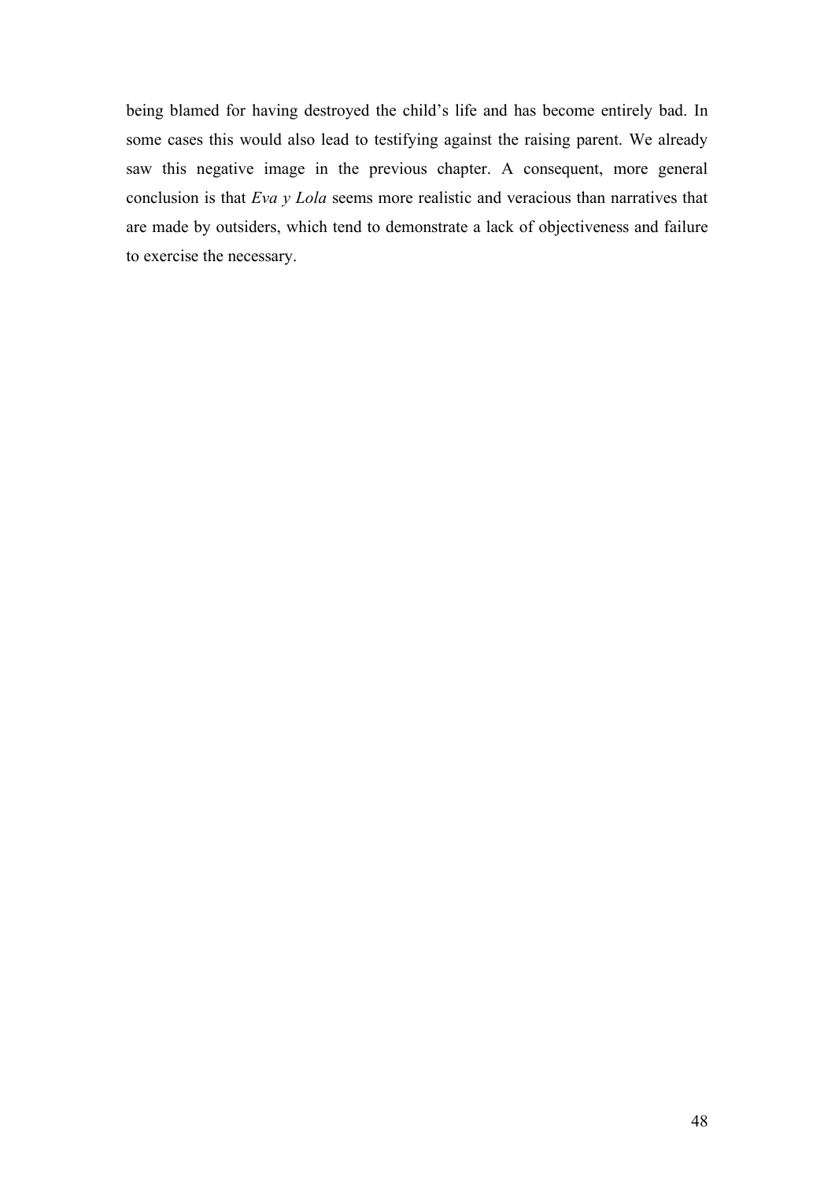being blamed for having destroyed the child's life and has become entirely bad. In some cases this would also lead to testifying against the raising parent. We already saw this negative image in the previous chapter. A consequent, more general conclusion is that *Eva y Lola* seems more realistic and veracious than narratives that are made by outsiders, which tend to demonstrate a lack of objectiveness and failure to exercise the necessary.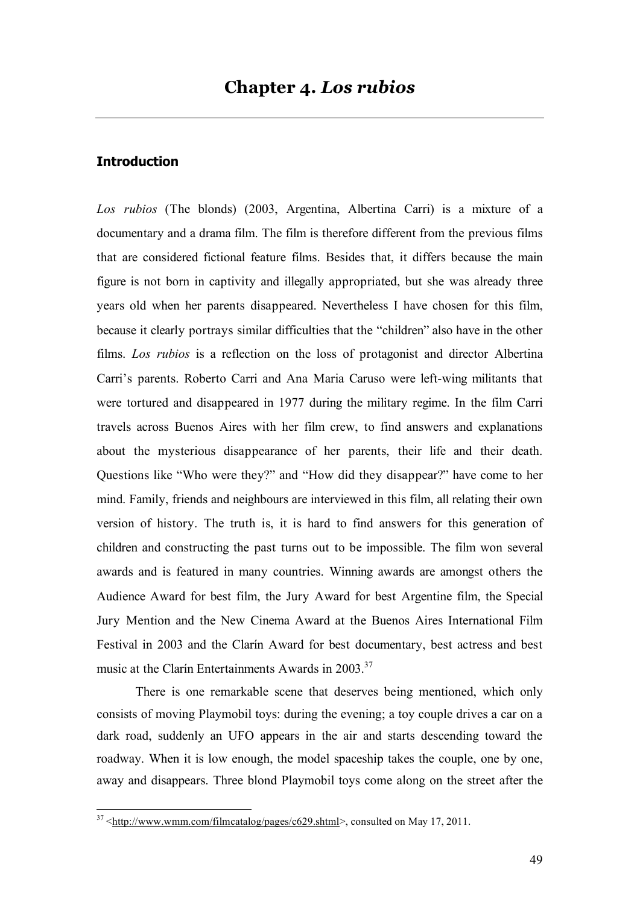# Chapter 4. *Los rubios*

## Introduction

*Los rubios* (The blonds) (2003, Argentina, Albertina Carri) is a mixture of a documentary and a drama film. The film is therefore different from the previous films that are considered fictional feature films. Besides that, it differs because the main figure is not born in captivity and illegally appropriated, but she was already three years old when her parents disappeared. Nevertheless I have chosen for this film, because it clearly portrays similar difficulties that the "children" also have in the other films. *Los rubios* is a reflection on the loss of protagonist and director Albertina Carri's parents. Roberto Carri and Ana Maria Caruso were left-wing militants that were tortured and disappeared in 1977 during the military regime. In the film Carri travels across Buenos Aires with her film crew, to find answers and explanations about the mysterious disappearance of her parents, their life and their death. Questions like "Who were they?" and "How did they disappear?" have come to her mind. Family, friends and neighbours are interviewed in this film, all relating their own version of history. The truth is, it is hard to find answers for this generation of children and constructing the past turns out to be impossible. The film won several awards and is featured in many countries. Winning awards are amongst others the Audience Award for best film, the Jury Award for best Argentine film, the Special Jury Mention and the New Cinema Award at the Buenos Aires International Film Festival in 2003 and the Clarín Award for best documentary, best actress and best music at the Clarín Entertainments Awards in 2003.[37]

There is one remarkable scene that deserves being mentioned, which only consists of moving Playmobil toys: during the evening; a toy couple drives a car on a dark road, suddenly an UFO appears in the air and starts descending toward the roadway. When it is low enough, the model spaceship takes the couple, one by one, away and disappears. Three blond Playmobil toys come along on the street after the

[37] <http://www.wmm.com/filmcatalog/pages/c629.shtml>, consulted on May 17, 2011.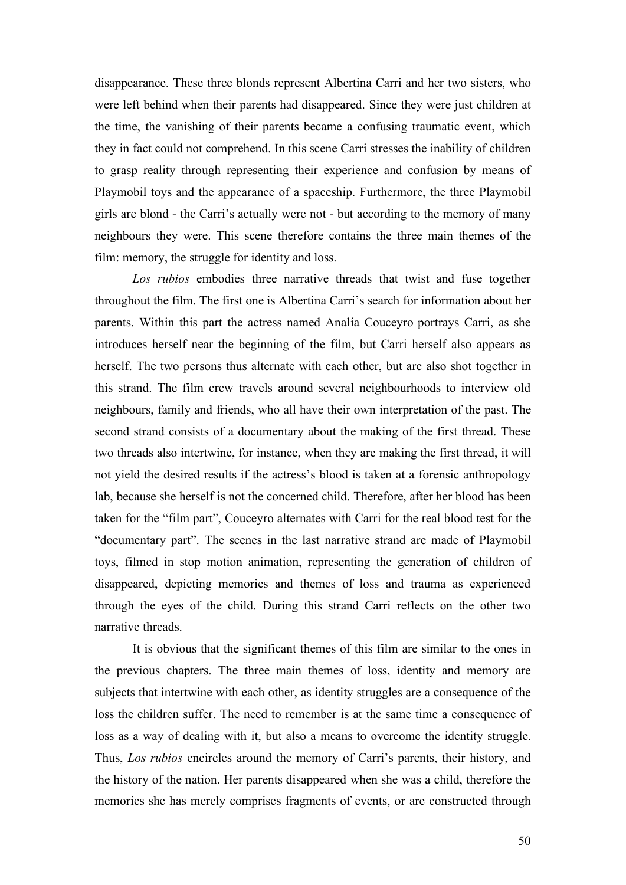disappearance. These three blonds represent Albertina Carri and her two sisters, who were left behind when their parents had disappeared. Since they were just children at the time, the vanishing of their parents became a confusing traumatic event, which they in fact could not comprehend. In this scene Carri stresses the inability of children to grasp reality through representing their experience and confusion by means of Playmobil toys and the appearance of a spaceship. Furthermore, the three Playmobil girls are blond - the Carri's actually were not - but according to the memory of many neighbours they were. This scene therefore contains the three main themes of the film: memory, the struggle for identity and loss.

*Los rubios* embodies three narrative threads that twist and fuse together throughout the film. The first one is Albertina Carri's search for information about her parents. Within this part the actress named Analía Couceyro portrays Carri, as she introduces herself near the beginning of the film, but Carri herself also appears as herself. The two persons thus alternate with each other, but are also shot together in this strand. The film crew travels around several neighbourhoods to interview old neighbours, family and friends, who all have their own interpretation of the past. The second strand consists of a documentary about the making of the first thread. These two threads also intertwine, for instance, when they are making the first thread, it will not yield the desired results if the actress's blood is taken at a forensic anthropology lab, because she herself is not the concerned child. Therefore, after her blood has been taken for the "film part", Couceyro alternates with Carri for the real blood test for the "documentary part". The scenes in the last narrative strand are made of Playmobil toys, filmed in stop motion animation, representing the generation of children of disappeared, depicting memories and themes of loss and trauma as experienced through the eyes of the child. During this strand Carri reflects on the other two narrative threads.

It is obvious that the significant themes of this film are similar to the ones in the previous chapters. The three main themes of loss, identity and memory are subjects that intertwine with each other, as identity struggles are a consequence of the loss the children suffer. The need to remember is at the same time a consequence of loss as a way of dealing with it, but also a means to overcome the identity struggle. Thus, *Los rubios* encircles around the memory of Carri's parents, their history, and the history of the nation. Her parents disappeared when she was a child, therefore the memories she has merely comprises fragments of events, or are constructed through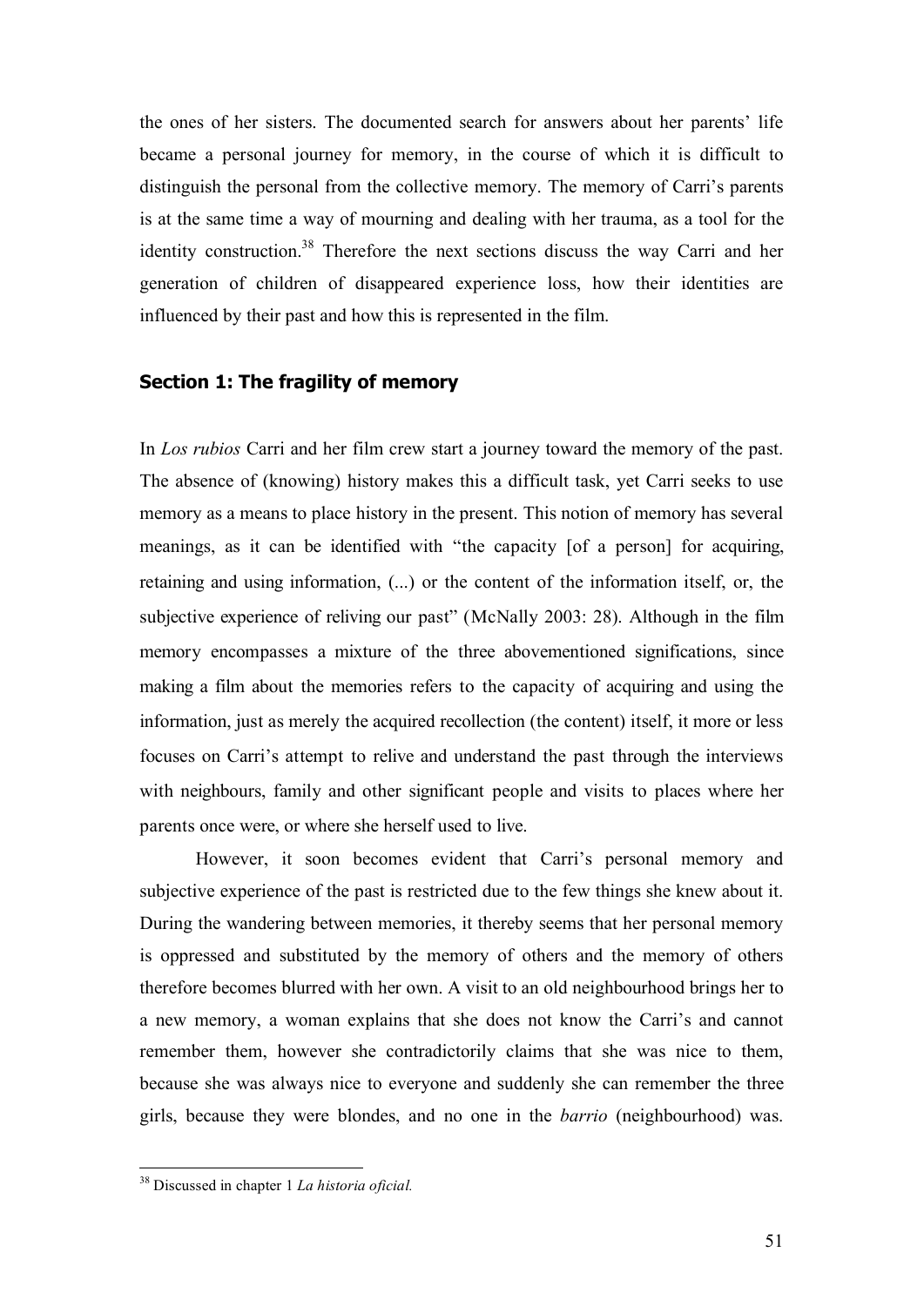the ones of her sisters. The documented search for answers about her parents' life became a personal journey for memory, in the course of which it is difficult to distinguish the personal from the collective memory. The memory of Carri's parents is at the same time a way of mourning and dealing with her trauma, as a tool for the identity construction.[38] Therefore the next sections discuss the way Carri and her generation of children of disappeared experience loss, how their identities are influenced by their past and how this is represented in the film.

## Section 1: The fragility of memory

In *Los rubios* Carri and her film crew start a journey toward the memory of the past. The absence of (knowing) history makes this a difficult task, yet Carri seeks to use memory as a means to place history in the present. This notion of memory has several meanings, as it can be identified with "the capacity [of a person] for acquiring, retaining and using information, (...) or the content of the information itself, or, the subjective experience of reliving our past" (McNally 2003: 28). Although in the film memory encompasses a mixture of the three abovementioned significations, since making a film about the memories refers to the capacity of acquiring and using the information, just as merely the acquired recollection (the content) itself, it more or less focuses on Carri's attempt to relive and understand the past through the interviews with neighbours, family and other significant people and visits to places where her parents once were, or where she herself used to live.

However, it soon becomes evident that Carri's personal memory and subjective experience of the past is restricted due to the few things she knew about it. During the wandering between memories, it thereby seems that her personal memory is oppressed and substituted by the memory of others and the memory of others therefore becomes blurred with her own. A visit to an old neighbourhood brings her to a new memory, a woman explains that she does not know the Carri's and cannot remember them, however she contradictorily claims that she was nice to them, because she was always nice to everyone and suddenly she can remember the three girls, because they were blondes, and no one in the *barrio* (neighbourhood) was.

---

[38] Discussed in chapter 1 *La historia oficial.*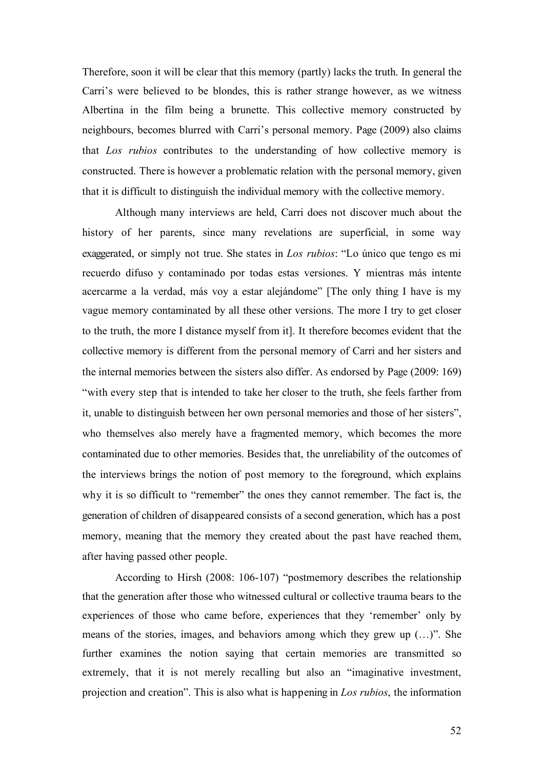Therefore, soon it will be clear that this memory (partly) lacks the truth. In general the Carri's were believed to be blondes, this is rather strange however, as we witness Albertina in the film being a brunette. This collective memory constructed by neighbours, becomes blurred with Carri's personal memory. Page (2009) also claims that *Los rubios* contributes to the understanding of how collective memory is constructed. There is however a problematic relation with the personal memory, given that it is difficult to distinguish the individual memory with the collective memory.

Although many interviews are held, Carri does not discover much about the history of her parents, since many revelations are superficial, in some way exaggerated, or simply not true. She states in *Los rubios*: "Lo único que tengo es mi recuerdo difuso y contaminado por todas estas versiones. Y mientras más intente acercarme a la verdad, más voy a estar alejándome" [The only thing I have is my vague memory contaminated by all these other versions. The more I try to get closer to the truth, the more I distance myself from it]. It therefore becomes evident that the collective memory is different from the personal memory of Carri and her sisters and the internal memories between the sisters also differ. As endorsed by Page (2009: 169) "with every step that is intended to take her closer to the truth, she feels farther from it, unable to distinguish between her own personal memories and those of her sisters", who themselves also merely have a fragmented memory, which becomes the more contaminated due to other memories. Besides that, the unreliability of the outcomes of the interviews brings the notion of post memory to the foreground, which explains why it is so difficult to "remember" the ones they cannot remember. The fact is, the generation of children of disappeared consists of a second generation, which has a post memory, meaning that the memory they created about the past have reached them, after having passed other people.

According to Hirsh (2008: 106-107) "postmemory describes the relationship that the generation after those who witnessed cultural or collective trauma bears to the experiences of those who came before, experiences that they 'remember' only by means of the stories, images, and behaviors among which they grew up (…)". She further examines the notion saying that certain memories are transmitted so extremely, that it is not merely recalling but also an "imaginative investment, projection and creation". This is also what is happening in *Los rubios*, the information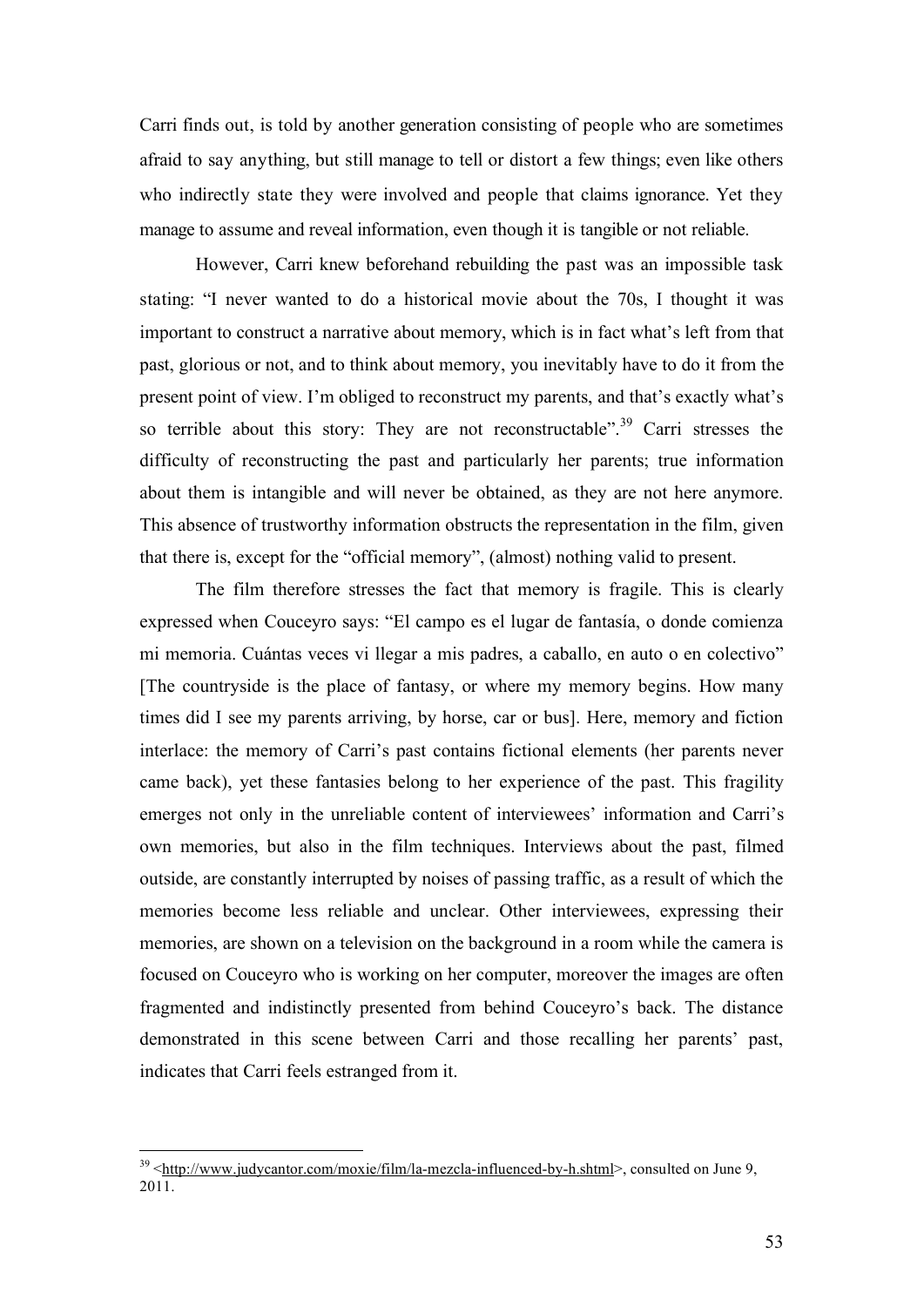Carri finds out, is told by another generation consisting of people who are sometimes afraid to say anything, but still manage to tell or distort a few things; even like others who indirectly state they were involved and people that claims ignorance. Yet they manage to assume and reveal information, even though it is tangible or not reliable.

However, Carri knew beforehand rebuilding the past was an impossible task stating: "I never wanted to do a historical movie about the 70s, I thought it was important to construct a narrative about memory, which is in fact what's left from that past, glorious or not, and to think about memory, you inevitably have to do it from the present point of view. I'm obliged to reconstruct my parents, and that's exactly what's so terrible about this story: They are not reconstructable".[39] Carri stresses the difficulty of reconstructing the past and particularly her parents; true information about them is intangible and will never be obtained, as they are not here anymore. This absence of trustworthy information obstructs the representation in the film, given that there is, except for the "official memory", (almost) nothing valid to present.

The film therefore stresses the fact that memory is fragile. This is clearly expressed when Couceyro says: "El campo es el lugar de fantasía, o donde comienza mi memoria. Cuántas veces vi llegar a mis padres, a caballo, en auto o en colectivo" [The countryside is the place of fantasy, or where my memory begins. How many times did I see my parents arriving, by horse, car or bus]. Here, memory and fiction interlace: the memory of Carri's past contains fictional elements (her parents never came back), yet these fantasies belong to her experience of the past. This fragility emerges not only in the unreliable content of interviewees' information and Carri's own memories, but also in the film techniques. Interviews about the past, filmed outside, are constantly interrupted by noises of passing traffic, as a result of which the memories become less reliable and unclear. Other interviewees, expressing their memories, are shown on a television on the background in a room while the camera is focused on Couceyro who is working on her computer, moreover the images are often fragmented and indistinctly presented from behind Couceyro's back. The distance demonstrated in this scene between Carri and those recalling her parents' past, indicates that Carri feels estranged from it.

---

[39] <http://www.judycantor.com/moxie/film/la-mezcla-influenced-by-h.shtml>, consulted on June 9, 2011.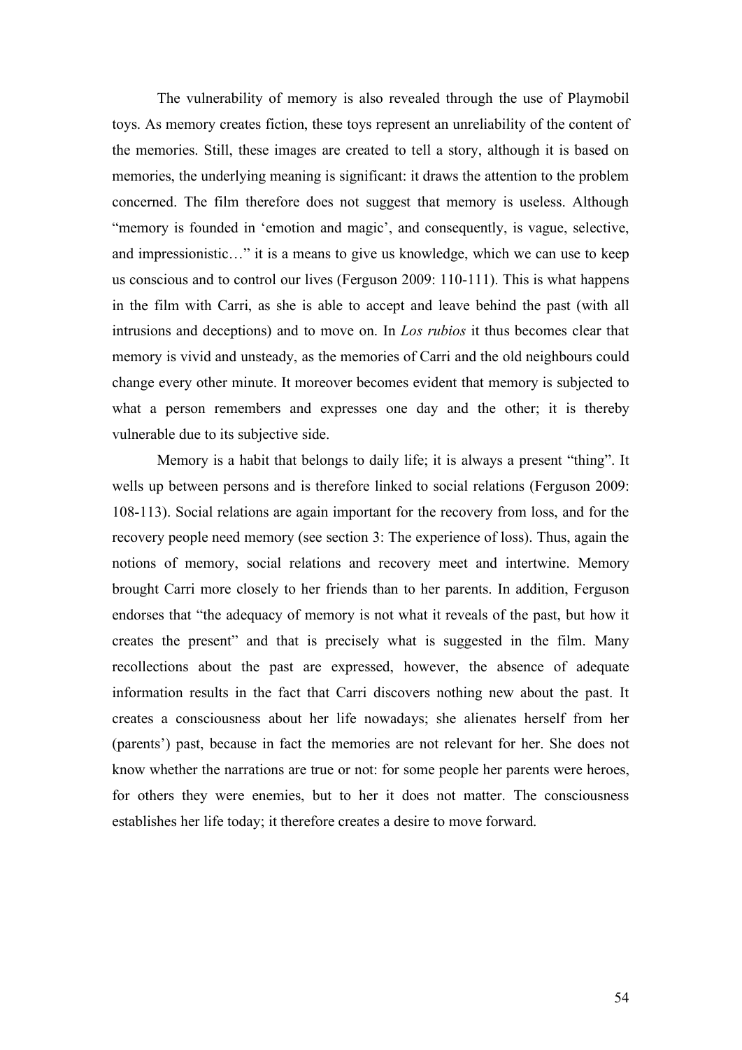The vulnerability of memory is also revealed through the use of Playmobil toys. As memory creates fiction, these toys represent an unreliability of the content of the memories. Still, these images are created to tell a story, although it is based on memories, the underlying meaning is significant: it draws the attention to the problem concerned. The film therefore does not suggest that memory is useless. Although "memory is founded in 'emotion and magic', and consequently, is vague, selective, and impressionistic…" it is a means to give us knowledge, which we can use to keep us conscious and to control our lives (Ferguson 2009: 110-111). This is what happens in the film with Carri, as she is able to accept and leave behind the past (with all intrusions and deceptions) and to move on. In *Los rubios* it thus becomes clear that memory is vivid and unsteady, as the memories of Carri and the old neighbours could change every other minute. It moreover becomes evident that memory is subjected to what a person remembers and expresses one day and the other; it is thereby vulnerable due to its subjective side.

Memory is a habit that belongs to daily life; it is always a present "thing". It wells up between persons and is therefore linked to social relations (Ferguson 2009: 108-113). Social relations are again important for the recovery from loss, and for the recovery people need memory (see section 3: The experience of loss). Thus, again the notions of memory, social relations and recovery meet and intertwine. Memory brought Carri more closely to her friends than to her parents. In addition, Ferguson endorses that "the adequacy of memory is not what it reveals of the past, but how it creates the present" and that is precisely what is suggested in the film. Many recollections about the past are expressed, however, the absence of adequate information results in the fact that Carri discovers nothing new about the past. It creates a consciousness about her life nowadays; she alienates herself from her (parents') past, because in fact the memories are not relevant for her. She does not know whether the narrations are true or not: for some people her parents were heroes, for others they were enemies, but to her it does not matter. The consciousness establishes her life today; it therefore creates a desire to move forward.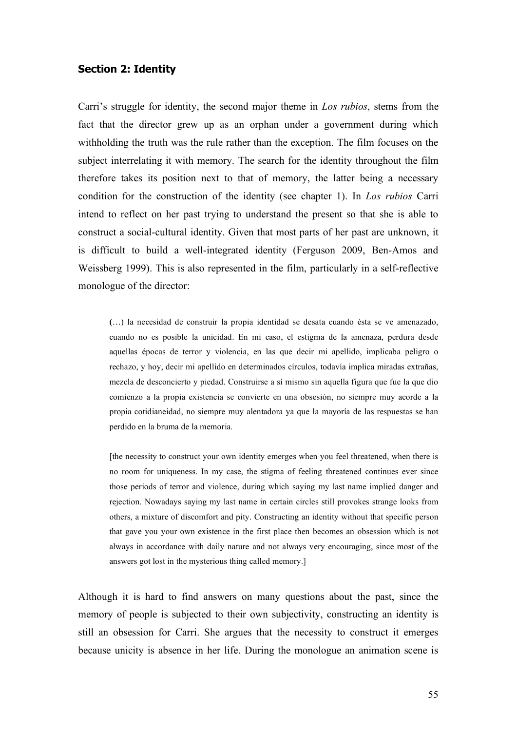### Section 2: Identity

Carri's struggle for identity, the second major theme in *Los rubios*, stems from the fact that the director grew up as an orphan under a government during which withholding the truth was the rule rather than the exception. The film focuses on the subject interrelating it with memory. The search for the identity throughout the film therefore takes its position next to that of memory, the latter being a necessary condition for the construction of the identity (see chapter 1). In *Los rubios* Carri intend to reflect on her past trying to understand the present so that she is able to construct a social-cultural identity. Given that most parts of her past are unknown, it is difficult to build a well-integrated identity (Ferguson 2009, Ben-Amos and Weissberg 1999). This is also represented in the film, particularly in a self-reflective monologue of the director:

> (…) la necesidad de construir la propia identidad se desata cuando ésta se ve amenazado, cuando no es posible la unicidad. En mi caso, el estigma de la amenaza, perdura desde aquellas épocas de terror y violencia, en las que decir mi apellido, implicaba peligro o rechazo, y hoy, decir mi apellido en determinados círculos, todavía implica miradas extrañas, mezcla de desconcierto y piedad. Construirse a sí mismo sin aquella figura que fue la que dio comienzo a la propia existencia se convierte en una obsesión, no siempre muy acorde a la propia cotidianeidad, no siempre muy alentadora ya que la mayoría de las respuestas se han perdido en la bruma de la memoria.
>
> [the necessity to construct your own identity emerges when you feel threatened, when there is no room for uniqueness. In my case, the stigma of feeling threatened continues ever since those periods of terror and violence, during which saying my last name implied danger and rejection. Nowadays saying my last name in certain circles still provokes strange looks from others, a mixture of discomfort and pity. Constructing an identity without that specific person that gave you your own existence in the first place then becomes an obsession which is not always in accordance with daily nature and not always very encouraging, since most of the answers got lost in the mysterious thing called memory.]

Although it is hard to find answers on many questions about the past, since the memory of people is subjected to their own subjectivity, constructing an identity is still an obsession for Carri. She argues that the necessity to construct it emerges because unicity is absence in her life. During the monologue an animation scene is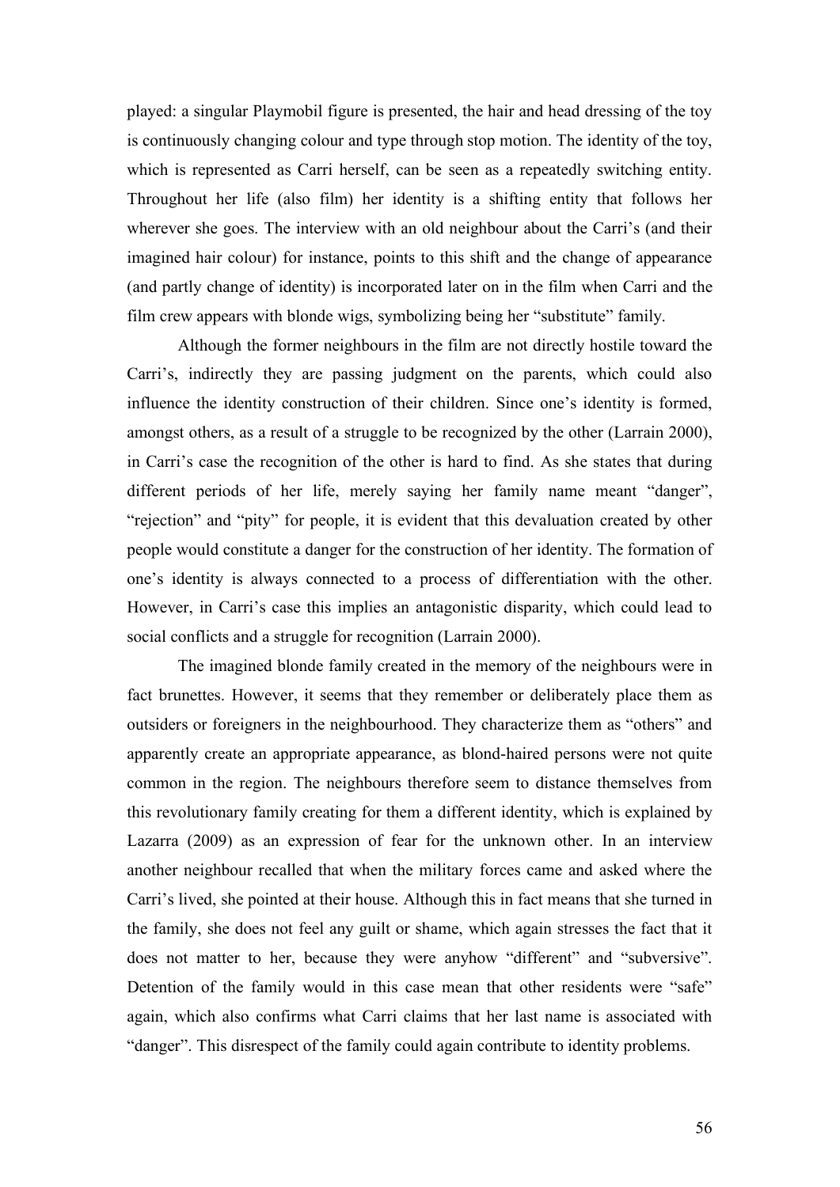played: a singular Playmobil figure is presented, the hair and head dressing of the toy is continuously changing colour and type through stop motion. The identity of the toy, which is represented as Carri herself, can be seen as a repeatedly switching entity. Throughout her life (also film) her identity is a shifting entity that follows her wherever she goes. The interview with an old neighbour about the Carri's (and their imagined hair colour) for instance, points to this shift and the change of appearance (and partly change of identity) is incorporated later on in the film when Carri and the film crew appears with blonde wigs, symbolizing being her "substitute" family.

Although the former neighbours in the film are not directly hostile toward the Carri's, indirectly they are passing judgment on the parents, which could also influence the identity construction of their children. Since one's identity is formed, amongst others, as a result of a struggle to be recognized by the other (Larrain 2000), in Carri's case the recognition of the other is hard to find. As she states that during different periods of her life, merely saying her family name meant "danger", "rejection" and "pity" for people, it is evident that this devaluation created by other people would constitute a danger for the construction of her identity. The formation of one's identity is always connected to a process of differentiation with the other. However, in Carri's case this implies an antagonistic disparity, which could lead to social conflicts and a struggle for recognition (Larrain 2000).

The imagined blonde family created in the memory of the neighbours were in fact brunettes. However, it seems that they remember or deliberately place them as outsiders or foreigners in the neighbourhood. They characterize them as "others" and apparently create an appropriate appearance, as blond-haired persons were not quite common in the region. The neighbours therefore seem to distance themselves from this revolutionary family creating for them a different identity, which is explained by Lazarra (2009) as an expression of fear for the unknown other. In an interview another neighbour recalled that when the military forces came and asked where the Carri's lived, she pointed at their house. Although this in fact means that she turned in the family, she does not feel any guilt or shame, which again stresses the fact that it does not matter to her, because they were anyhow "different" and "subversive". Detention of the family would in this case mean that other residents were "safe" again, which also confirms what Carri claims that her last name is associated with "danger". This disrespect of the family could again contribute to identity problems.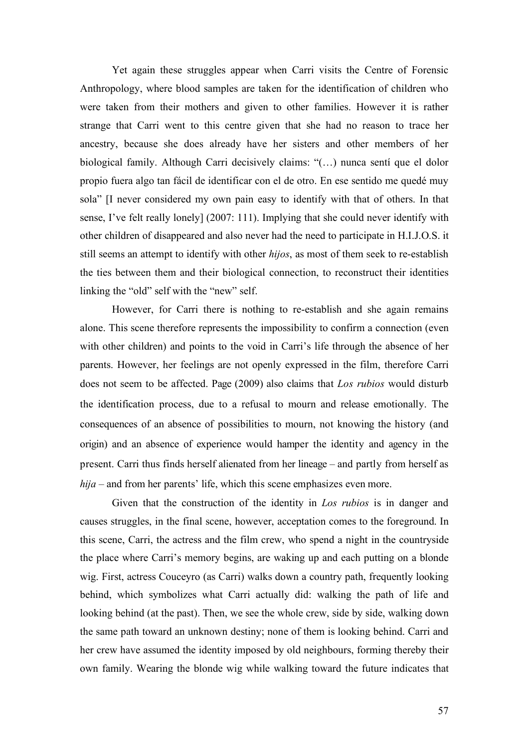Yet again these struggles appear when Carri visits the Centre of Forensic Anthropology, where blood samples are taken for the identification of children who were taken from their mothers and given to other families. However it is rather strange that Carri went to this centre given that she had no reason to trace her ancestry, because she does already have her sisters and other members of her biological family. Although Carri decisively claims: "(…) nunca sentí que el dolor propio fuera algo tan fácil de identificar con el de otro. En ese sentido me quedé muy sola" [I never considered my own pain easy to identify with that of others. In that sense, I've felt really lonely] (2007: 111). Implying that she could never identify with other children of disappeared and also never had the need to participate in H.I.J.O.S. it still seems an attempt to identify with other *hijos*, as most of them seek to re-establish the ties between them and their biological connection, to reconstruct their identities linking the "old" self with the "new" self.

However, for Carri there is nothing to re-establish and she again remains alone. This scene therefore represents the impossibility to confirm a connection (even with other children) and points to the void in Carri's life through the absence of her parents. However, her feelings are not openly expressed in the film, therefore Carri does not seem to be affected. Page (2009) also claims that *Los rubios* would disturb the identification process, due to a refusal to mourn and release emotionally. The consequences of an absence of possibilities to mourn, not knowing the history (and origin) and an absence of experience would hamper the identity and agency in the present. Carri thus finds herself alienated from her lineage – and partly from herself as *hija* – and from her parents' life, which this scene emphasizes even more.

Given that the construction of the identity in *Los rubios* is in danger and causes struggles, in the final scene, however, acceptation comes to the foreground. In this scene, Carri, the actress and the film crew, who spend a night in the countryside the place where Carri's memory begins, are waking up and each putting on a blonde wig. First, actress Couceyro (as Carri) walks down a country path, frequently looking behind, which symbolizes what Carri actually did: walking the path of life and looking behind (at the past). Then, we see the whole crew, side by side, walking down the same path toward an unknown destiny; none of them is looking behind. Carri and her crew have assumed the identity imposed by old neighbours, forming thereby their own family. Wearing the blonde wig while walking toward the future indicates that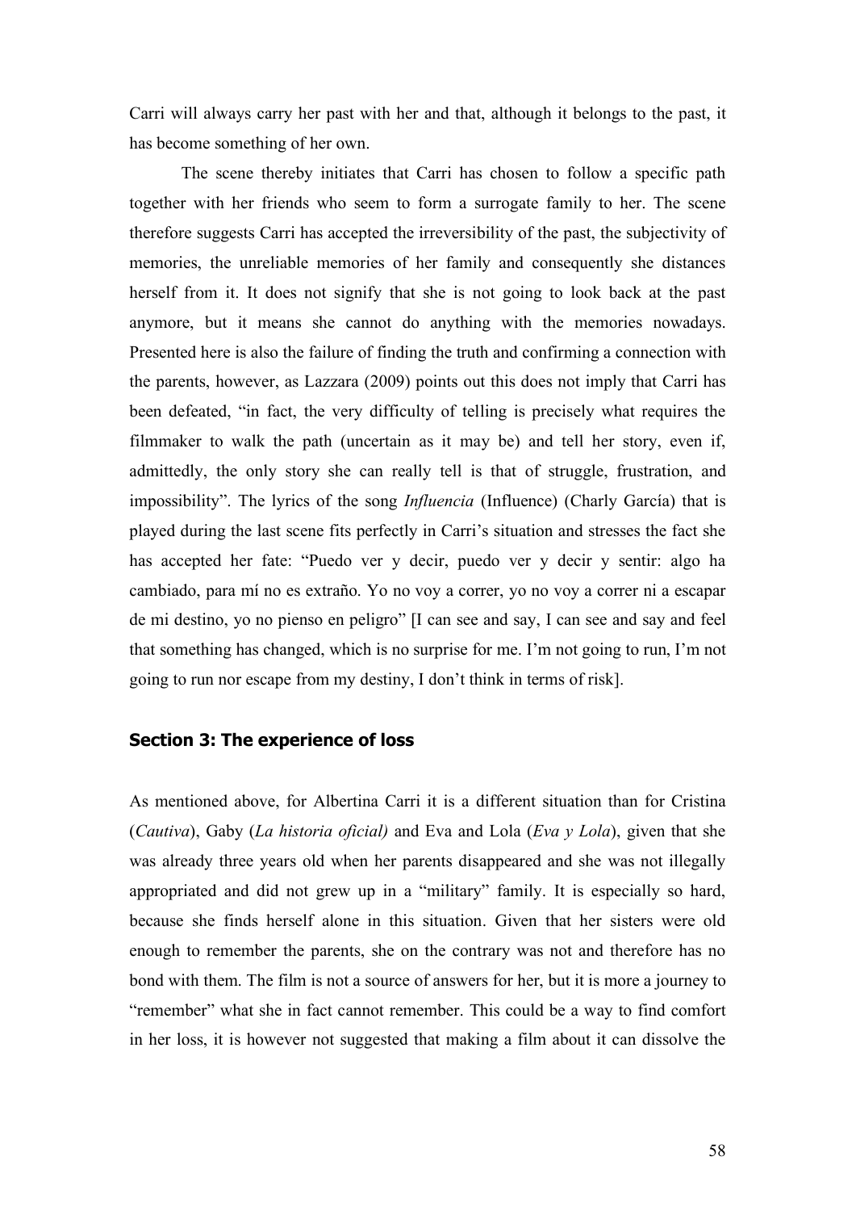Carri will always carry her past with her and that, although it belongs to the past, it has become something of her own.

The scene thereby initiates that Carri has chosen to follow a specific path together with her friends who seem to form a surrogate family to her. The scene therefore suggests Carri has accepted the irreversibility of the past, the subjectivity of memories, the unreliable memories of her family and consequently she distances herself from it. It does not signify that she is not going to look back at the past anymore, but it means she cannot do anything with the memories nowadays. Presented here is also the failure of finding the truth and confirming a connection with the parents, however, as Lazzara (2009) points out this does not imply that Carri has been defeated, "in fact, the very difficulty of telling is precisely what requires the filmmaker to walk the path (uncertain as it may be) and tell her story, even if, admittedly, the only story she can really tell is that of struggle, frustration, and impossibility". The lyrics of the song *Influencia* (Influence) (Charly García) that is played during the last scene fits perfectly in Carri's situation and stresses the fact she has accepted her fate: "Puedo ver y decir, puedo ver y decir y sentir: algo ha cambiado, para mí no es extraño. Yo no voy a correr, yo no voy a correr ni a escapar de mi destino, yo no pienso en peligro" [I can see and say, I can see and say and feel that something has changed, which is no surprise for me. I'm not going to run, I'm not going to run nor escape from my destiny, I don't think in terms of risk].

## Section 3: The experience of loss

As mentioned above, for Albertina Carri it is a different situation than for Cristina (*Cautiva*), Gaby (*La historia oficial)* and Eva and Lola (*Eva y Lola*), given that she was already three years old when her parents disappeared and she was not illegally appropriated and did not grew up in a "military" family. It is especially so hard, because she finds herself alone in this situation. Given that her sisters were old enough to remember the parents, she on the contrary was not and therefore has no bond with them. The film is not a source of answers for her, but it is more a journey to "remember" what she in fact cannot remember. This could be a way to find comfort in her loss, it is however not suggested that making a film about it can dissolve the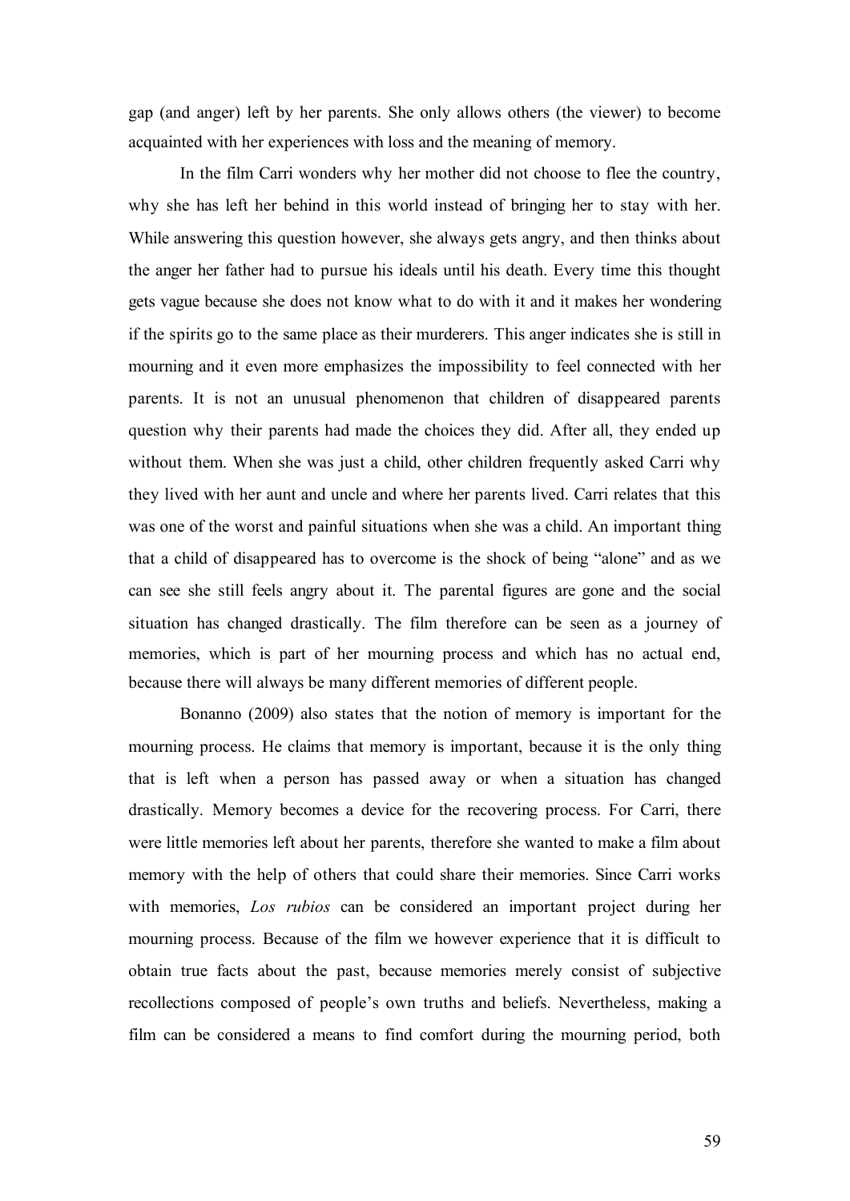gap (and anger) left by her parents. She only allows others (the viewer) to become acquainted with her experiences with loss and the meaning of memory.

In the film Carri wonders why her mother did not choose to flee the country, why she has left her behind in this world instead of bringing her to stay with her. While answering this question however, she always gets angry, and then thinks about the anger her father had to pursue his ideals until his death. Every time this thought gets vague because she does not know what to do with it and it makes her wondering if the spirits go to the same place as their murderers. This anger indicates she is still in mourning and it even more emphasizes the impossibility to feel connected with her parents. It is not an unusual phenomenon that children of disappeared parents question why their parents had made the choices they did. After all, they ended up without them. When she was just a child, other children frequently asked Carri why they lived with her aunt and uncle and where her parents lived. Carri relates that this was one of the worst and painful situations when she was a child. An important thing that a child of disappeared has to overcome is the shock of being "alone" and as we can see she still feels angry about it. The parental figures are gone and the social situation has changed drastically. The film therefore can be seen as a journey of memories, which is part of her mourning process and which has no actual end, because there will always be many different memories of different people.

Bonanno (2009) also states that the notion of memory is important for the mourning process. He claims that memory is important, because it is the only thing that is left when a person has passed away or when a situation has changed drastically. Memory becomes a device for the recovering process. For Carri, there were little memories left about her parents, therefore she wanted to make a film about memory with the help of others that could share their memories. Since Carri works with memories, *Los rubios* can be considered an important project during her mourning process. Because of the film we however experience that it is difficult to obtain true facts about the past, because memories merely consist of subjective recollections composed of people's own truths and beliefs. Nevertheless, making a film can be considered a means to find comfort during the mourning period, both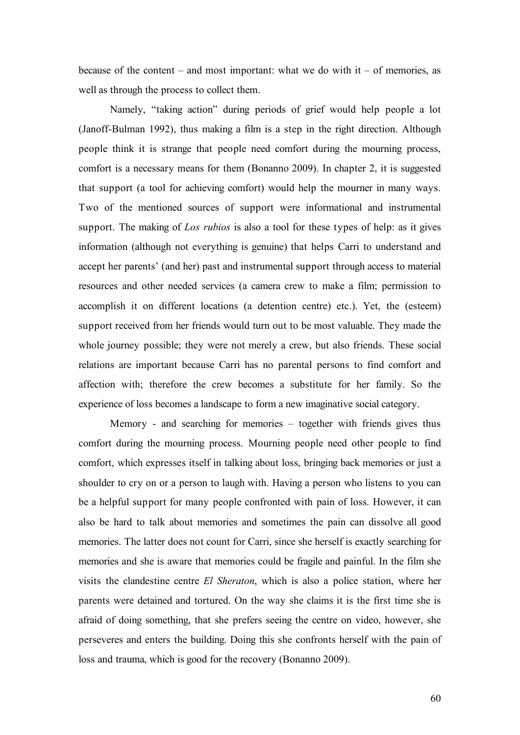because of the content – and most important: what we do with it – of memories, as well as through the process to collect them.

Namely, "taking action" during periods of grief would help people a lot (Janoff-Bulman 1992), thus making a film is a step in the right direction. Although people think it is strange that people need comfort during the mourning process, comfort is a necessary means for them (Bonanno 2009). In chapter 2, it is suggested that support (a tool for achieving comfort) would help the mourner in many ways. Two of the mentioned sources of support were informational and instrumental support. The making of *Los rubios* is also a tool for these types of help: as it gives information (although not everything is genuine) that helps Carri to understand and accept her parents' (and her) past and instrumental support through access to material resources and other needed services (a camera crew to make a film; permission to accomplish it on different locations (a detention centre) etc.). Yet, the (esteem) support received from her friends would turn out to be most valuable. They made the whole journey possible; they were not merely a crew, but also friends. These social relations are important because Carri has no parental persons to find comfort and affection with; therefore the crew becomes a substitute for her family. So the experience of loss becomes a landscape to form a new imaginative social category.

Memory - and searching for memories – together with friends gives thus comfort during the mourning process. Mourning people need other people to find comfort, which expresses itself in talking about loss, bringing back memories or just a shoulder to cry on or a person to laugh with. Having a person who listens to you can be a helpful support for many people confronted with pain of loss. However, it can also be hard to talk about memories and sometimes the pain can dissolve all good memories. The latter does not count for Carri, since she herself is exactly searching for memories and she is aware that memories could be fragile and painful. In the film she visits the clandestine centre *El Sheraton*, which is also a police station, where her parents were detained and tortured. On the way she claims it is the first time she is afraid of doing something, that she prefers seeing the centre on video, however, she perseveres and enters the building. Doing this she confronts herself with the pain of loss and trauma, which is good for the recovery (Bonanno 2009).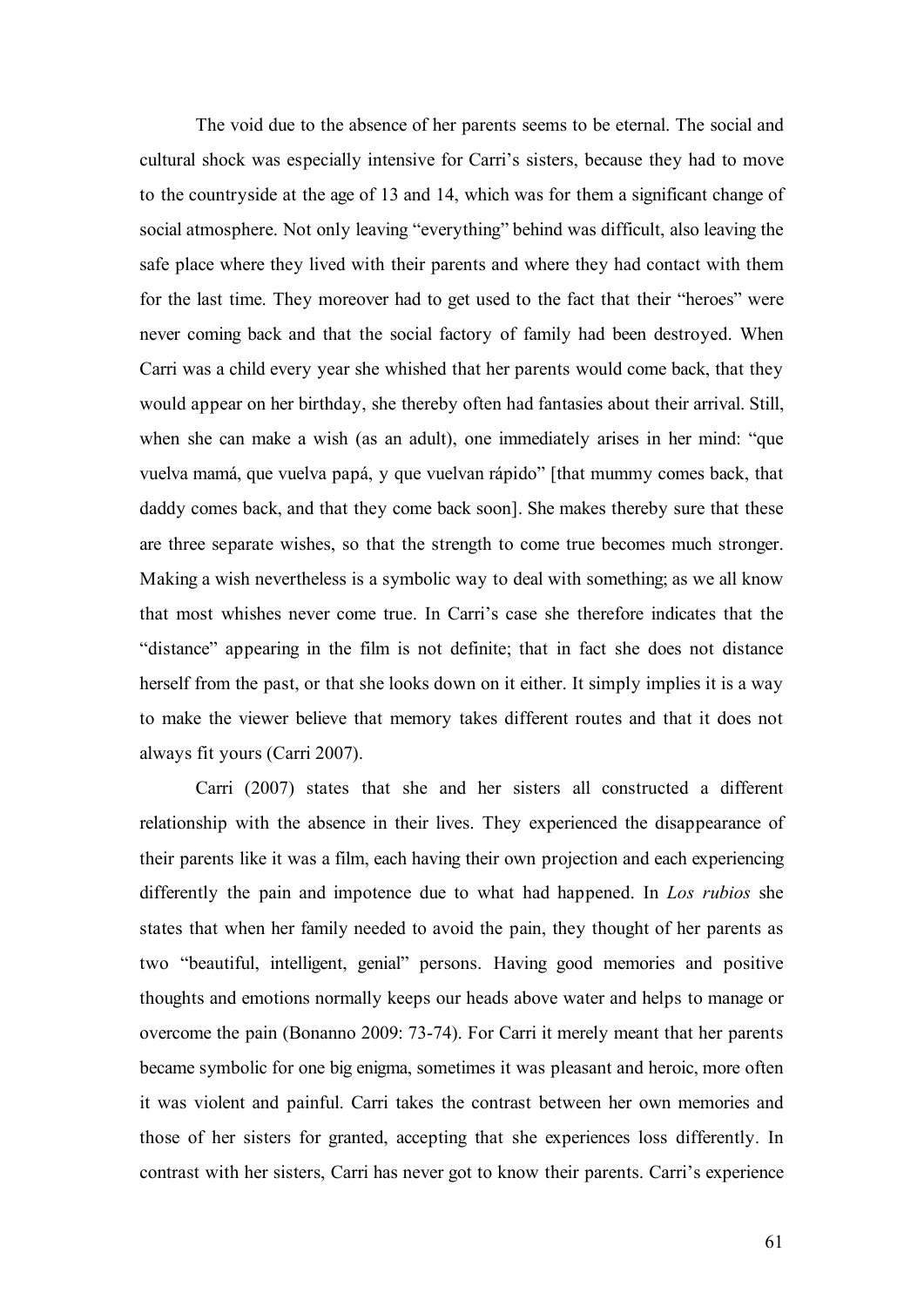The void due to the absence of her parents seems to be eternal. The social and cultural shock was especially intensive for Carri's sisters, because they had to move to the countryside at the age of 13 and 14, which was for them a significant change of social atmosphere. Not only leaving "everything" behind was difficult, also leaving the safe place where they lived with their parents and where they had contact with them for the last time. They moreover had to get used to the fact that their "heroes" were never coming back and that the social factory of family had been destroyed. When Carri was a child every year she whished that her parents would come back, that they would appear on her birthday, she thereby often had fantasies about their arrival. Still, when she can make a wish (as an adult), one immediately arises in her mind: "que vuelva mamá, que vuelva papá, y que vuelvan rápido" [that mummy comes back, that daddy comes back, and that they come back soon]. She makes thereby sure that these are three separate wishes, so that the strength to come true becomes much stronger. Making a wish nevertheless is a symbolic way to deal with something; as we all know that most whishes never come true. In Carri's case she therefore indicates that the "distance" appearing in the film is not definite; that in fact she does not distance herself from the past, or that she looks down on it either. It simply implies it is a way to make the viewer believe that memory takes different routes and that it does not always fit yours (Carri 2007).

Carri (2007) states that she and her sisters all constructed a different relationship with the absence in their lives. They experienced the disappearance of their parents like it was a film, each having their own projection and each experiencing differently the pain and impotence due to what had happened. In *Los rubios* she states that when her family needed to avoid the pain, they thought of her parents as two "beautiful, intelligent, genial" persons. Having good memories and positive thoughts and emotions normally keeps our heads above water and helps to manage or overcome the pain (Bonanno 2009: 73-74). For Carri it merely meant that her parents became symbolic for one big enigma, sometimes it was pleasant and heroic, more often it was violent and painful. Carri takes the contrast between her own memories and those of her sisters for granted, accepting that she experiences loss differently. In contrast with her sisters, Carri has never got to know their parents. Carri's experience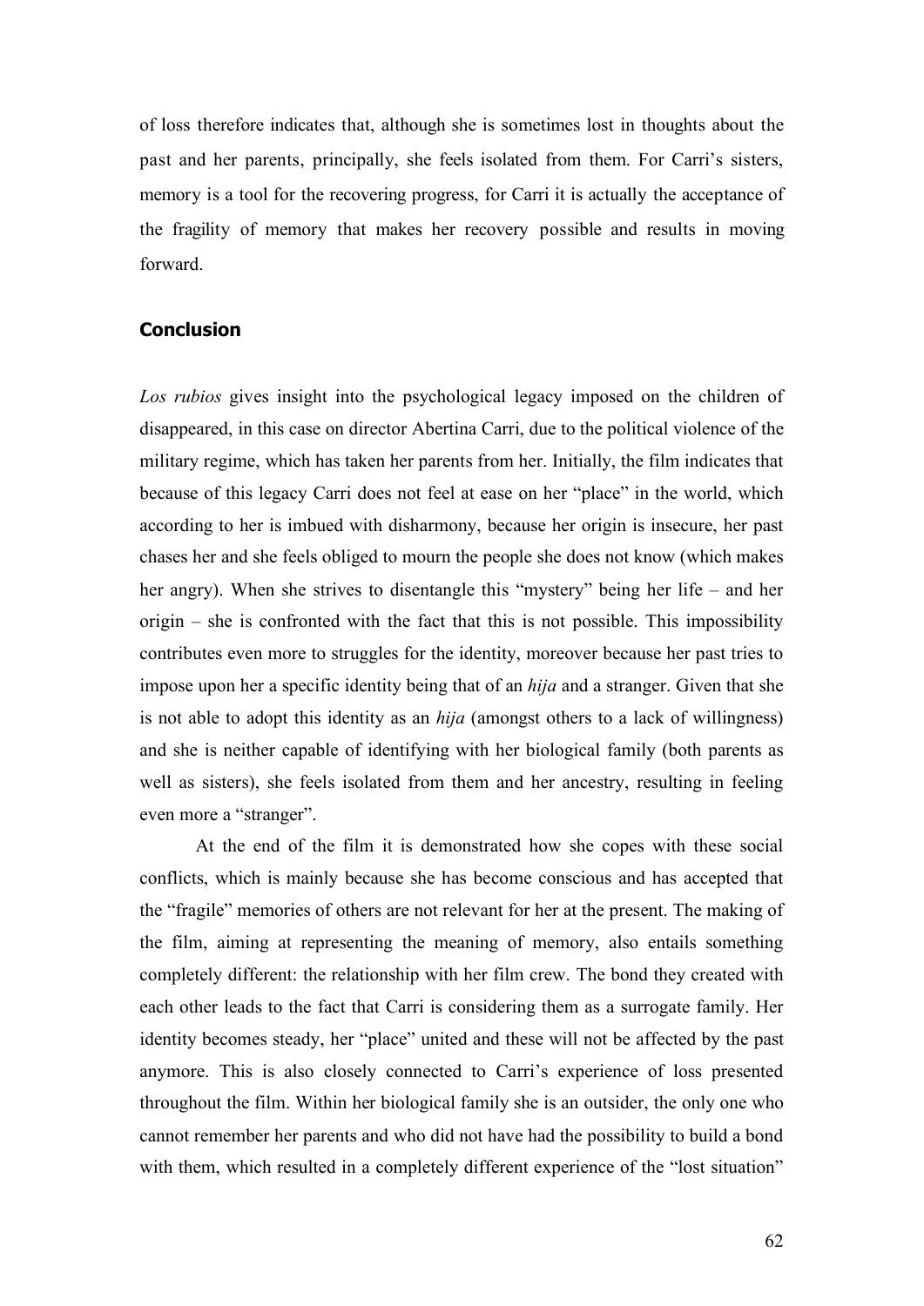of loss therefore indicates that, although she is sometimes lost in thoughts about the past and her parents, principally, she feels isolated from them. For Carri's sisters, memory is a tool for the recovering progress, for Carri it is actually the acceptance of the fragility of memory that makes her recovery possible and results in moving forward.

## Conclusion

*Los rubios* gives insight into the psychological legacy imposed on the children of disappeared, in this case on director Abertina Carri, due to the political violence of the military regime, which has taken her parents from her. Initially, the film indicates that because of this legacy Carri does not feel at ease on her "place" in the world, which according to her is imbued with disharmony, because her origin is insecure, her past chases her and she feels obliged to mourn the people she does not know (which makes her angry). When she strives to disentangle this "mystery" being her life – and her origin – she is confronted with the fact that this is not possible. This impossibility contributes even more to struggles for the identity, moreover because her past tries to impose upon her a specific identity being that of an *hija* and a stranger. Given that she is not able to adopt this identity as an *hija* (amongst others to a lack of willingness) and she is neither capable of identifying with her biological family (both parents as well as sisters), she feels isolated from them and her ancestry, resulting in feeling even more a "stranger".

At the end of the film it is demonstrated how she copes with these social conflicts, which is mainly because she has become conscious and has accepted that the "fragile" memories of others are not relevant for her at the present. The making of the film, aiming at representing the meaning of memory, also entails something completely different: the relationship with her film crew. The bond they created with each other leads to the fact that Carri is considering them as a surrogate family. Her identity becomes steady, her "place" united and these will not be affected by the past anymore. This is also closely connected to Carri's experience of loss presented throughout the film. Within her biological family she is an outsider, the only one who cannot remember her parents and who did not have had the possibility to build a bond with them, which resulted in a completely different experience of the "lost situation"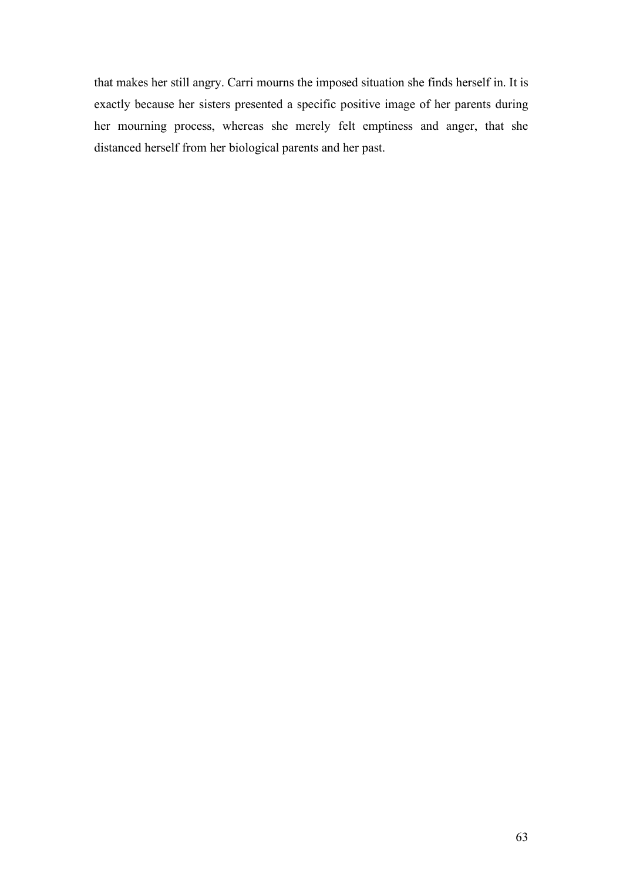that makes her still angry. Carri mourns the imposed situation she finds herself in. It is exactly because her sisters presented a specific positive image of her parents during her mourning process, whereas she merely felt emptiness and anger, that she distanced herself from her biological parents and her past.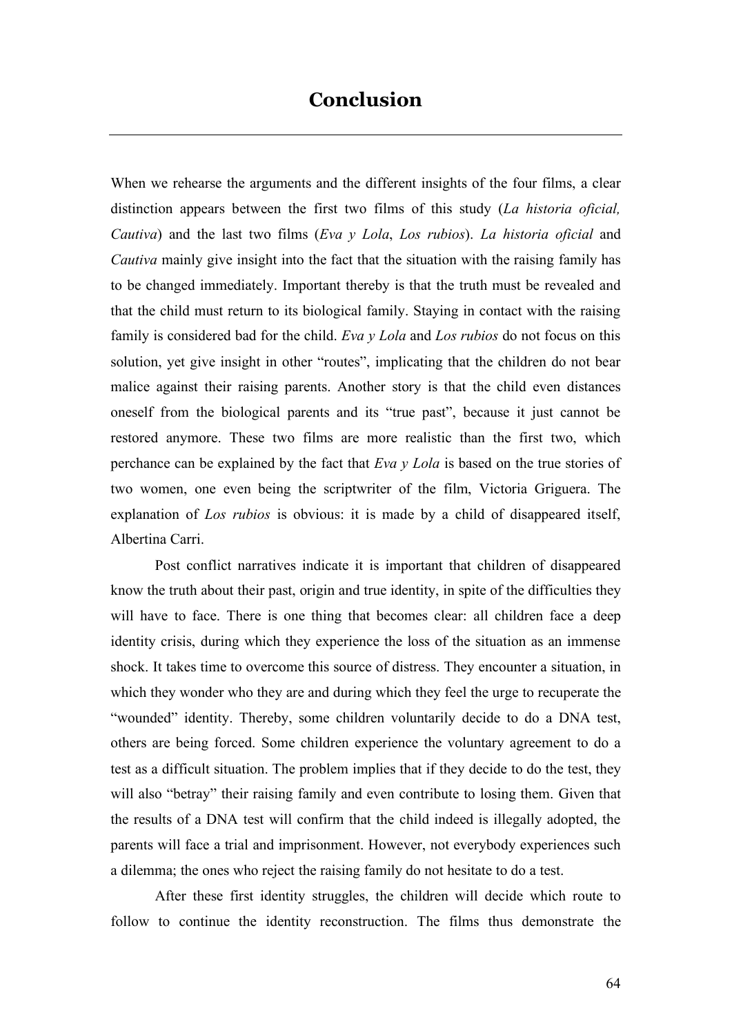# Conclusion

When we rehearse the arguments and the different insights of the four films, a clear distinction appears between the first two films of this study (*La historia oficial, Cautiva*) and the last two films (*Eva y Lola*, *Los rubios*). *La historia oficial* and *Cautiva* mainly give insight into the fact that the situation with the raising family has to be changed immediately. Important thereby is that the truth must be revealed and that the child must return to its biological family. Staying in contact with the raising family is considered bad for the child. *Eva y Lola* and *Los rubios* do not focus on this solution, yet give insight in other "routes", implicating that the children do not bear malice against their raising parents. Another story is that the child even distances oneself from the biological parents and its "true past", because it just cannot be restored anymore. These two films are more realistic than the first two, which perchance can be explained by the fact that *Eva y Lola* is based on the true stories of two women, one even being the scriptwriter of the film, Victoria Griguera. The explanation of *Los rubios* is obvious: it is made by a child of disappeared itself, Albertina Carri.

Post conflict narratives indicate it is important that children of disappeared know the truth about their past, origin and true identity, in spite of the difficulties they will have to face. There is one thing that becomes clear: all children face a deep identity crisis, during which they experience the loss of the situation as an immense shock. It takes time to overcome this source of distress. They encounter a situation, in which they wonder who they are and during which they feel the urge to recuperate the "wounded" identity. Thereby, some children voluntarily decide to do a DNA test, others are being forced. Some children experience the voluntary agreement to do a test as a difficult situation. The problem implies that if they decide to do the test, they will also "betray" their raising family and even contribute to losing them. Given that the results of a DNA test will confirm that the child indeed is illegally adopted, the parents will face a trial and imprisonment. However, not everybody experiences such a dilemma; the ones who reject the raising family do not hesitate to do a test.

After these first identity struggles, the children will decide which route to follow to continue the identity reconstruction. The films thus demonstrate the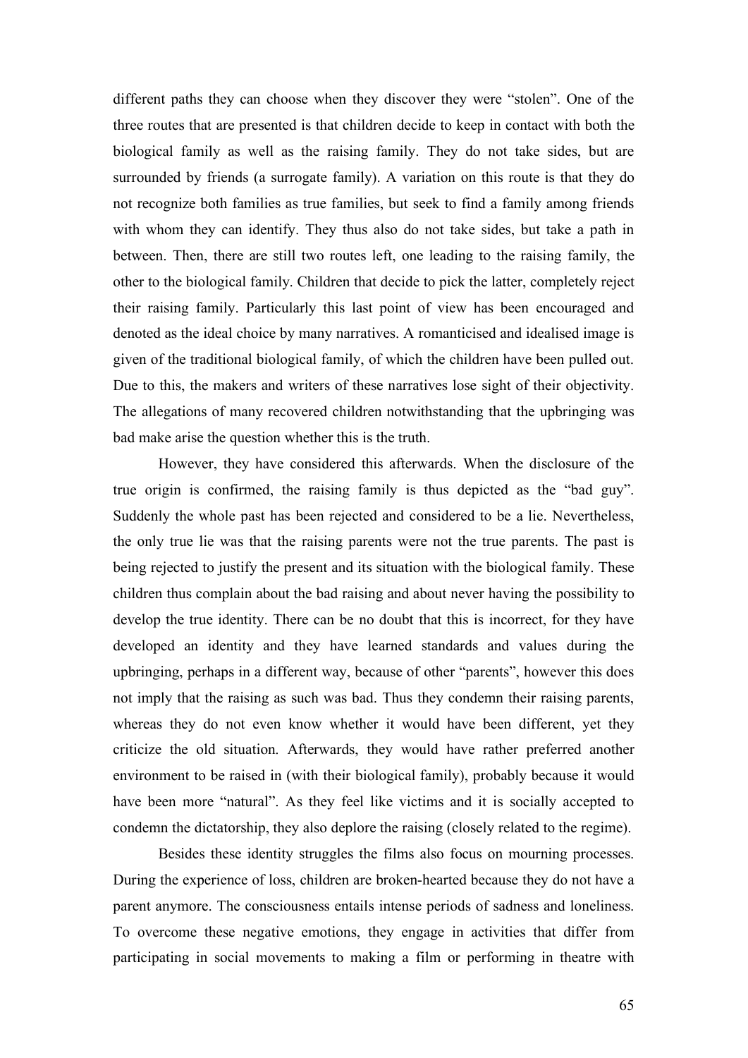different paths they can choose when they discover they were "stolen". One of the three routes that are presented is that children decide to keep in contact with both the biological family as well as the raising family. They do not take sides, but are surrounded by friends (a surrogate family). A variation on this route is that they do not recognize both families as true families, but seek to find a family among friends with whom they can identify. They thus also do not take sides, but take a path in between. Then, there are still two routes left, one leading to the raising family, the other to the biological family. Children that decide to pick the latter, completely reject their raising family. Particularly this last point of view has been encouraged and denoted as the ideal choice by many narratives. A romanticised and idealised image is given of the traditional biological family, of which the children have been pulled out. Due to this, the makers and writers of these narratives lose sight of their objectivity. The allegations of many recovered children notwithstanding that the upbringing was bad make arise the question whether this is the truth.

However, they have considered this afterwards. When the disclosure of the true origin is confirmed, the raising family is thus depicted as the "bad guy". Suddenly the whole past has been rejected and considered to be a lie. Nevertheless, the only true lie was that the raising parents were not the true parents. The past is being rejected to justify the present and its situation with the biological family. These children thus complain about the bad raising and about never having the possibility to develop the true identity. There can be no doubt that this is incorrect, for they have developed an identity and they have learned standards and values during the upbringing, perhaps in a different way, because of other "parents", however this does not imply that the raising as such was bad. Thus they condemn their raising parents, whereas they do not even know whether it would have been different, yet they criticize the old situation. Afterwards, they would have rather preferred another environment to be raised in (with their biological family), probably because it would have been more "natural". As they feel like victims and it is socially accepted to condemn the dictatorship, they also deplore the raising (closely related to the regime).

Besides these identity struggles the films also focus on mourning processes. During the experience of loss, children are broken-hearted because they do not have a parent anymore. The consciousness entails intense periods of sadness and loneliness. To overcome these negative emotions, they engage in activities that differ from participating in social movements to making a film or performing in theatre with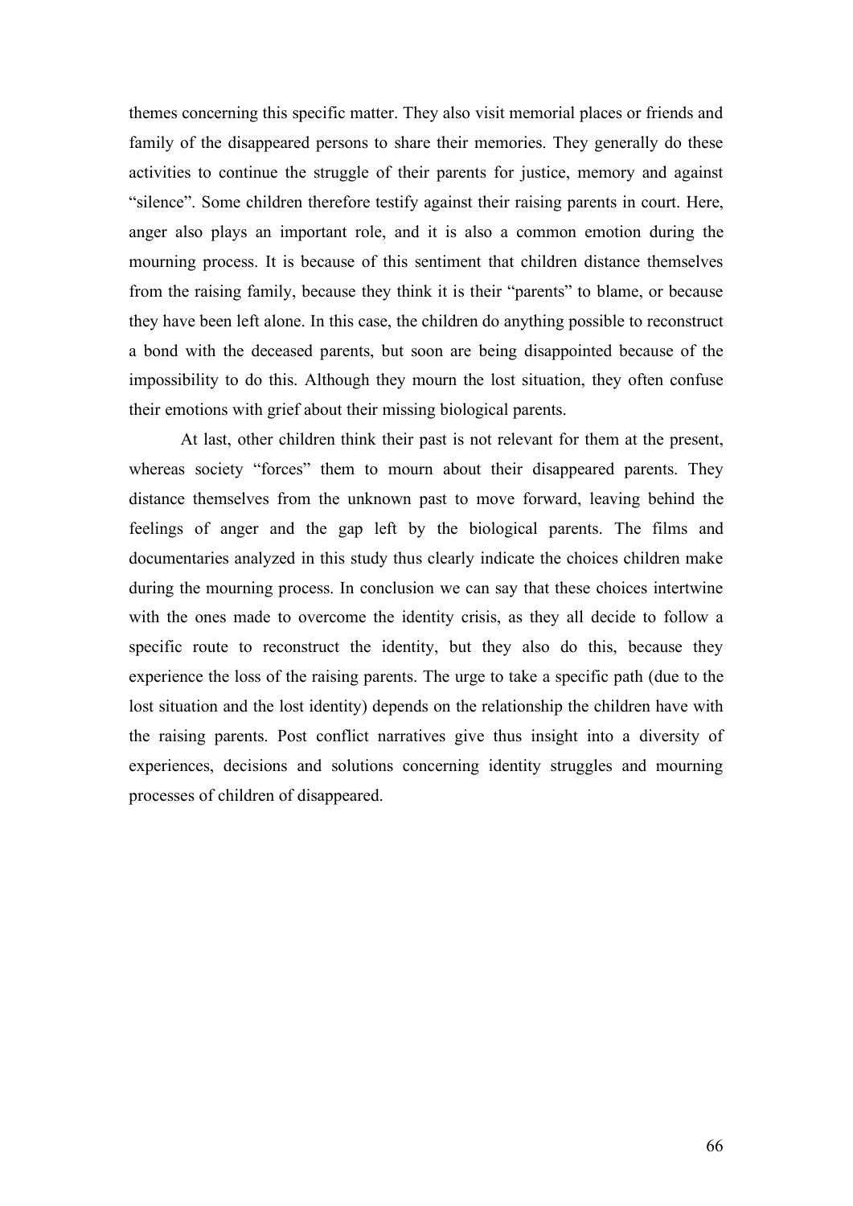themes concerning this specific matter. They also visit memorial places or friends and family of the disappeared persons to share their memories. They generally do these activities to continue the struggle of their parents for justice, memory and against "silence". Some children therefore testify against their raising parents in court. Here, anger also plays an important role, and it is also a common emotion during the mourning process. It is because of this sentiment that children distance themselves from the raising family, because they think it is their "parents" to blame, or because they have been left alone. In this case, the children do anything possible to reconstruct a bond with the deceased parents, but soon are being disappointed because of the impossibility to do this. Although they mourn the lost situation, they often confuse their emotions with grief about their missing biological parents.

At last, other children think their past is not relevant for them at the present, whereas society "forces" them to mourn about their disappeared parents. They distance themselves from the unknown past to move forward, leaving behind the feelings of anger and the gap left by the biological parents. The films and documentaries analyzed in this study thus clearly indicate the choices children make during the mourning process. In conclusion we can say that these choices intertwine with the ones made to overcome the identity crisis, as they all decide to follow a specific route to reconstruct the identity, but they also do this, because they experience the loss of the raising parents. The urge to take a specific path (due to the lost situation and the lost identity) depends on the relationship the children have with the raising parents. Post conflict narratives give thus insight into a diversity of experiences, decisions and solutions concerning identity struggles and mourning processes of children of disappeared.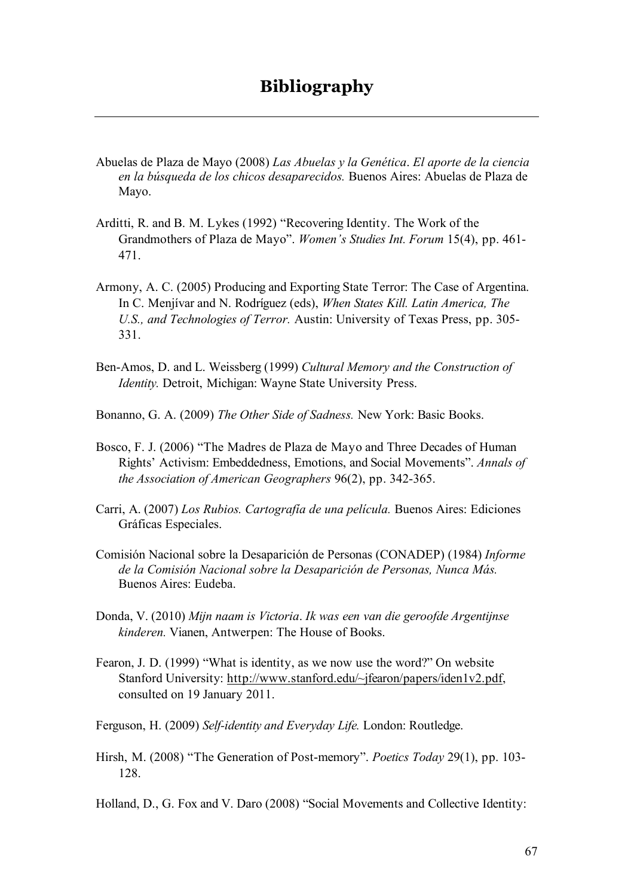# Bibliography

Abuelas de Plaza de Mayo (2008) *Las Abuelas y la Genética*. *El aporte de la ciencia en la búsqueda de los chicos desaparecidos.* Buenos Aires: Abuelas de Plaza de Mayo.

Arditti, R. and B. M. Lykes (1992) "Recovering Identity. The Work of the Grandmothers of Plaza de Mayo". *Women's Studies Int. Forum* 15(4), pp. 461-471.

Armony, A. C. (2005) Producing and Exporting State Terror: The Case of Argentina. In C. Menjívar and N. Rodríguez (eds), *When States Kill. Latin America, The U.S., and Technologies of Terror.* Austin: University of Texas Press, pp. 305-331.

Ben-Amos, D. and L. Weissberg (1999) *Cultural Memory and the Construction of Identity.* Detroit, Michigan: Wayne State University Press.

Bonanno, G. A. (2009) *The Other Side of Sadness.* New York: Basic Books.

Bosco, F. J. (2006) "The Madres de Plaza de Mayo and Three Decades of Human Rights' Activism: Embeddedness, Emotions, and Social Movements". *Annals of the Association of American Geographers* 96(2), pp. 342-365.

Carri, A. (2007) *Los Rubios. Cartografía de una película.* Buenos Aires: Ediciones Gráficas Especiales.

Comisión Nacional sobre la Desaparición de Personas (CONADEP) (1984) *Informe de la Comisión Nacional sobre la Desaparición de Personas, Nunca Más.* Buenos Aires: Eudeba.

Donda, V. (2010) *Mijn naam is Victoria*. *Ik was een van die geroofde Argentijnse kinderen.* Vianen, Antwerpen: The House of Books.

Fearon, J. D. (1999) "What is identity, as we now use the word?" On website Stanford University: http://www.stanford.edu/~jfearon/papers/iden1v2.pdf, consulted on 19 January 2011.

Ferguson, H. (2009) *Self-identity and Everyday Life.* London: Routledge.

Hirsh, M. (2008) "The Generation of Post-memory". *Poetics Today* 29(1), pp. 103-128.

Holland, D., G. Fox and V. Daro (2008) "Social Movements and Collective Identity: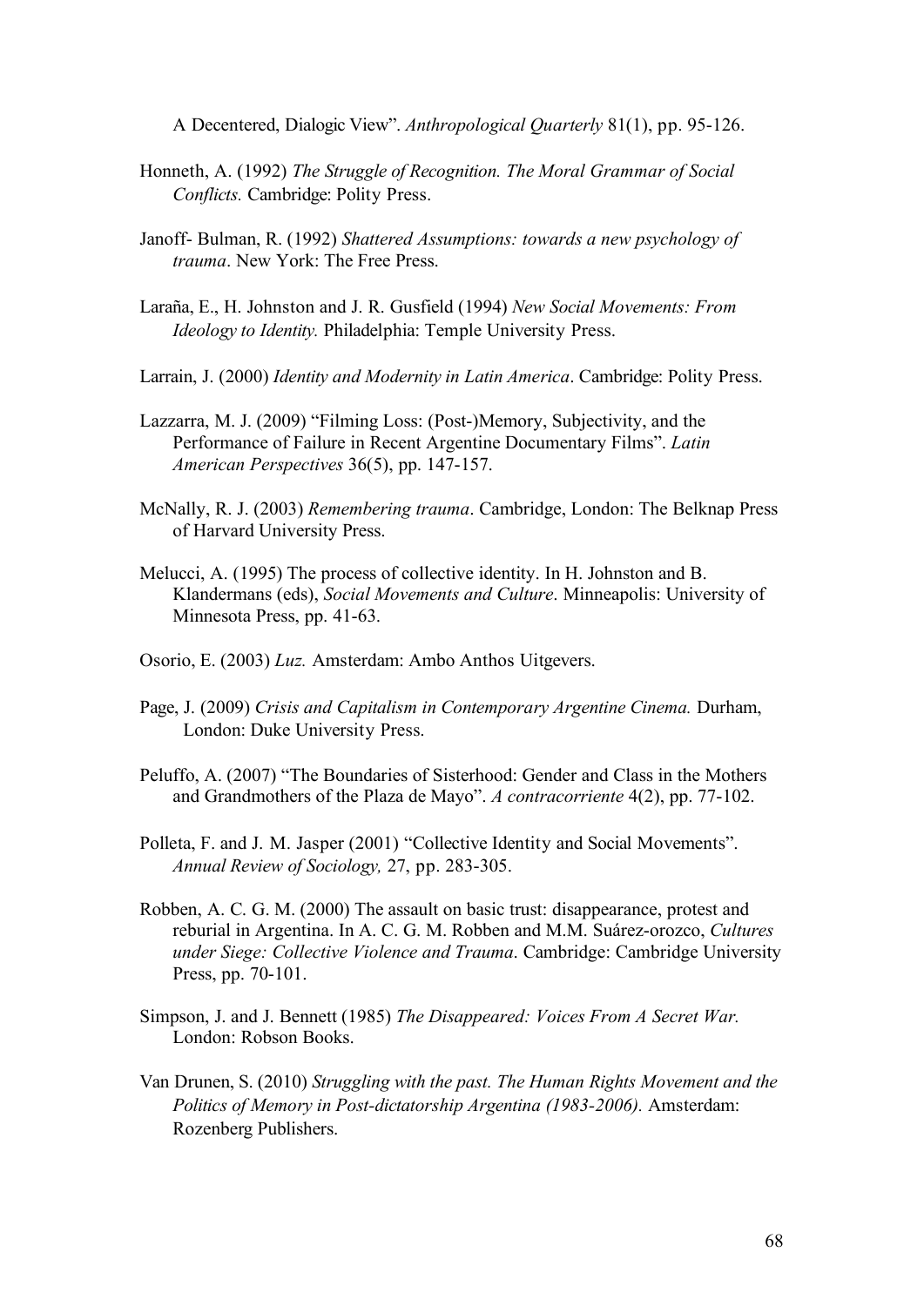A Decentered, Dialogic View". *Anthropological Quarterly* 81(1), pp. 95-126.

Honneth, A. (1992) *The Struggle of Recognition. The Moral Grammar of Social Conflicts.* Cambridge: Polity Press.

Janoff- Bulman, R. (1992) *Shattered Assumptions: towards a new psychology of trauma*. New York: The Free Press.

Laraña, E., H. Johnston and J. R. Gusfield (1994) *New Social Movements: From Ideology to Identity.* Philadelphia: Temple University Press.

Larrain, J. (2000) *Identity and Modernity in Latin America*. Cambridge: Polity Press.

Lazzarra, M. J. (2009) "Filming Loss: (Post-)Memory, Subjectivity, and the Performance of Failure in Recent Argentine Documentary Films". *Latin American Perspectives* 36(5), pp. 147-157.

McNally, R. J. (2003) *Remembering trauma*. Cambridge, London: The Belknap Press of Harvard University Press.

Melucci, A. (1995) The process of collective identity. In H. Johnston and B. Klandermans (eds), *Social Movements and Culture*. Minneapolis: University of Minnesota Press, pp. 41-63.

Osorio, E. (2003) *Luz.* Amsterdam: Ambo Anthos Uitgevers.

Page, J. (2009) *Crisis and Capitalism in Contemporary Argentine Cinema.* Durham, London: Duke University Press.

Peluffo, A. (2007) "The Boundaries of Sisterhood: Gender and Class in the Mothers and Grandmothers of the Plaza de Mayo". *A contracorriente* 4(2), pp. 77-102.

Polleta, F. and J. M. Jasper (2001) "Collective Identity and Social Movements". *Annual Review of Sociology,* 27, pp. 283-305.

Robben, A. C. G. M. (2000) The assault on basic trust: disappearance, protest and reburial in Argentina. In A. C. G. M. Robben and M.M. Suárez-orozco, *Cultures under Siege: Collective Violence and Trauma*. Cambridge: Cambridge University Press, pp. 70-101.

Simpson, J. and J. Bennett (1985) *The Disappeared: Voices From A Secret War.* London: Robson Books.

Van Drunen, S. (2010) *Struggling with the past. The Human Rights Movement and the Politics of Memory in Post-dictatorship Argentina (1983-2006).* Amsterdam: Rozenberg Publishers.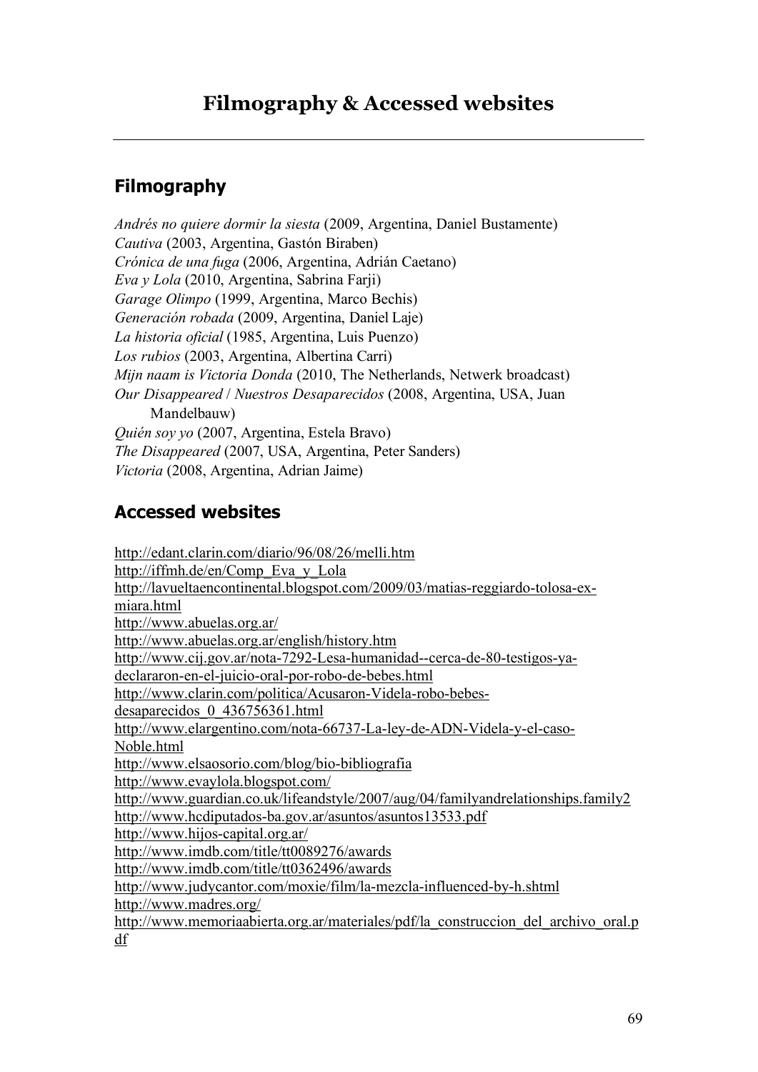# Filmography & Accessed websites

## Filmography

*Andrés no quiere dormir la siesta* (2009, Argentina, Daniel Bustamente)
*Cautiva* (2003, Argentina, Gastón Biraben)
*Crónica de una fuga* (2006, Argentina, Adrián Caetano)
*Eva y Lola* (2010, Argentina, Sabrina Farji)
*Garage Olimpo* (1999, Argentina, Marco Bechis)
*Generación robada* (2009, Argentina, Daniel Laje)
*La historia oficial* (1985, Argentina, Luis Puenzo)
*Los rubios* (2003, Argentina, Albertina Carri)
*Mijn naam is Victoria Donda* (2010, The Netherlands, Netwerk broadcast)
*Our Disappeared* / *Nuestros Desaparecidos* (2008, Argentina, USA, Juan Mandelbauw)
*Quién soy yo* (2007, Argentina, Estela Bravo)
*The Disappeared* (2007, USA, Argentina, Peter Sanders)
*Victoria* (2008, Argentina, Adrian Jaime)

## Accessed websites

http://edant.clarin.com/diario/96/08/26/melli.htm
http://iffmh.de/en/Comp_Eva_y_Lola
http://lavueltaencontinental.blogspot.com/2009/03/matias-reggiardo-tolosa-ex-miara.html
http://www.abuelas.org.ar/
http://www.abuelas.org.ar/english/history.htm
http://www.cij.gov.ar/nota-7292-Lesa-humanidad--cerca-de-80-testigos-ya-declararon-en-el-juicio-oral-por-robo-de-bebes.html
http://www.clarin.com/politica/Acusaron-Videla-robo-bebes-desaparecidos_0_436756361.html
http://www.elargentino.com/nota-66737-La-ley-de-ADN-Videla-y-el-caso-Noble.html
http://www.elsaosorio.com/blog/bio-bibliografia
http://www.evaylola.blogspot.com/
http://www.guardian.co.uk/lifeandstyle/2007/aug/04/familyandrelationships.family2
http://www.hcdiputados-ba.gov.ar/asuntos/asuntos13533.pdf
http://www.hijos-capital.org.ar/
http://www.imdb.com/title/tt0089276/awards
http://www.imdb.com/title/tt0362496/awards
http://www.judycantor.com/moxie/film/la-mezcla-influenced-by-h.shtml
http://www.madres.org/
http://www.memoriaabierta.org.ar/materiales/pdf/la_construccion_del_archivo_oral.pdf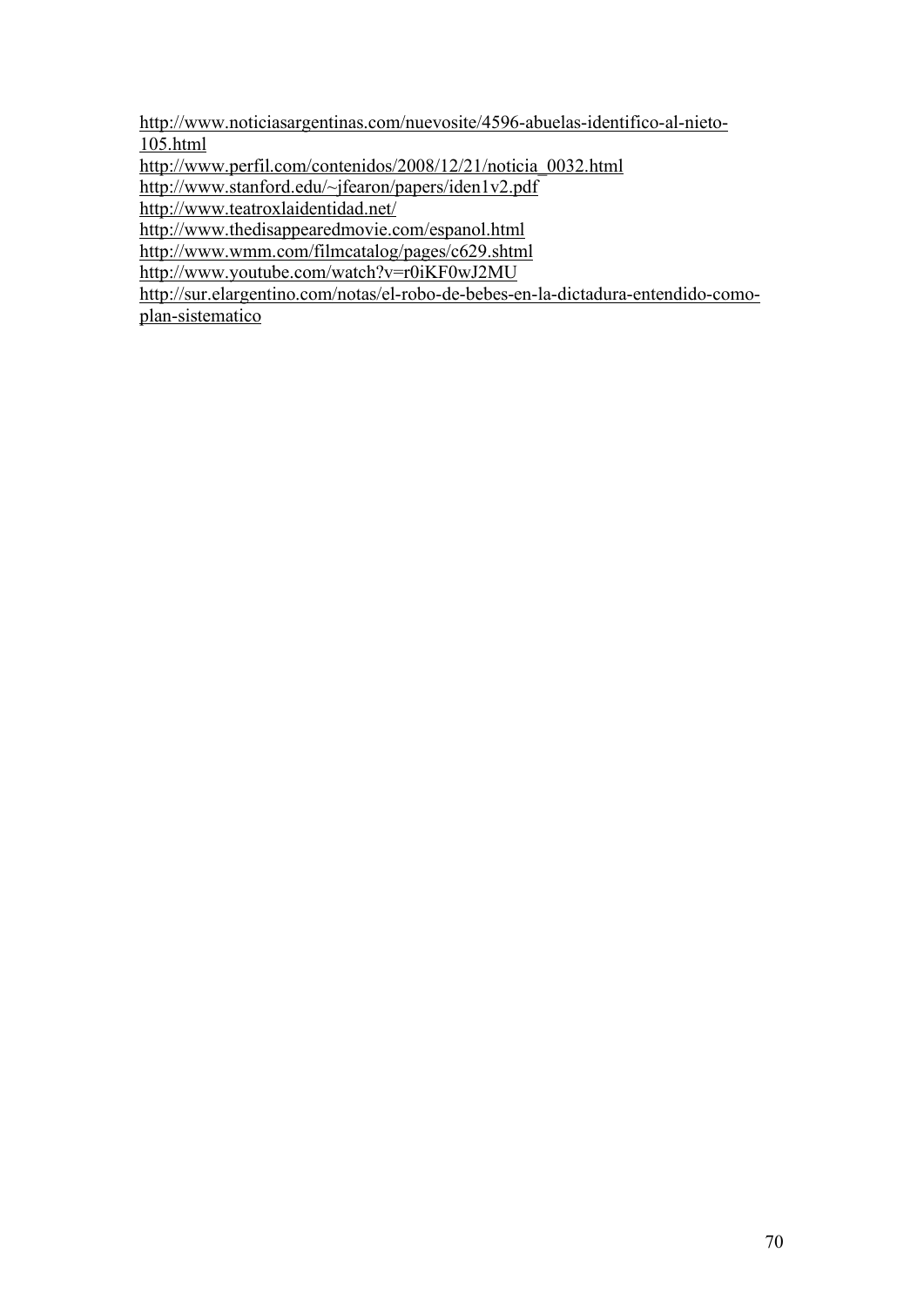http://www.noticiasargentinas.com/nuevosite/4596-abuelas-identifico-al-nieto-105.html
http://www.perfil.com/contenidos/2008/12/21/noticia_0032.html
http://www.stanford.edu/~jfearon/papers/iden1v2.pdf
http://www.teatroxlaidentidad.net/
http://www.thedisappearedmovie.com/espanol.html
http://www.wmm.com/filmcatalog/pages/c629.shtml
http://www.youtube.com/watch?v=r0iKF0wJ2MU
http://sur.elargentino.com/notas/el-robo-de-bebes-en-la-dictadura-entendido-como-plan-sistematico